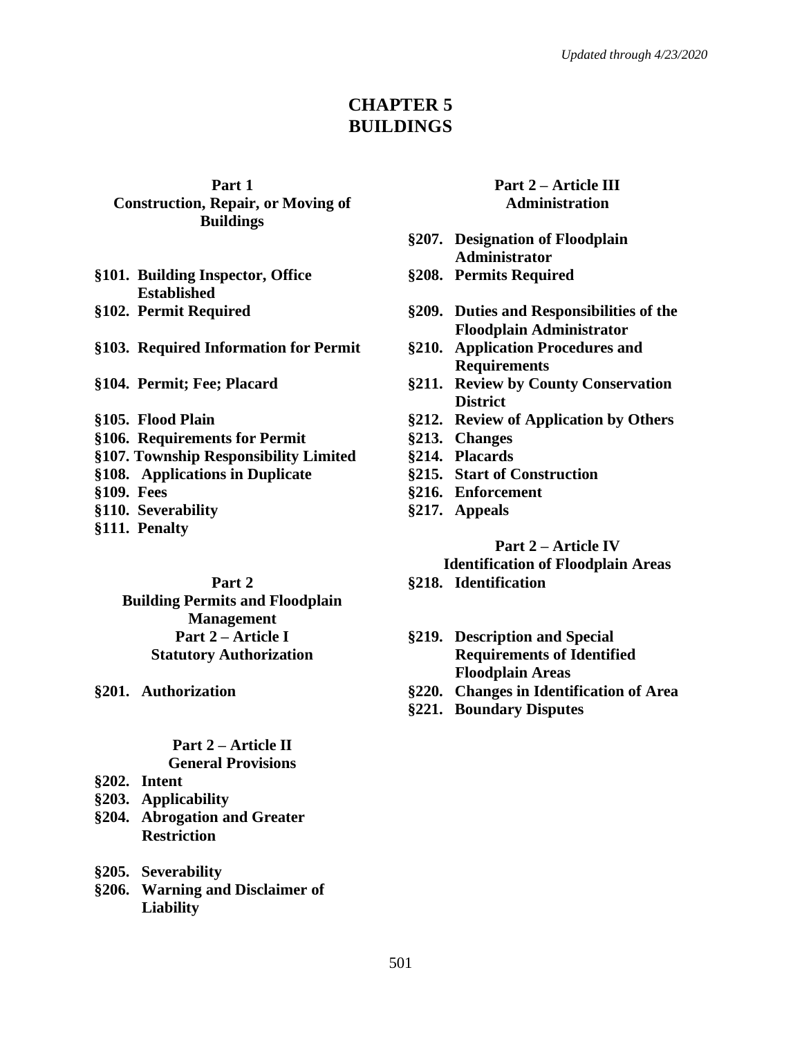# CHAPTER 5
# BUILDINGS

## Part 1
## Construction, Repair, or Moving of Buildings

**§101. Building Inspector, Office Established**
**§102. Permit Required**
**§103. Required Information for Permit**
**§104. Permit; Fee; Placard**
**§105. Flood Plain**
**§106. Requirements for Permit**
**§107. Township Responsibility Limited**
**§108. Applications in Duplicate**
**§109. Fees**
**§110. Severability**
**§111. Penalty**

## Part 2
## Building Permits and Floodplain Management

### Part 2 – Article I
### Statutory Authorization

**§201. Authorization**

### Part 2 – Article II
### General Provisions

**§202. Intent**
**§203. Applicability**
**§204. Abrogation and Greater Restriction**
**§205. Severability**
**§206. Warning and Disclaimer of Liability**

### Part 2 – Article III
### Administration

**§207. Designation of Floodplain Administrator**
**§208. Permits Required**
**§209. Duties and Responsibilities of the Floodplain Administrator**
**§210. Application Procedures and Requirements**
**§211. Review by County Conservation District**
**§212. Review of Application by Others**
**§213. Changes**
**§214. Placards**
**§215. Start of Construction**
**§216. Enforcement**
**§217. Appeals**

### Part 2 – Article IV
### Identification of Floodplain Areas

**§218. Identification**
**§219. Description and Special Requirements of Identified Floodplain Areas**
**§220. Changes in Identification of Area**
**§221. Boundary Disputes**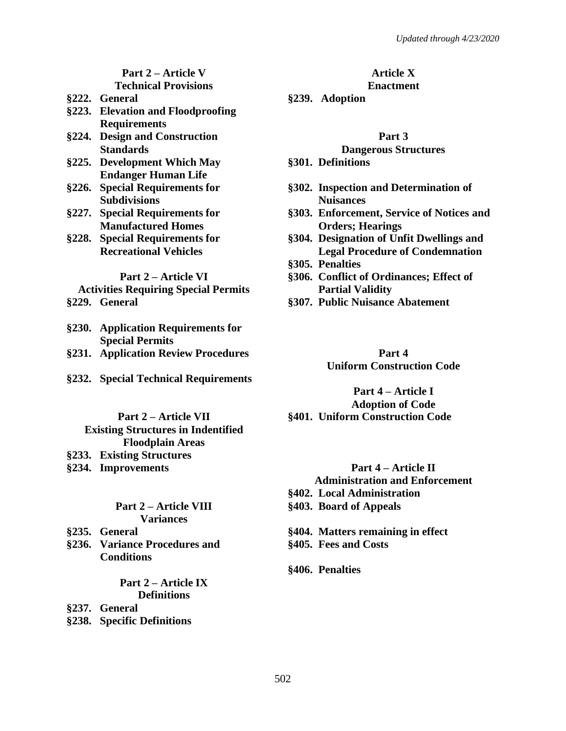*Updated through 4/23/2020*

**Part 2 – Article V**
**Technical Provisions**

**§222. General**
**§223. Elevation and Floodproofing Requirements**
**§224. Design and Construction Standards**
**§225. Development Which May Endanger Human Life**
**§226. Special Requirements for Subdivisions**
**§227. Special Requirements for Manufactured Homes**
**§228. Special Requirements for Recreational Vehicles**

**Part 2 – Article VI**
**Activities Requiring Special Permits**

**§229. General**
**§230. Application Requirements for Special Permits**
**§231. Application Review Procedures**
**§232. Special Technical Requirements**

**Part 2 – Article VII**
**Existing Structures in Indentified Floodplain Areas**

**§233. Existing Structures**
**§234. Improvements**

**Part 2 – Article VIII**
**Variances**

**§235. General**
**§236. Variance Procedures and Conditions**

**Part 2 – Article IX**
**Definitions**

**§237. General**
**§238. Specific Definitions**

**Article X**
**Enactment**

**§239. Adoption**

**Part 3**
**Dangerous Structures**

**§301. Definitions**
**§302. Inspection and Determination of Nuisances**
**§303. Enforcement, Service of Notices and Orders; Hearings**
**§304. Designation of Unfit Dwellings and Legal Procedure of Condemnation**
**§305. Penalties**
**§306. Conflict of Ordinances; Effect of Partial Validity**
**§307. Public Nuisance Abatement**

**Part 4**
**Uniform Construction Code**

**Part 4 – Article I**
**Adoption of Code**

**§401. Uniform Construction Code**

**Part 4 – Article II**
**Administration and Enforcement**

**§402. Local Administration**
**§403. Board of Appeals**
**§404. Matters remaining in effect**
**§405. Fees and Costs**
**§406. Penalties**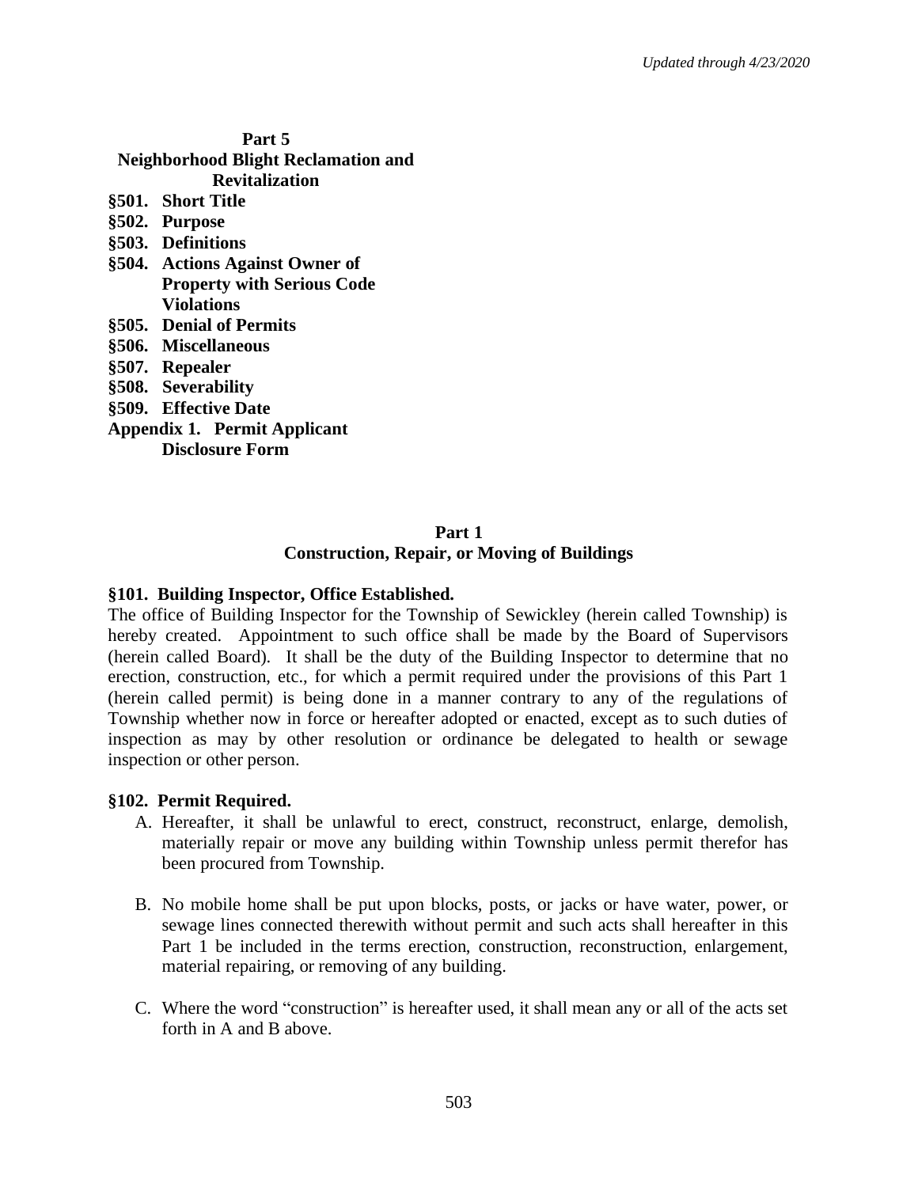**Part 5**
**Neighborhood Blight Reclamation and Revitalization**

**§501. Short Title**
**§502. Purpose**
**§503. Definitions**
**§504. Actions Against Owner of Property with Serious Code Violations**
**§505. Denial of Permits**
**§506. Miscellaneous**
**§507. Repealer**
**§508. Severability**
**§509. Effective Date**
**Appendix 1. Permit Applicant Disclosure Form**

## Part 1
## Construction, Repair, or Moving of Buildings

### §101. Building Inspector, Office Established.

The office of Building Inspector for the Township of Sewickley (herein called Township) is hereby created. Appointment to such office shall be made by the Board of Supervisors (herein called Board). It shall be the duty of the Building Inspector to determine that no erection, construction, etc., for which a permit required under the provisions of this Part 1 (herein called permit) is being done in a manner contrary to any of the regulations of Township whether now in force or hereafter adopted or enacted, except as to such duties of inspection as may by other resolution or ordinance be delegated to health or sewage inspection or other person.

### §102. Permit Required.

A. Hereafter, it shall be unlawful to erect, construct, reconstruct, enlarge, demolish, materially repair or move any building within Township unless permit therefor has been procured from Township.

B. No mobile home shall be put upon blocks, posts, or jacks or have water, power, or sewage lines connected therewith without permit and such acts shall hereafter in this Part 1 be included in the terms erection, construction, reconstruction, enlargement, material repairing, or removing of any building.

C. Where the word "construction" is hereafter used, it shall mean any or all of the acts set forth in A and B above.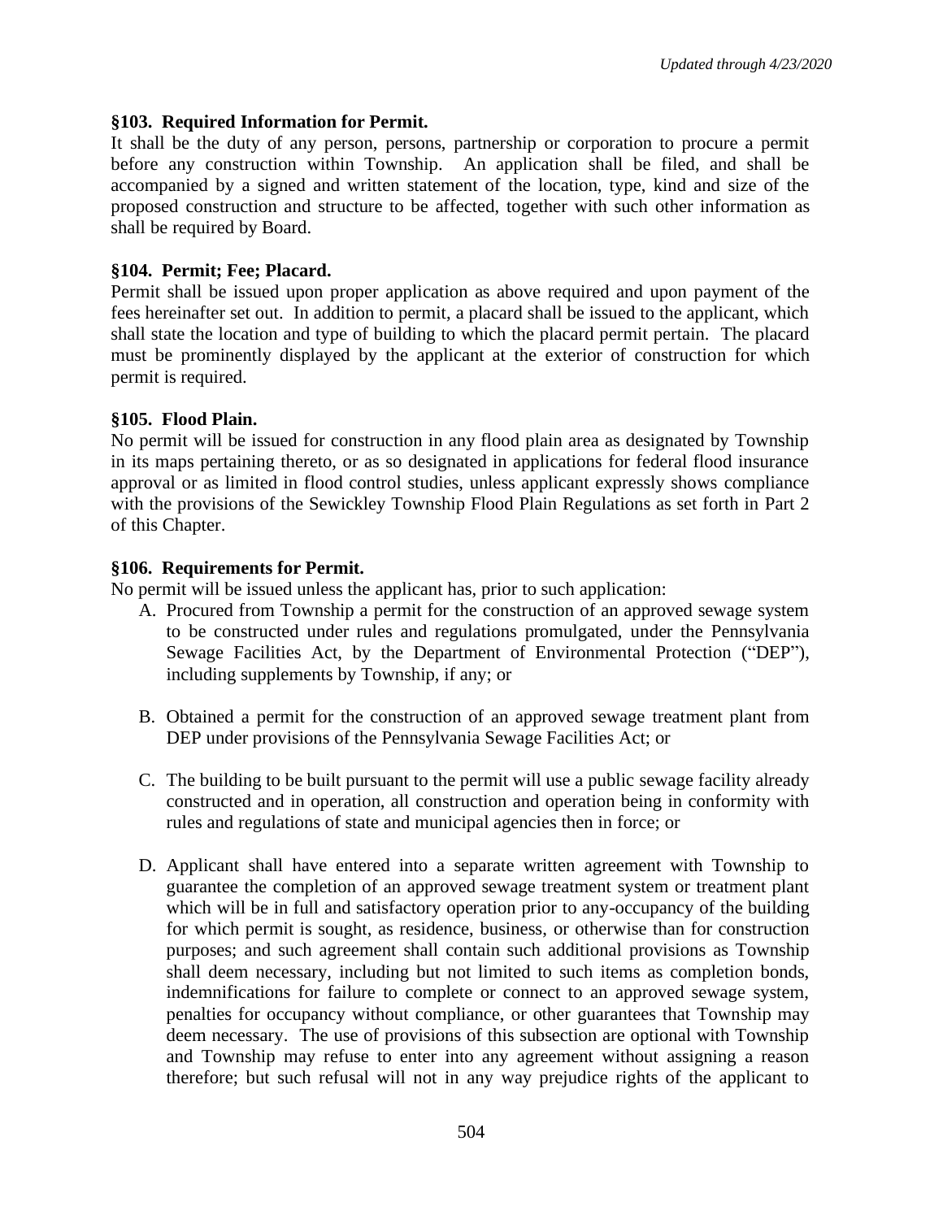### §103. Required Information for Permit.

It shall be the duty of any person, persons, partnership or corporation to procure a permit before any construction within Township. An application shall be filed, and shall be accompanied by a signed and written statement of the location, type, kind and size of the proposed construction and structure to be affected, together with such other information as shall be required by Board.

### §104. Permit; Fee; Placard.

Permit shall be issued upon proper application as above required and upon payment of the fees hereinafter set out. In addition to permit, a placard shall be issued to the applicant, which shall state the location and type of building to which the placard permit pertain. The placard must be prominently displayed by the applicant at the exterior of construction for which permit is required.

### §105. Flood Plain.

No permit will be issued for construction in any flood plain area as designated by Township in its maps pertaining thereto, or as so designated in applications for federal flood insurance approval or as limited in flood control studies, unless applicant expressly shows compliance with the provisions of the Sewickley Township Flood Plain Regulations as set forth in Part 2 of this Chapter.

### §106. Requirements for Permit.

No permit will be issued unless the applicant has, prior to such application:

A. Procured from Township a permit for the construction of an approved sewage system to be constructed under rules and regulations promulgated, under the Pennsylvania Sewage Facilities Act, by the Department of Environmental Protection ("DEP"), including supplements by Township, if any; or

B. Obtained a permit for the construction of an approved sewage treatment plant from DEP under provisions of the Pennsylvania Sewage Facilities Act; or

C. The building to be built pursuant to the permit will use a public sewage facility already constructed and in operation, all construction and operation being in conformity with rules and regulations of state and municipal agencies then in force; or

D. Applicant shall have entered into a separate written agreement with Township to guarantee the completion of an approved sewage treatment system or treatment plant which will be in full and satisfactory operation prior to any-occupancy of the building for which permit is sought, as residence, business, or otherwise than for construction purposes; and such agreement shall contain such additional provisions as Township shall deem necessary, including but not limited to such items as completion bonds, indemnifications for failure to complete or connect to an approved sewage system, penalties for occupancy without compliance, or other guarantees that Township may deem necessary. The use of provisions of this subsection are optional with Township and Township may refuse to enter into any agreement without assigning a reason therefore; but such refusal will not in any way prejudice rights of the applicant to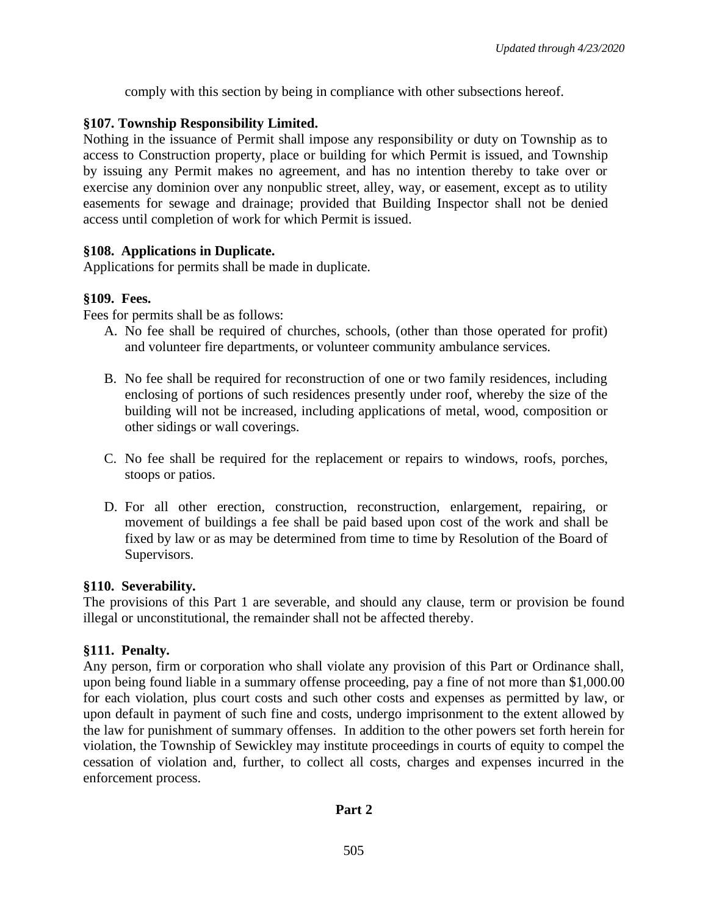comply with this section by being in compliance with other subsections hereof.

**§107. Township Responsibility Limited.**

Nothing in the issuance of Permit shall impose any responsibility or duty on Township as to access to Construction property, place or building for which Permit is issued, and Township by issuing any Permit makes no agreement, and has no intention thereby to take over or exercise any dominion over any nonpublic street, alley, way, or easement, except as to utility easements for sewage and drainage; provided that Building Inspector shall not be denied access until completion of work for which Permit is issued.

**§108. Applications in Duplicate.**

Applications for permits shall be made in duplicate.

**§109. Fees.**

Fees for permits shall be as follows:

A. No fee shall be required of churches, schools, (other than those operated for profit) and volunteer fire departments, or volunteer community ambulance services.

B. No fee shall be required for reconstruction of one or two family residences, including enclosing of portions of such residences presently under roof, whereby the size of the building will not be increased, including applications of metal, wood, composition or other sidings or wall coverings.

C. No fee shall be required for the replacement or repairs to windows, roofs, porches, stoops or patios.

D. For all other erection, construction, reconstruction, enlargement, repairing, or movement of buildings a fee shall be paid based upon cost of the work and shall be fixed by law or as may be determined from time to time by Resolution of the Board of Supervisors.

**§110. Severability.**

The provisions of this Part 1 are severable, and should any clause, term or provision be found illegal or unconstitutional, the remainder shall not be affected thereby.

**§111. Penalty.**

Any person, firm or corporation who shall violate any provision of this Part or Ordinance shall, upon being found liable in a summary offense proceeding, pay a fine of not more than $1,000.00 for each violation, plus court costs and such other costs and expenses as permitted by law, or upon default in payment of such fine and costs, undergo imprisonment to the extent allowed by the law for punishment of summary offenses. In addition to the other powers set forth herein for violation, the Township of Sewickley may institute proceedings in courts of equity to compel the cessation of violation and, further, to collect all costs, charges and expenses incurred in the enforcement process.

## Part 2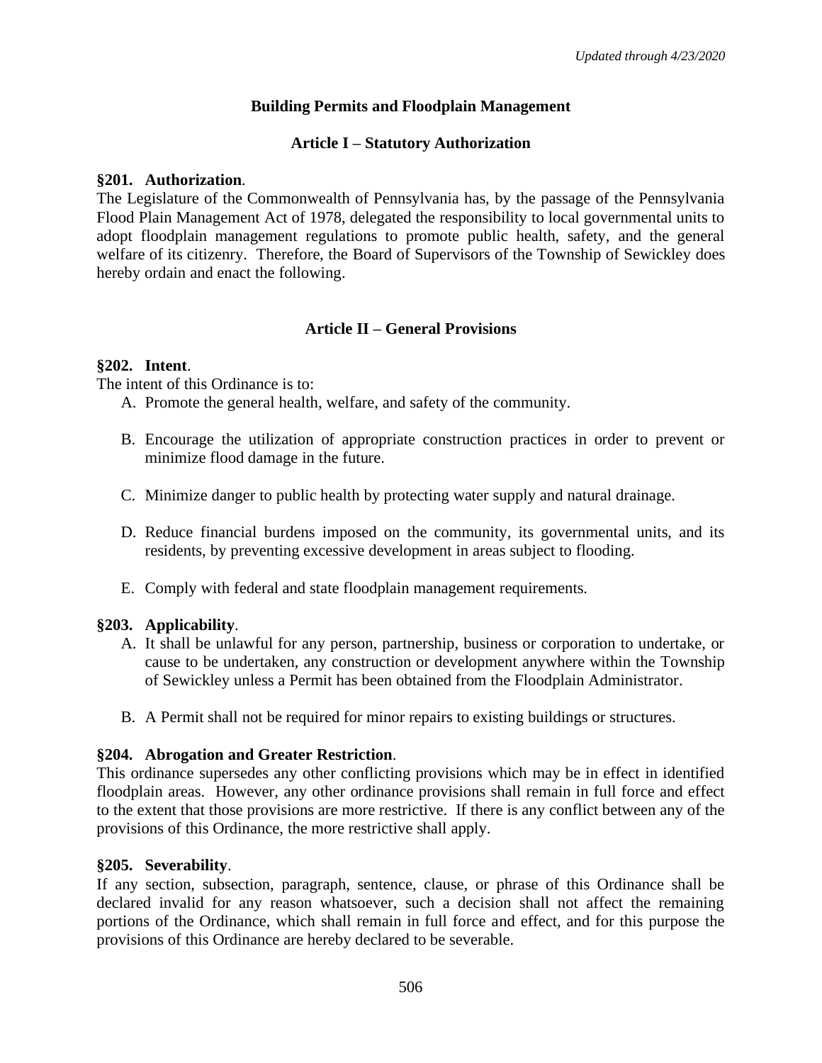## Building Permits and Floodplain Management

### Article I – Statutory Authorization

**§201. Authorization**.

The Legislature of the Commonwealth of Pennsylvania has, by the passage of the Pennsylvania Flood Plain Management Act of 1978, delegated the responsibility to local governmental units to adopt floodplain management regulations to promote public health, safety, and the general welfare of its citizenry. Therefore, the Board of Supervisors of the Township of Sewickley does hereby ordain and enact the following.

### Article II – General Provisions

**§202. Intent**.

The intent of this Ordinance is to:

A. Promote the general health, welfare, and safety of the community.

B. Encourage the utilization of appropriate construction practices in order to prevent or minimize flood damage in the future.

C. Minimize danger to public health by protecting water supply and natural drainage.

D. Reduce financial burdens imposed on the community, its governmental units, and its residents, by preventing excessive development in areas subject to flooding.

E. Comply with federal and state floodplain management requirements.

**§203. Applicability**.

A. It shall be unlawful for any person, partnership, business or corporation to undertake, or cause to be undertaken, any construction or development anywhere within the Township of Sewickley unless a Permit has been obtained from the Floodplain Administrator.

B. A Permit shall not be required for minor repairs to existing buildings or structures.

**§204. Abrogation and Greater Restriction**.

This ordinance supersedes any other conflicting provisions which may be in effect in identified floodplain areas. However, any other ordinance provisions shall remain in full force and effect to the extent that those provisions are more restrictive. If there is any conflict between any of the provisions of this Ordinance, the more restrictive shall apply.

**§205. Severability**.

If any section, subsection, paragraph, sentence, clause, or phrase of this Ordinance shall be declared invalid for any reason whatsoever, such a decision shall not affect the remaining portions of the Ordinance, which shall remain in full force and effect, and for this purpose the provisions of this Ordinance are hereby declared to be severable.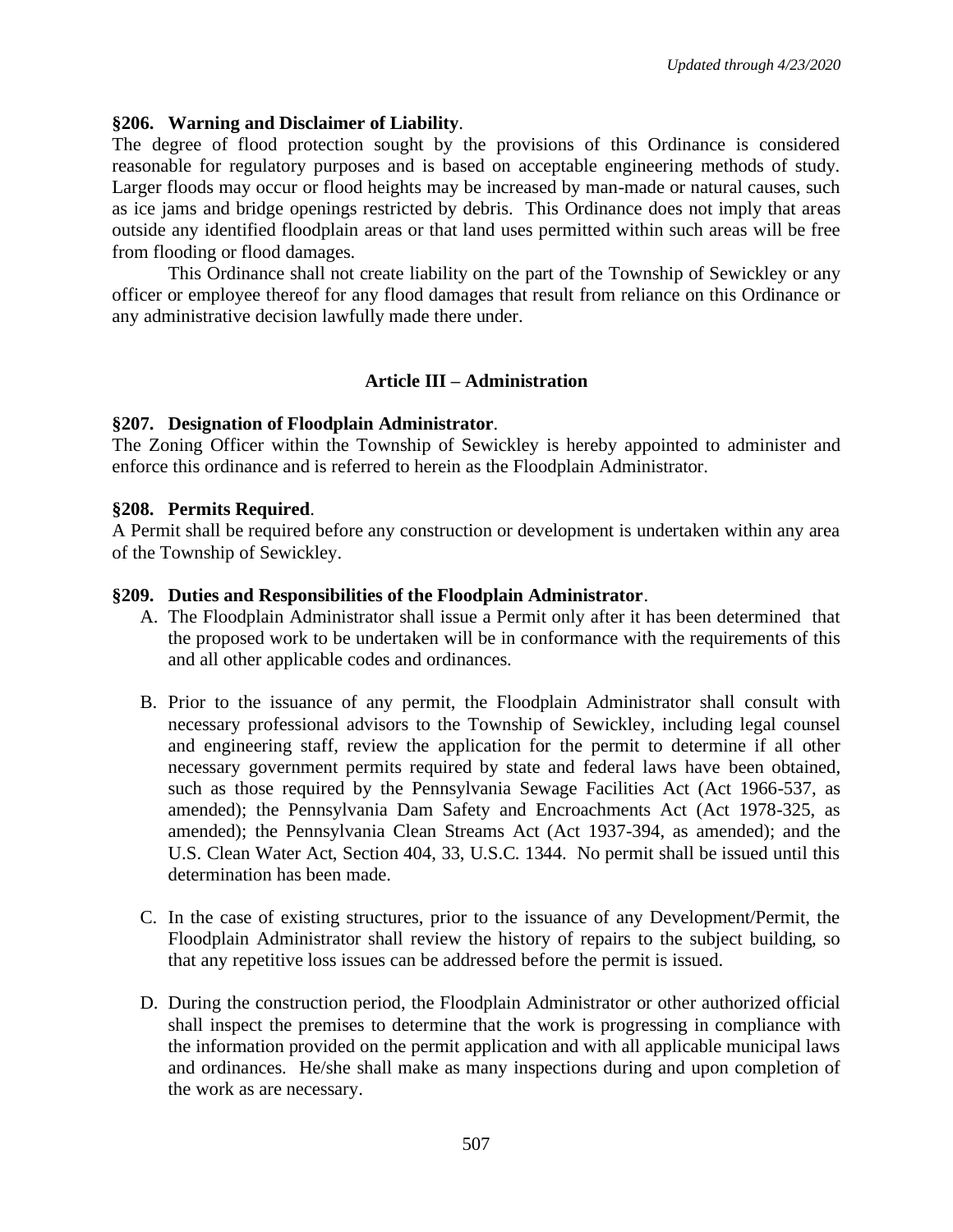**§206. Warning and Disclaimer of Liability**.

The degree of flood protection sought by the provisions of this Ordinance is considered reasonable for regulatory purposes and is based on acceptable engineering methods of study. Larger floods may occur or flood heights may be increased by man-made or natural causes, such as ice jams and bridge openings restricted by debris. This Ordinance does not imply that areas outside any identified floodplain areas or that land uses permitted within such areas will be free from flooding or flood damages.

This Ordinance shall not create liability on the part of the Township of Sewickley or any officer or employee thereof for any flood damages that result from reliance on this Ordinance or any administrative decision lawfully made there under.

## Article III – Administration

**§207. Designation of Floodplain Administrator**.

The Zoning Officer within the Township of Sewickley is hereby appointed to administer and enforce this ordinance and is referred to herein as the Floodplain Administrator.

**§208. Permits Required**.

A Permit shall be required before any construction or development is undertaken within any area of the Township of Sewickley.

**§209. Duties and Responsibilities of the Floodplain Administrator**.

A. The Floodplain Administrator shall issue a Permit only after it has been determined that the proposed work to be undertaken will be in conformance with the requirements of this and all other applicable codes and ordinances.

B. Prior to the issuance of any permit, the Floodplain Administrator shall consult with necessary professional advisors to the Township of Sewickley, including legal counsel and engineering staff, review the application for the permit to determine if all other necessary government permits required by state and federal laws have been obtained, such as those required by the Pennsylvania Sewage Facilities Act (Act 1966-537, as amended); the Pennsylvania Dam Safety and Encroachments Act (Act 1978-325, as amended); the Pennsylvania Clean Streams Act (Act 1937-394, as amended); and the U.S. Clean Water Act, Section 404, 33, U.S.C. 1344. No permit shall be issued until this determination has been made.

C. In the case of existing structures, prior to the issuance of any Development/Permit, the Floodplain Administrator shall review the history of repairs to the subject building, so that any repetitive loss issues can be addressed before the permit is issued.

D. During the construction period, the Floodplain Administrator or other authorized official shall inspect the premises to determine that the work is progressing in compliance with the information provided on the permit application and with all applicable municipal laws and ordinances. He/she shall make as many inspections during and upon completion of the work as are necessary.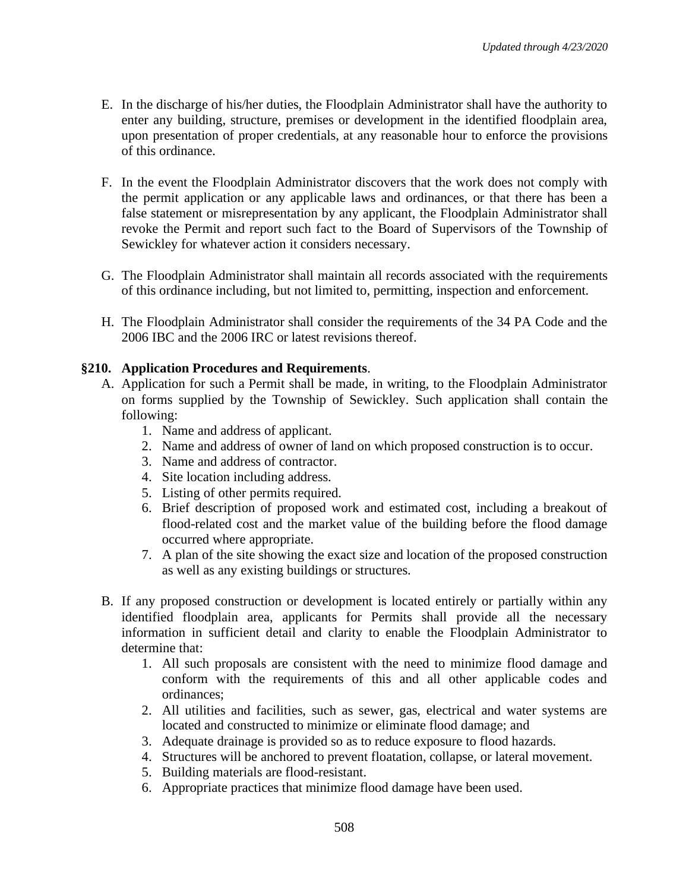E. In the discharge of his/her duties, the Floodplain Administrator shall have the authority to enter any building, structure, premises or development in the identified floodplain area, upon presentation of proper credentials, at any reasonable hour to enforce the provisions of this ordinance.

F. In the event the Floodplain Administrator discovers that the work does not comply with the permit application or any applicable laws and ordinances, or that there has been a false statement or misrepresentation by any applicant, the Floodplain Administrator shall revoke the Permit and report such fact to the Board of Supervisors of the Township of Sewickley for whatever action it considers necessary.

G. The Floodplain Administrator shall maintain all records associated with the requirements of this ordinance including, but not limited to, permitting, inspection and enforcement.

H. The Floodplain Administrator shall consider the requirements of the 34 PA Code and the 2006 IBC and the 2006 IRC or latest revisions thereof.

**§210. Application Procedures and Requirements**.

A. Application for such a Permit shall be made, in writing, to the Floodplain Administrator on forms supplied by the Township of Sewickley. Such application shall contain the following:
   1. Name and address of applicant.
   2. Name and address of owner of land on which proposed construction is to occur.
   3. Name and address of contractor.
   4. Site location including address.
   5. Listing of other permits required.
   6. Brief description of proposed work and estimated cost, including a breakout of flood-related cost and the market value of the building before the flood damage occurred where appropriate.
   7. A plan of the site showing the exact size and location of the proposed construction as well as any existing buildings or structures.

B. If any proposed construction or development is located entirely or partially within any identified floodplain area, applicants for Permits shall provide all the necessary information in sufficient detail and clarity to enable the Floodplain Administrator to determine that:
   1. All such proposals are consistent with the need to minimize flood damage and conform with the requirements of this and all other applicable codes and ordinances;
   2. All utilities and facilities, such as sewer, gas, electrical and water systems are located and constructed to minimize or eliminate flood damage; and
   3. Adequate drainage is provided so as to reduce exposure to flood hazards.
   4. Structures will be anchored to prevent floatation, collapse, or lateral movement.
   5. Building materials are flood-resistant.
   6. Appropriate practices that minimize flood damage have been used.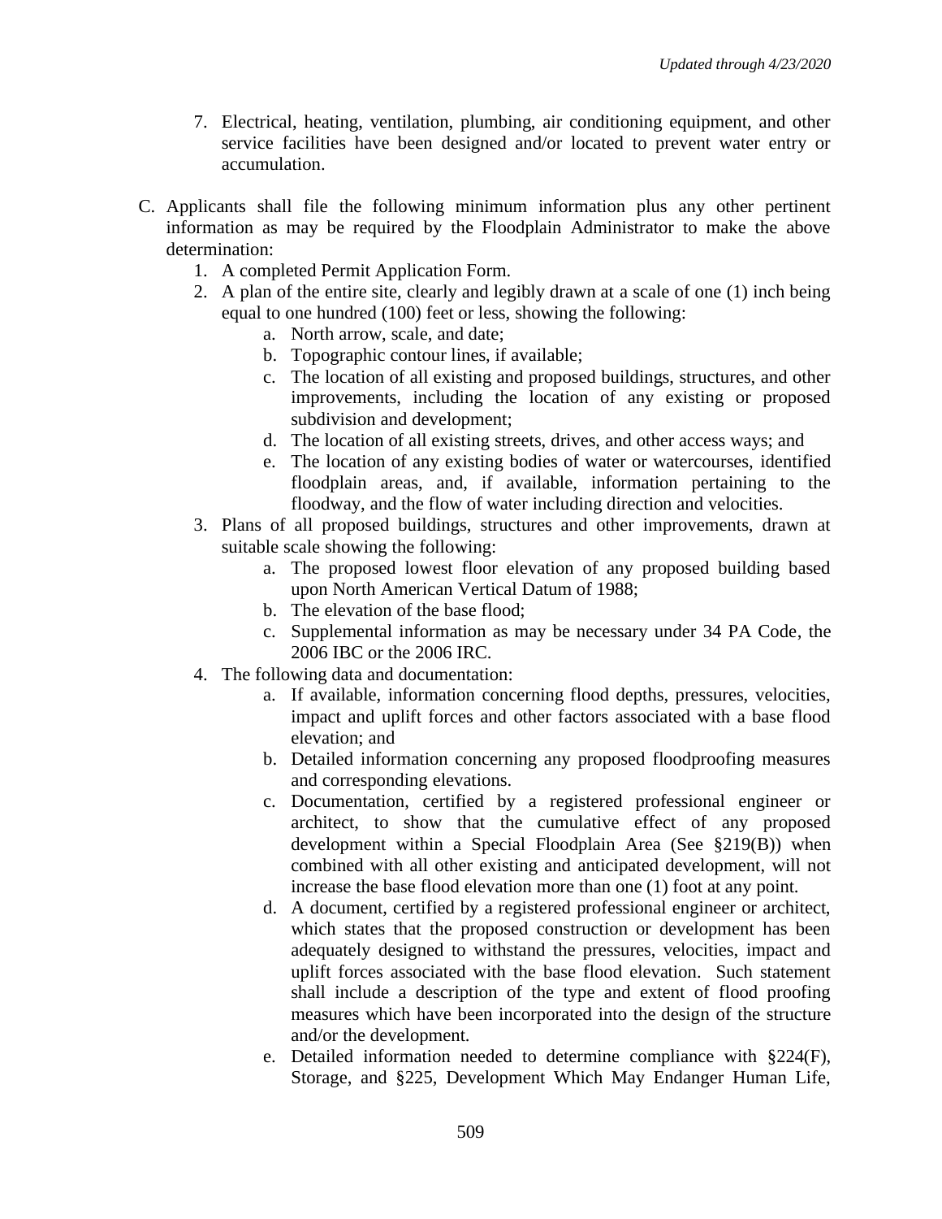7. Electrical, heating, ventilation, plumbing, air conditioning equipment, and other service facilities have been designed and/or located to prevent water entry or accumulation.

C. Applicants shall file the following minimum information plus any other pertinent information as may be required by the Floodplain Administrator to make the above determination:
   1. A completed Permit Application Form.
   2. A plan of the entire site, clearly and legibly drawn at a scale of one (1) inch being equal to one hundred (100) feet or less, showing the following:
      a. North arrow, scale, and date;
      b. Topographic contour lines, if available;
      c. The location of all existing and proposed buildings, structures, and other improvements, including the location of any existing or proposed subdivision and development;
      d. The location of all existing streets, drives, and other access ways; and
      e. The location of any existing bodies of water or watercourses, identified floodplain areas, and, if available, information pertaining to the floodway, and the flow of water including direction and velocities.
   3. Plans of all proposed buildings, structures and other improvements, drawn at suitable scale showing the following:
      a. The proposed lowest floor elevation of any proposed building based upon North American Vertical Datum of 1988;
      b. The elevation of the base flood;
      c. Supplemental information as may be necessary under 34 PA Code, the 2006 IBC or the 2006 IRC.
   4. The following data and documentation:
      a. If available, information concerning flood depths, pressures, velocities, impact and uplift forces and other factors associated with a base flood elevation; and
      b. Detailed information concerning any proposed floodproofing measures and corresponding elevations.
      c. Documentation, certified by a registered professional engineer or architect, to show that the cumulative effect of any proposed development within a Special Floodplain Area (See §219(B)) when combined with all other existing and anticipated development, will not increase the base flood elevation more than one (1) foot at any point.
      d. A document, certified by a registered professional engineer or architect, which states that the proposed construction or development has been adequately designed to withstand the pressures, velocities, impact and uplift forces associated with the base flood elevation. Such statement shall include a description of the type and extent of flood proofing measures which have been incorporated into the design of the structure and/or the development.
      e. Detailed information needed to determine compliance with §224(F), Storage, and §225, Development Which May Endanger Human Life,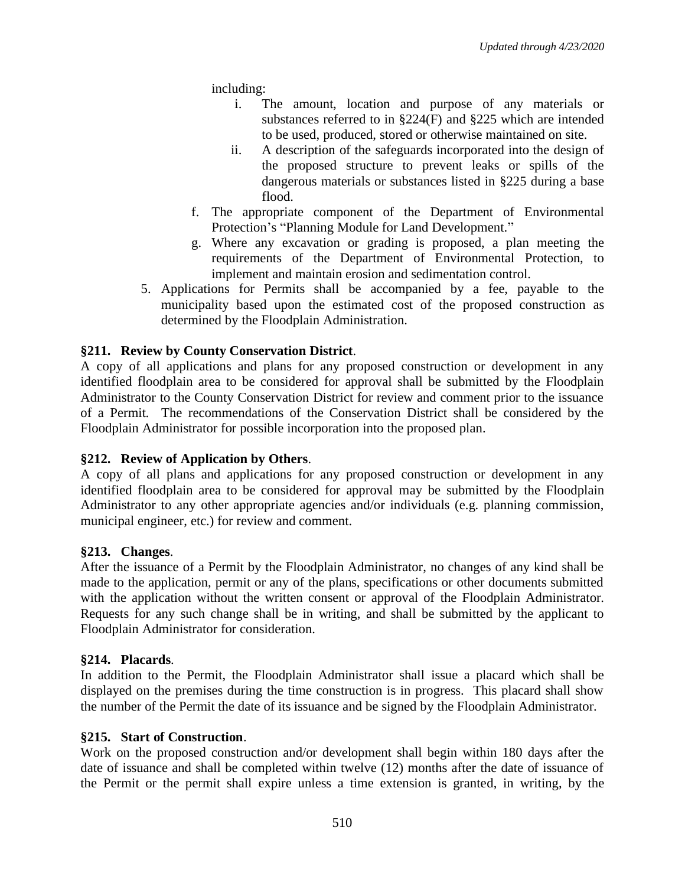including:

i. The amount, location and purpose of any materials or substances referred to in §224(F) and §225 which are intended to be used, produced, stored or otherwise maintained on site.

ii. A description of the safeguards incorporated into the design of the proposed structure to prevent leaks or spills of the dangerous materials or substances listed in §225 during a base flood.

f. The appropriate component of the Department of Environmental Protection's "Planning Module for Land Development."

g. Where any excavation or grading is proposed, a plan meeting the requirements of the Department of Environmental Protection, to implement and maintain erosion and sedimentation control.

5. Applications for Permits shall be accompanied by a fee, payable to the municipality based upon the estimated cost of the proposed construction as determined by the Floodplain Administration.

**§211. Review by County Conservation District**.

A copy of all applications and plans for any proposed construction or development in any identified floodplain area to be considered for approval shall be submitted by the Floodplain Administrator to the County Conservation District for review and comment prior to the issuance of a Permit. The recommendations of the Conservation District shall be considered by the Floodplain Administrator for possible incorporation into the proposed plan.

**§212. Review of Application by Others**.

A copy of all plans and applications for any proposed construction or development in any identified floodplain area to be considered for approval may be submitted by the Floodplain Administrator to any other appropriate agencies and/or individuals (e.g. planning commission, municipal engineer, etc.) for review and comment.

**§213. Changes**.

After the issuance of a Permit by the Floodplain Administrator, no changes of any kind shall be made to the application, permit or any of the plans, specifications or other documents submitted with the application without the written consent or approval of the Floodplain Administrator. Requests for any such change shall be in writing, and shall be submitted by the applicant to Floodplain Administrator for consideration.

**§214. Placards**.

In addition to the Permit, the Floodplain Administrator shall issue a placard which shall be displayed on the premises during the time construction is in progress. This placard shall show the number of the Permit the date of its issuance and be signed by the Floodplain Administrator.

**§215. Start of Construction**.

Work on the proposed construction and/or development shall begin within 180 days after the date of issuance and shall be completed within twelve (12) months after the date of issuance of the Permit or the permit shall expire unless a time extension is granted, in writing, by the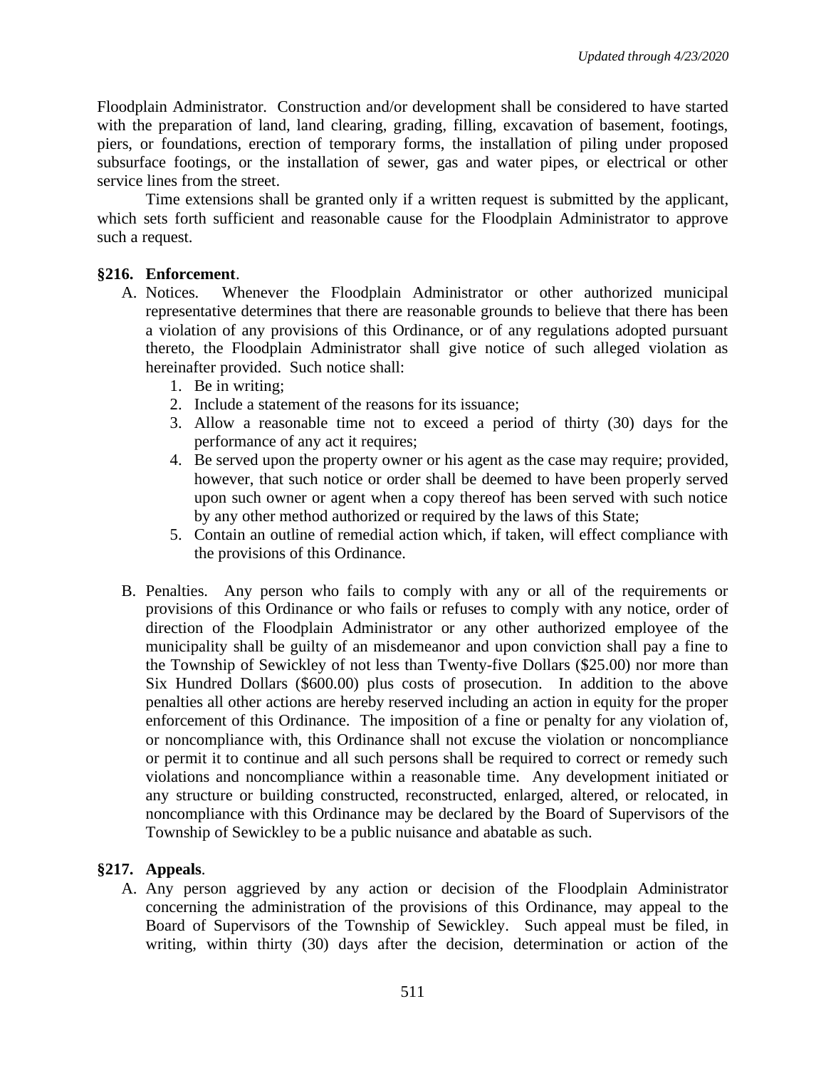Floodplain Administrator. Construction and/or development shall be considered to have started with the preparation of land, land clearing, grading, filling, excavation of basement, footings, piers, or foundations, erection of temporary forms, the installation of piling under proposed subsurface footings, or the installation of sewer, gas and water pipes, or electrical or other service lines from the street.

Time extensions shall be granted only if a written request is submitted by the applicant, which sets forth sufficient and reasonable cause for the Floodplain Administrator to approve such a request.

**§216. Enforcement**.

A. Notices. Whenever the Floodplain Administrator or other authorized municipal representative determines that there are reasonable grounds to believe that there has been a violation of any provisions of this Ordinance, or of any regulations adopted pursuant thereto, the Floodplain Administrator shall give notice of such alleged violation as hereinafter provided. Such notice shall:

1. Be in writing;
2. Include a statement of the reasons for its issuance;
3. Allow a reasonable time not to exceed a period of thirty (30) days for the performance of any act it requires;
4. Be served upon the property owner or his agent as the case may require; provided, however, that such notice or order shall be deemed to have been properly served upon such owner or agent when a copy thereof has been served with such notice by any other method authorized or required by the laws of this State;
5. Contain an outline of remedial action which, if taken, will effect compliance with the provisions of this Ordinance.

B. Penalties. Any person who fails to comply with any or all of the requirements or provisions of this Ordinance or who fails or refuses to comply with any notice, order of direction of the Floodplain Administrator or any other authorized employee of the municipality shall be guilty of an misdemeanor and upon conviction shall pay a fine to the Township of Sewickley of not less than Twenty-five Dollars ($25.00) nor more than Six Hundred Dollars ($600.00) plus costs of prosecution. In addition to the above penalties all other actions are hereby reserved including an action in equity for the proper enforcement of this Ordinance. The imposition of a fine or penalty for any violation of, or noncompliance with, this Ordinance shall not excuse the violation or noncompliance or permit it to continue and all such persons shall be required to correct or remedy such violations and noncompliance within a reasonable time. Any development initiated or any structure or building constructed, reconstructed, enlarged, altered, or relocated, in noncompliance with this Ordinance may be declared by the Board of Supervisors of the Township of Sewickley to be a public nuisance and abatable as such.

**§217. Appeals**.

A. Any person aggrieved by any action or decision of the Floodplain Administrator concerning the administration of the provisions of this Ordinance, may appeal to the Board of Supervisors of the Township of Sewickley. Such appeal must be filed, in writing, within thirty (30) days after the decision, determination or action of the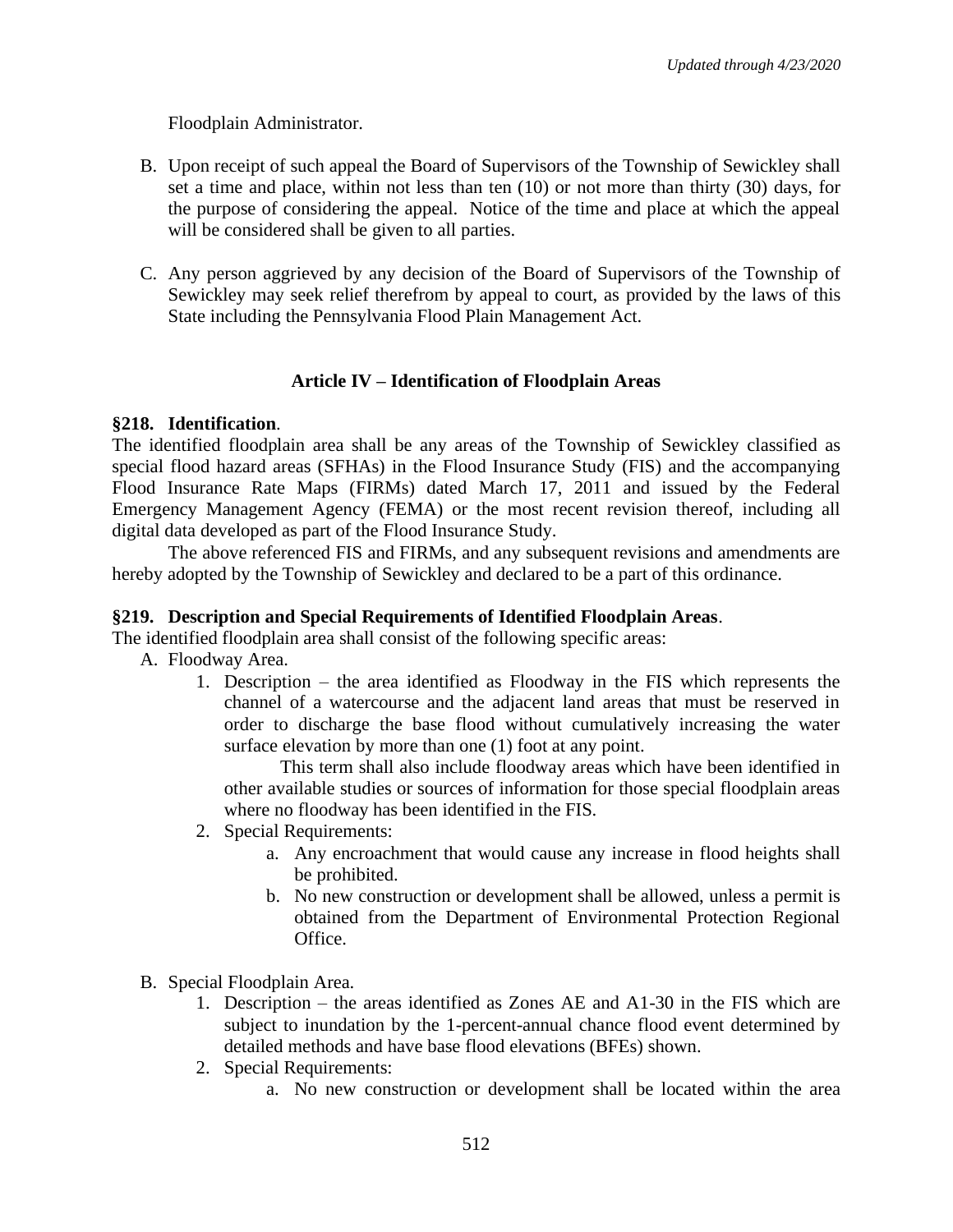Floodplain Administrator.

B. Upon receipt of such appeal the Board of Supervisors of the Township of Sewickley shall set a time and place, within not less than ten (10) or not more than thirty (30) days, for the purpose of considering the appeal. Notice of the time and place at which the appeal will be considered shall be given to all parties.

C. Any person aggrieved by any decision of the Board of Supervisors of the Township of Sewickley may seek relief therefrom by appeal to court, as provided by the laws of this State including the Pennsylvania Flood Plain Management Act.

## Article IV – Identification of Floodplain Areas

**§218. Identification**.

The identified floodplain area shall be any areas of the Township of Sewickley classified as special flood hazard areas (SFHAs) in the Flood Insurance Study (FIS) and the accompanying Flood Insurance Rate Maps (FIRMs) dated March 17, 2011 and issued by the Federal Emergency Management Agency (FEMA) or the most recent revision thereof, including all digital data developed as part of the Flood Insurance Study.

The above referenced FIS and FIRMs, and any subsequent revisions and amendments are hereby adopted by the Township of Sewickley and declared to be a part of this ordinance.

**§219. Description and Special Requirements of Identified Floodplain Areas**.

The identified floodplain area shall consist of the following specific areas:

A. Floodway Area.
   1. Description – the area identified as Floodway in the FIS which represents the channel of a watercourse and the adjacent land areas that must be reserved in order to discharge the base flood without cumulatively increasing the water surface elevation by more than one (1) foot at any point.

      This term shall also include floodway areas which have been identified in other available studies or sources of information for those special floodplain areas where no floodway has been identified in the FIS.
   2. Special Requirements:
      a. Any encroachment that would cause any increase in flood heights shall be prohibited.
      b. No new construction or development shall be allowed, unless a permit is obtained from the Department of Environmental Protection Regional Office.

B. Special Floodplain Area.
   1. Description – the areas identified as Zones AE and A1-30 in the FIS which are subject to inundation by the 1-percent-annual chance flood event determined by detailed methods and have base flood elevations (BFEs) shown.
   2. Special Requirements:
      a. No new construction or development shall be located within the area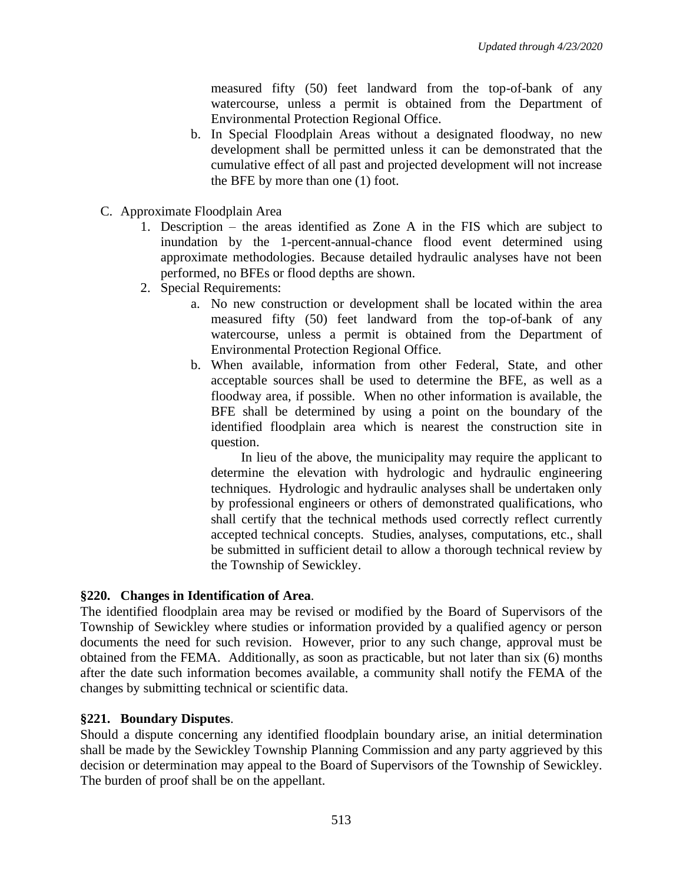measured fifty (50) feet landward from the top-of-bank of any watercourse, unless a permit is obtained from the Department of Environmental Protection Regional Office.

   b. In Special Floodplain Areas without a designated floodway, no new development shall be permitted unless it can be demonstrated that the cumulative effect of all past and projected development will not increase the BFE by more than one (1) foot.

C. Approximate Floodplain Area

1. Description – the areas identified as Zone A in the FIS which are subject to inundation by the 1-percent-annual-chance flood event determined using approximate methodologies. Because detailed hydraulic analyses have not been performed, no BFEs or flood depths are shown.
2. Special Requirements:
   a. No new construction or development shall be located within the area measured fifty (50) feet landward from the top-of-bank of any watercourse, unless a permit is obtained from the Department of Environmental Protection Regional Office.
   b. When available, information from other Federal, State, and other acceptable sources shall be used to determine the BFE, as well as a floodway area, if possible. When no other information is available, the BFE shall be determined by using a point on the boundary of the identified floodplain area which is nearest the construction site in question.

      In lieu of the above, the municipality may require the applicant to determine the elevation with hydrologic and hydraulic engineering techniques. Hydrologic and hydraulic analyses shall be undertaken only by professional engineers or others of demonstrated qualifications, who shall certify that the technical methods used correctly reflect currently accepted technical concepts. Studies, analyses, computations, etc., shall be submitted in sufficient detail to allow a thorough technical review by the Township of Sewickley.

**§220. Changes in Identification of Area**.

The identified floodplain area may be revised or modified by the Board of Supervisors of the Township of Sewickley where studies or information provided by a qualified agency or person documents the need for such revision. However, prior to any such change, approval must be obtained from the FEMA. Additionally, as soon as practicable, but not later than six (6) months after the date such information becomes available, a community shall notify the FEMA of the changes by submitting technical or scientific data.

**§221. Boundary Disputes**.

Should a dispute concerning any identified floodplain boundary arise, an initial determination shall be made by the Sewickley Township Planning Commission and any party aggrieved by this decision or determination may appeal to the Board of Supervisors of the Township of Sewickley. The burden of proof shall be on the appellant.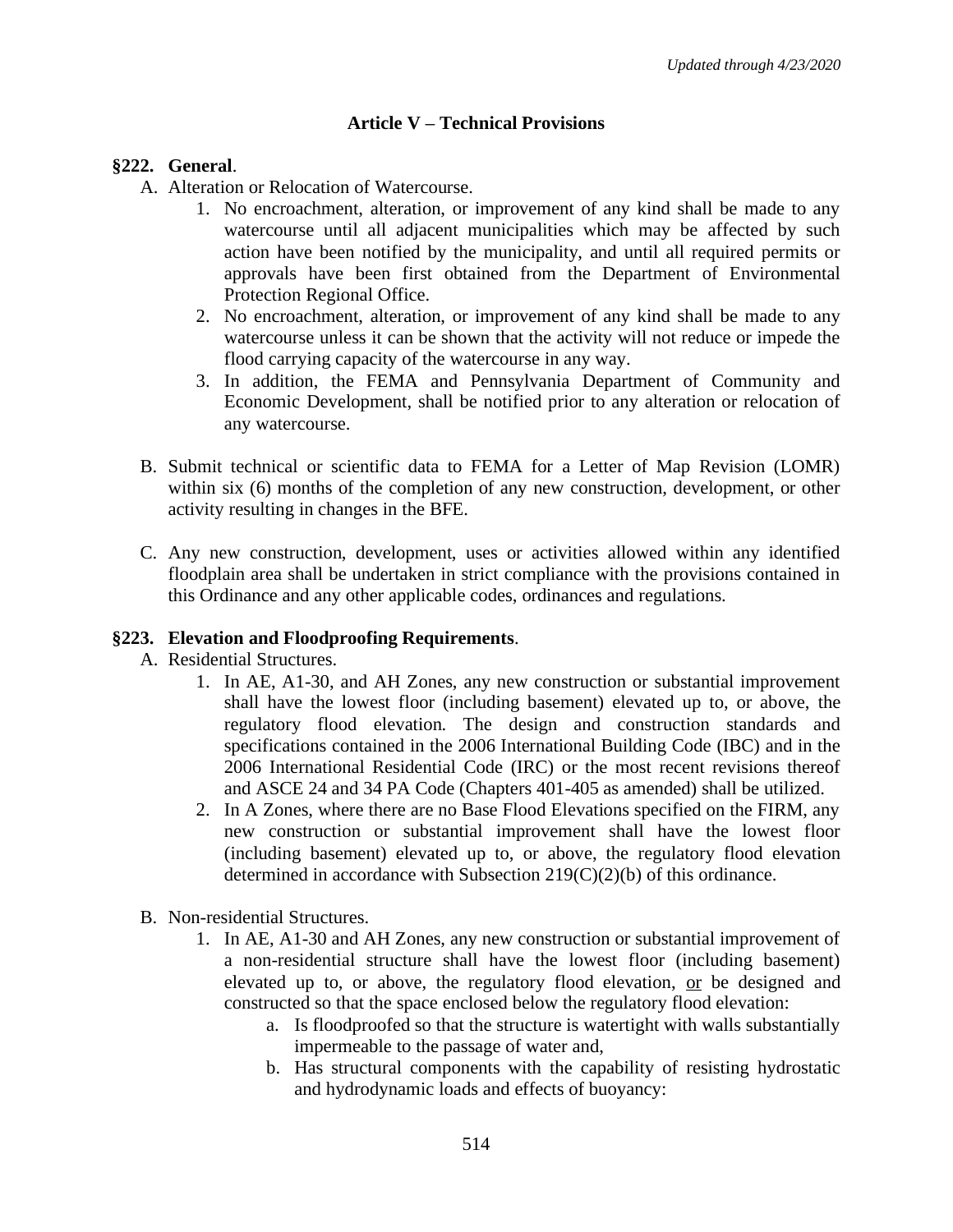## Article V – Technical Provisions

**§222. General**.

A. Alteration or Relocation of Watercourse.
   1. No encroachment, alteration, or improvement of any kind shall be made to any watercourse until all adjacent municipalities which may be affected by such action have been notified by the municipality, and until all required permits or approvals have been first obtained from the Department of Environmental Protection Regional Office.
   2. No encroachment, alteration, or improvement of any kind shall be made to any watercourse unless it can be shown that the activity will not reduce or impede the flood carrying capacity of the watercourse in any way.
   3. In addition, the FEMA and Pennsylvania Department of Community and Economic Development, shall be notified prior to any alteration or relocation of any watercourse.

B. Submit technical or scientific data to FEMA for a Letter of Map Revision (LOMR) within six (6) months of the completion of any new construction, development, or other activity resulting in changes in the BFE.

C. Any new construction, development, uses or activities allowed within any identified floodplain area shall be undertaken in strict compliance with the provisions contained in this Ordinance and any other applicable codes, ordinances and regulations.

**§223. Elevation and Floodproofing Requirements**.

A. Residential Structures.
   1. In AE, A1-30, and AH Zones, any new construction or substantial improvement shall have the lowest floor (including basement) elevated up to, or above, the regulatory flood elevation. The design and construction standards and specifications contained in the 2006 International Building Code (IBC) and in the 2006 International Residential Code (IRC) or the most recent revisions thereof and ASCE 24 and 34 PA Code (Chapters 401-405 as amended) shall be utilized.
   2. In A Zones, where there are no Base Flood Elevations specified on the FIRM, any new construction or substantial improvement shall have the lowest floor (including basement) elevated up to, or above, the regulatory flood elevation determined in accordance with Subsection 219(C)(2)(b) of this ordinance.

B. Non-residential Structures.
   1. In AE, A1-30 and AH Zones, any new construction or substantial improvement of a non-residential structure shall have the lowest floor (including basement) elevated up to, or above, the regulatory flood elevation, <u>or</u> be designed and constructed so that the space enclosed below the regulatory flood elevation:
      a. Is floodproofed so that the structure is watertight with walls substantially impermeable to the passage of water and,
      b. Has structural components with the capability of resisting hydrostatic and hydrodynamic loads and effects of buoyancy: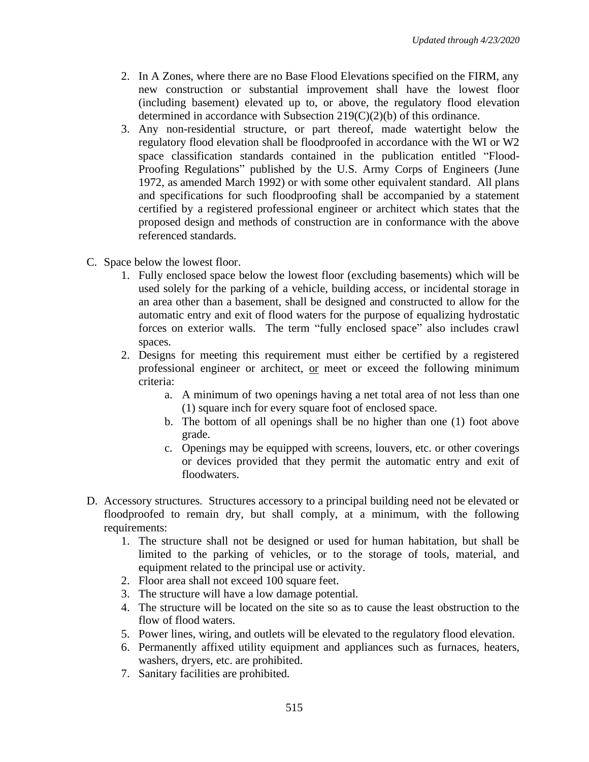2. In A Zones, where there are no Base Flood Elevations specified on the FIRM, any new construction or substantial improvement shall have the lowest floor (including basement) elevated up to, or above, the regulatory flood elevation determined in accordance with Subsection 219(C)(2)(b) of this ordinance.
3. Any non-residential structure, or part thereof, made watertight below the regulatory flood elevation shall be floodproofed in accordance with the WI or W2 space classification standards contained in the publication entitled "Flood-Proofing Regulations" published by the U.S. Army Corps of Engineers (June 1972, as amended March 1992) or with some other equivalent standard. All plans and specifications for such floodproofing shall be accompanied by a statement certified by a registered professional engineer or architect which states that the proposed design and methods of construction are in conformance with the above referenced standards.

C. Space below the lowest floor.

1. Fully enclosed space below the lowest floor (excluding basements) which will be used solely for the parking of a vehicle, building access, or incidental storage in an area other than a basement, shall be designed and constructed to allow for the automatic entry and exit of flood waters for the purpose of equalizing hydrostatic forces on exterior walls. The term "fully enclosed space" also includes crawl spaces.
2. Designs for meeting this requirement must either be certified by a registered professional engineer or architect, <u>or</u> meet or exceed the following minimum criteria:
    a. A minimum of two openings having a net total area of not less than one (1) square inch for every square foot of enclosed space.
    b. The bottom of all openings shall be no higher than one (1) foot above grade.
    c. Openings may be equipped with screens, louvers, etc. or other coverings or devices provided that they permit the automatic entry and exit of floodwaters.

D. Accessory structures. Structures accessory to a principal building need not be elevated or floodproofed to remain dry, but shall comply, at a minimum, with the following requirements:

1. The structure shall not be designed or used for human habitation, but shall be limited to the parking of vehicles, or to the storage of tools, material, and equipment related to the principal use or activity.
2. Floor area shall not exceed 100 square feet.
3. The structure will have a low damage potential.
4. The structure will be located on the site so as to cause the least obstruction to the flow of flood waters.
5. Power lines, wiring, and outlets will be elevated to the regulatory flood elevation.
6. Permanently affixed utility equipment and appliances such as furnaces, heaters, washers, dryers, etc. are prohibited.
7. Sanitary facilities are prohibited.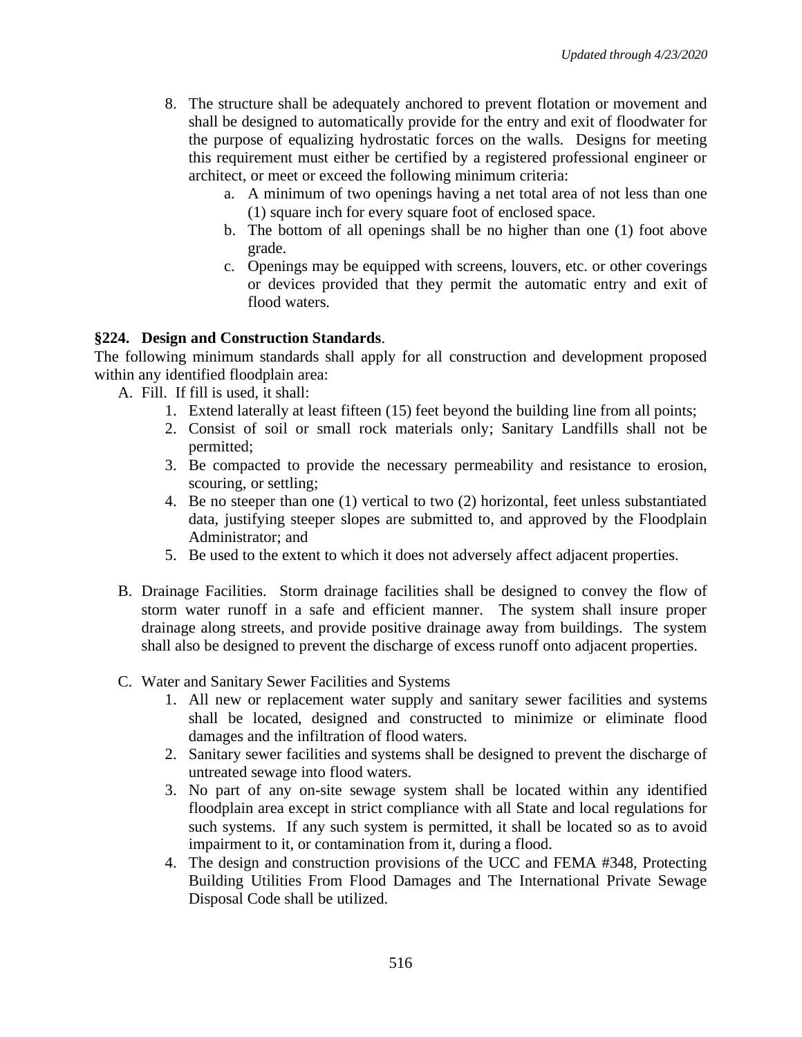8. The structure shall be adequately anchored to prevent flotation or movement and shall be designed to automatically provide for the entry and exit of floodwater for the purpose of equalizing hydrostatic forces on the walls. Designs for meeting this requirement must either be certified by a registered professional engineer or architect, or meet or exceed the following minimum criteria:
   a. A minimum of two openings having a net total area of not less than one (1) square inch for every square foot of enclosed space.
   b. The bottom of all openings shall be no higher than one (1) foot above grade.
   c. Openings may be equipped with screens, louvers, etc. or other coverings or devices provided that they permit the automatic entry and exit of flood waters.

**§224. Design and Construction Standards**.

The following minimum standards shall apply for all construction and development proposed within any identified floodplain area:

A. Fill. If fill is used, it shall:
   1. Extend laterally at least fifteen (15) feet beyond the building line from all points;
   2. Consist of soil or small rock materials only; Sanitary Landfills shall not be permitted;
   3. Be compacted to provide the necessary permeability and resistance to erosion, scouring, or settling;
   4. Be no steeper than one (1) vertical to two (2) horizontal, feet unless substantiated data, justifying steeper slopes are submitted to, and approved by the Floodplain Administrator; and
   5. Be used to the extent to which it does not adversely affect adjacent properties.

B. Drainage Facilities. Storm drainage facilities shall be designed to convey the flow of storm water runoff in a safe and efficient manner. The system shall insure proper drainage along streets, and provide positive drainage away from buildings. The system shall also be designed to prevent the discharge of excess runoff onto adjacent properties.

C. Water and Sanitary Sewer Facilities and Systems
   1. All new or replacement water supply and sanitary sewer facilities and systems shall be located, designed and constructed to minimize or eliminate flood damages and the infiltration of flood waters.
   2. Sanitary sewer facilities and systems shall be designed to prevent the discharge of untreated sewage into flood waters.
   3. No part of any on-site sewage system shall be located within any identified floodplain area except in strict compliance with all State and local regulations for such systems. If any such system is permitted, it shall be located so as to avoid impairment to it, or contamination from it, during a flood.
   4. The design and construction provisions of the UCC and FEMA #348, Protecting Building Utilities From Flood Damages and The International Private Sewage Disposal Code shall be utilized.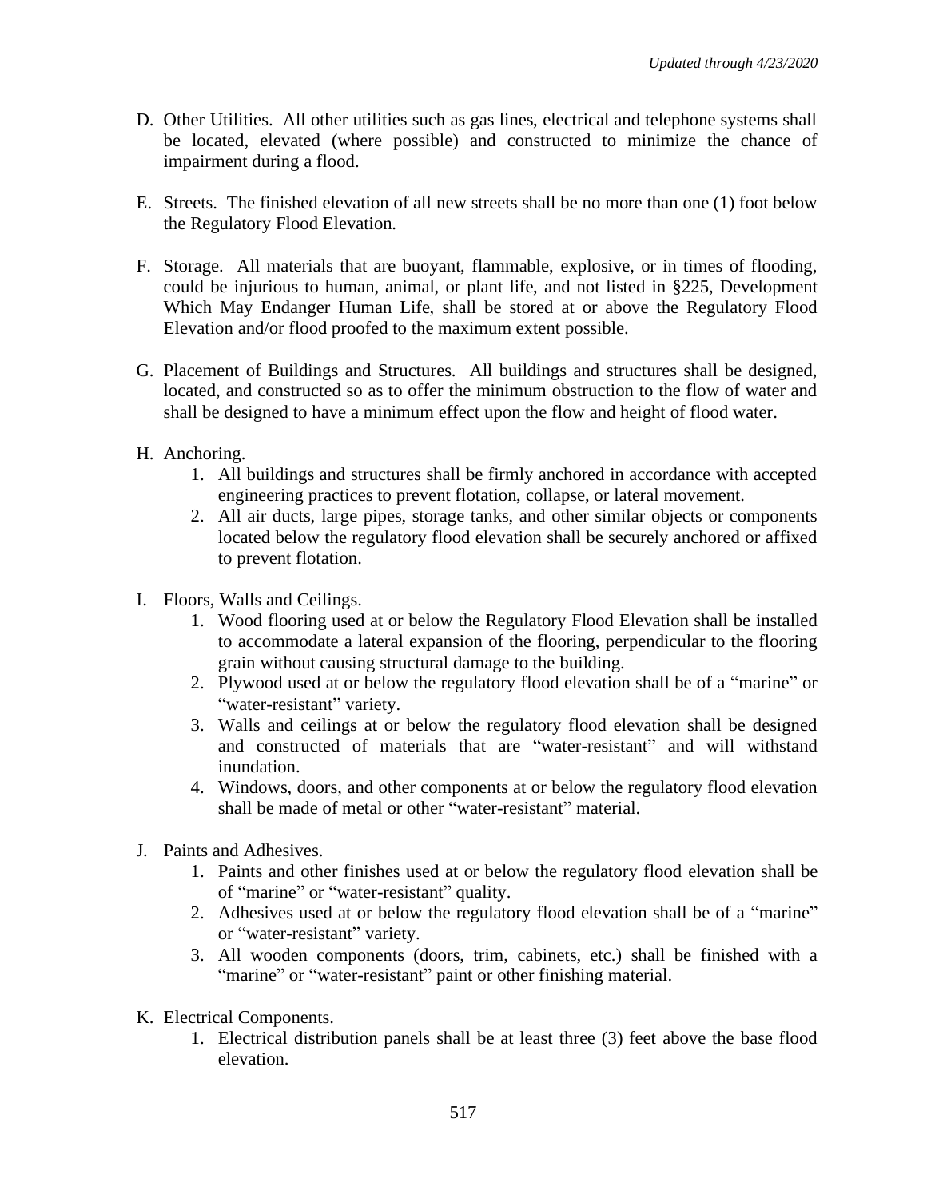D. Other Utilities. All other utilities such as gas lines, electrical and telephone systems shall be located, elevated (where possible) and constructed to minimize the chance of impairment during a flood.

E. Streets. The finished elevation of all new streets shall be no more than one (1) foot below the Regulatory Flood Elevation.

F. Storage. All materials that are buoyant, flammable, explosive, or in times of flooding, could be injurious to human, animal, or plant life, and not listed in §225, Development Which May Endanger Human Life, shall be stored at or above the Regulatory Flood Elevation and/or flood proofed to the maximum extent possible.

G. Placement of Buildings and Structures. All buildings and structures shall be designed, located, and constructed so as to offer the minimum obstruction to the flow of water and shall be designed to have a minimum effect upon the flow and height of flood water.

H. Anchoring.
   1. All buildings and structures shall be firmly anchored in accordance with accepted engineering practices to prevent flotation, collapse, or lateral movement.
   2. All air ducts, large pipes, storage tanks, and other similar objects or components located below the regulatory flood elevation shall be securely anchored or affixed to prevent flotation.

I. Floors, Walls and Ceilings.
   1. Wood flooring used at or below the Regulatory Flood Elevation shall be installed to accommodate a lateral expansion of the flooring, perpendicular to the flooring grain without causing structural damage to the building.
   2. Plywood used at or below the regulatory flood elevation shall be of a "marine" or "water-resistant" variety.
   3. Walls and ceilings at or below the regulatory flood elevation shall be designed and constructed of materials that are "water-resistant" and will withstand inundation.
   4. Windows, doors, and other components at or below the regulatory flood elevation shall be made of metal or other "water-resistant" material.

J. Paints and Adhesives.
   1. Paints and other finishes used at or below the regulatory flood elevation shall be of "marine" or "water-resistant" quality.
   2. Adhesives used at or below the regulatory flood elevation shall be of a "marine" or "water-resistant" variety.
   3. All wooden components (doors, trim, cabinets, etc.) shall be finished with a "marine" or "water-resistant" paint or other finishing material.

K. Electrical Components.
   1. Electrical distribution panels shall be at least three (3) feet above the base flood elevation.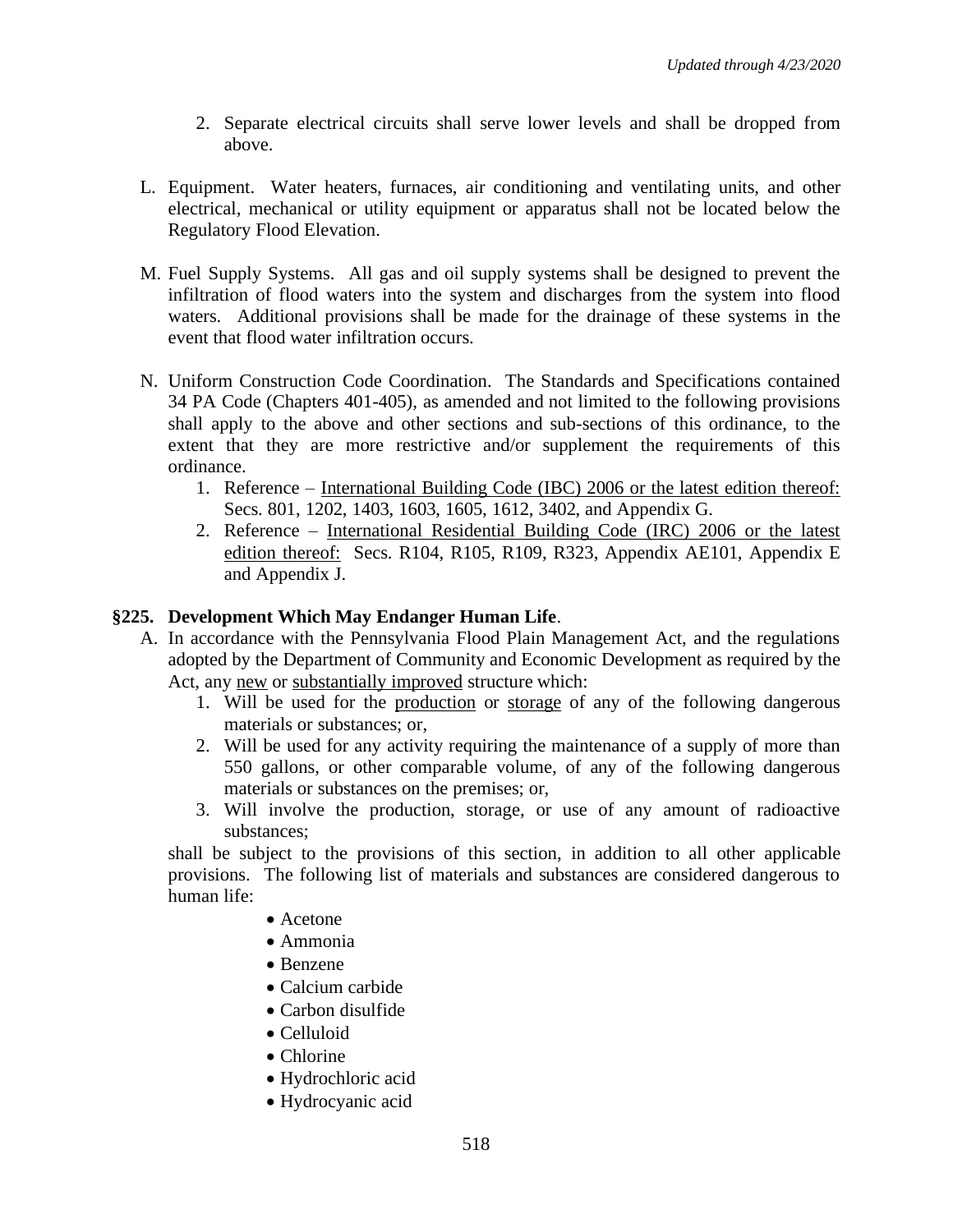2. Separate electrical circuits shall serve lower levels and shall be dropped from above.

L. Equipment. Water heaters, furnaces, air conditioning and ventilating units, and other electrical, mechanical or utility equipment or apparatus shall not be located below the Regulatory Flood Elevation.

M. Fuel Supply Systems. All gas and oil supply systems shall be designed to prevent the infiltration of flood waters into the system and discharges from the system into flood waters. Additional provisions shall be made for the drainage of these systems in the event that flood water infiltration occurs.

N. Uniform Construction Code Coordination. The Standards and Specifications contained 34 PA Code (Chapters 401-405), as amended and not limited to the following provisions shall apply to the above and other sections and sub-sections of this ordinance, to the extent that they are more restrictive and/or supplement the requirements of this ordinance.
   1. Reference – International Building Code (IBC) 2006 or the latest edition thereof: Secs. 801, 1202, 1403, 1603, 1605, 1612, 3402, and Appendix G.
   2. Reference – International Residential Building Code (IRC) 2006 or the latest edition thereof: Secs. R104, R105, R109, R323, Appendix AE101, Appendix E and Appendix J.

## §225. Development Which May Endanger Human Life.

A. In accordance with the Pennsylvania Flood Plain Management Act, and the regulations adopted by the Department of Community and Economic Development as required by the Act, any new or substantially improved structure which:
   1. Will be used for the production or storage of any of the following dangerous materials or substances; or,
   2. Will be used for any activity requiring the maintenance of a supply of more than 550 gallons, or other comparable volume, of any of the following dangerous materials or substances on the premises; or,
   3. Will involve the production, storage, or use of any amount of radioactive substances;

   shall be subject to the provisions of this section, in addition to all other applicable provisions. The following list of materials and substances are considered dangerous to human life:

   - Acetone
   - Ammonia
   - Benzene
   - Calcium carbide
   - Carbon disulfide
   - Celluloid
   - Chlorine
   - Hydrochloric acid
   - Hydrocyanic acid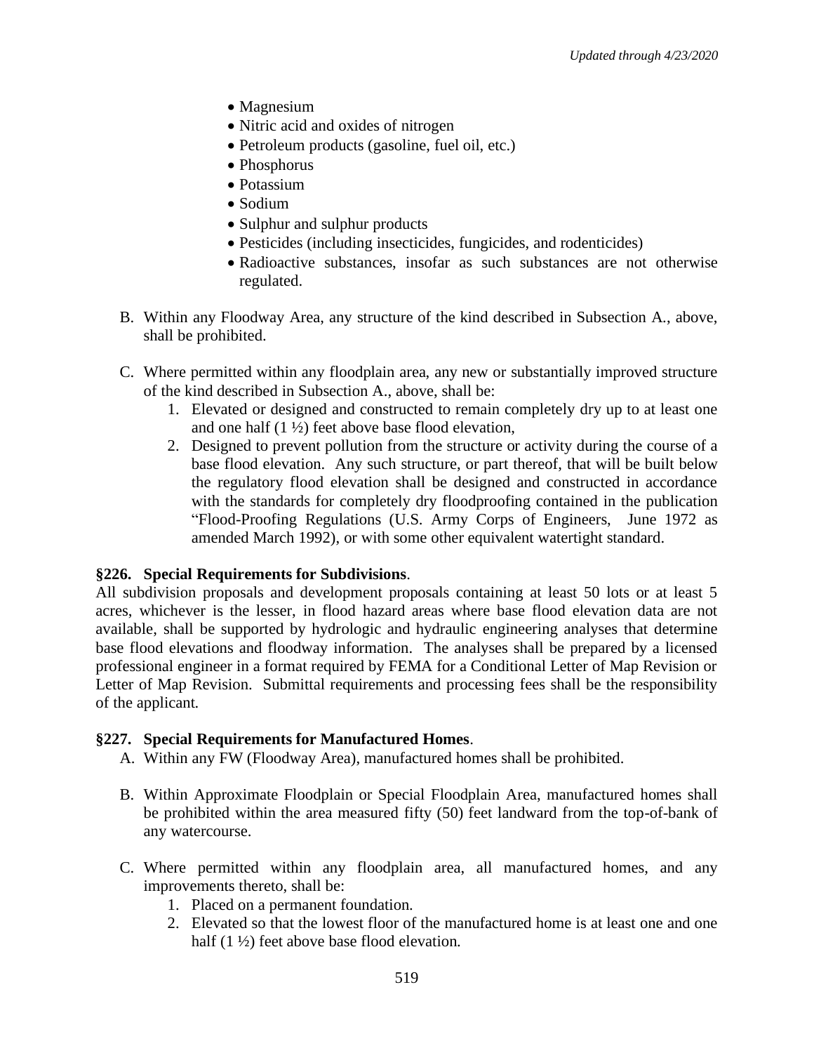- Magnesium
- Nitric acid and oxides of nitrogen
- Petroleum products (gasoline, fuel oil, etc.)
- Phosphorus
- Potassium
- Sodium
- Sulphur and sulphur products
- Pesticides (including insecticides, fungicides, and rodenticides)
- Radioactive substances, insofar as such substances are not otherwise regulated.

B. Within any Floodway Area, any structure of the kind described in Subsection A., above, shall be prohibited.

C. Where permitted within any floodplain area, any new or substantially improved structure of the kind described in Subsection A., above, shall be:
   1. Elevated or designed and constructed to remain completely dry up to at least one and one half (1 ½) feet above base flood elevation,
   2. Designed to prevent pollution from the structure or activity during the course of a base flood elevation. Any such structure, or part thereof, that will be built below the regulatory flood elevation shall be designed and constructed in accordance with the standards for completely dry floodproofing contained in the publication "Flood-Proofing Regulations (U.S. Army Corps of Engineers, June 1972 as amended March 1992), or with some other equivalent watertight standard.

**§226. Special Requirements for Subdivisions**.

All subdivision proposals and development proposals containing at least 50 lots or at least 5 acres, whichever is the lesser, in flood hazard areas where base flood elevation data are not available, shall be supported by hydrologic and hydraulic engineering analyses that determine base flood elevations and floodway information. The analyses shall be prepared by a licensed professional engineer in a format required by FEMA for a Conditional Letter of Map Revision or Letter of Map Revision. Submittal requirements and processing fees shall be the responsibility of the applicant.

**§227. Special Requirements for Manufactured Homes**.

A. Within any FW (Floodway Area), manufactured homes shall be prohibited.

B. Within Approximate Floodplain or Special Floodplain Area, manufactured homes shall be prohibited within the area measured fifty (50) feet landward from the top-of-bank of any watercourse.

C. Where permitted within any floodplain area, all manufactured homes, and any improvements thereto, shall be:
   1. Placed on a permanent foundation.
   2. Elevated so that the lowest floor of the manufactured home is at least one and one half (1 ½) feet above base flood elevation.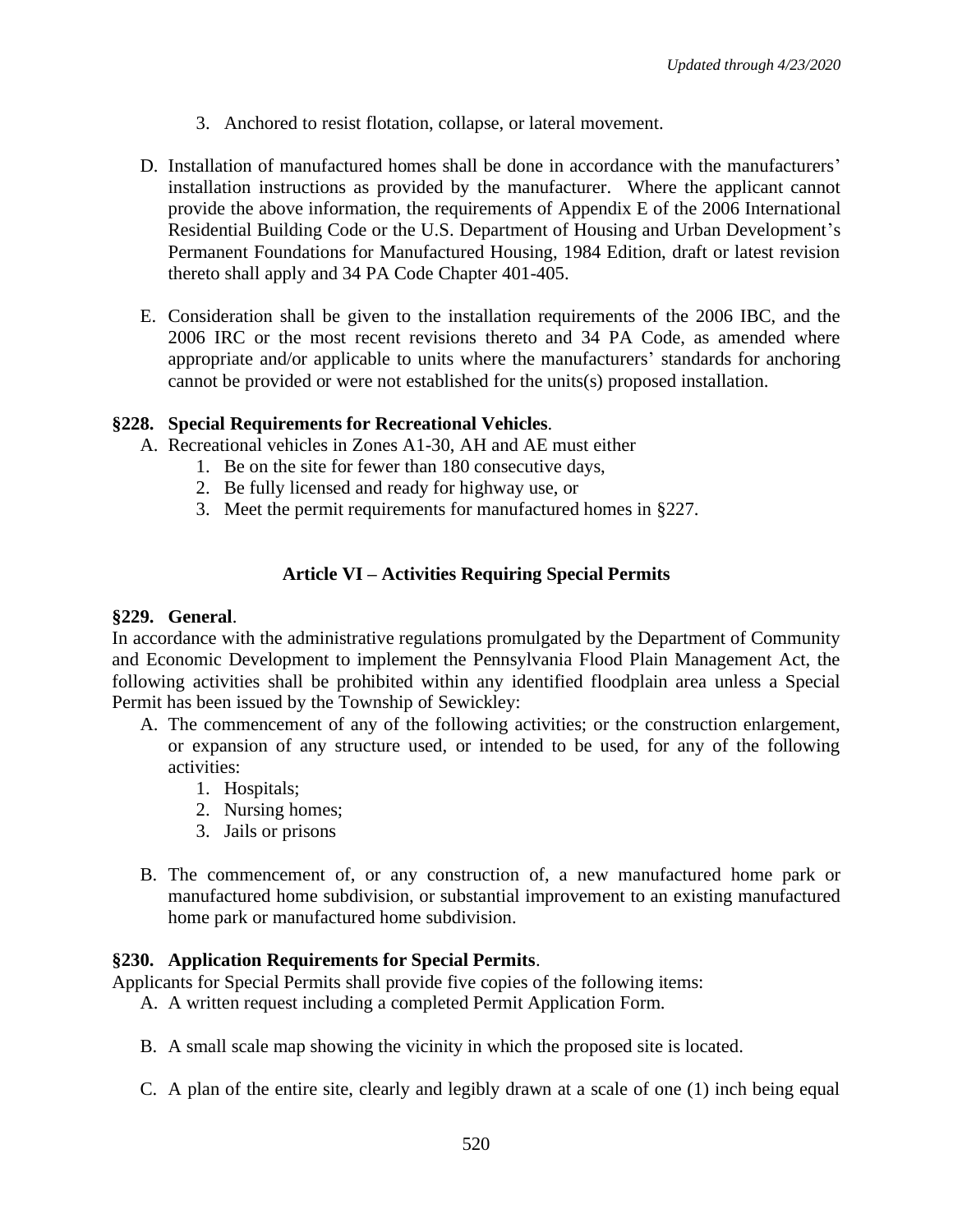3. Anchored to resist flotation, collapse, or lateral movement.

D. Installation of manufactured homes shall be done in accordance with the manufacturers' installation instructions as provided by the manufacturer. Where the applicant cannot provide the above information, the requirements of Appendix E of the 2006 International Residential Building Code or the U.S. Department of Housing and Urban Development's Permanent Foundations for Manufactured Housing, 1984 Edition, draft or latest revision thereto shall apply and 34 PA Code Chapter 401-405.

E. Consideration shall be given to the installation requirements of the 2006 IBC, and the 2006 IRC or the most recent revisions thereto and 34 PA Code, as amended where appropriate and/or applicable to units where the manufacturers' standards for anchoring cannot be provided or were not established for the units(s) proposed installation.

**§228. Special Requirements for Recreational Vehicles**.

A. Recreational vehicles in Zones A1-30, AH and AE must either
   1. Be on the site for fewer than 180 consecutive days,
   2. Be fully licensed and ready for highway use, or
   3. Meet the permit requirements for manufactured homes in §227.

## Article VI – Activities Requiring Special Permits

**§229. General**.

In accordance with the administrative regulations promulgated by the Department of Community and Economic Development to implement the Pennsylvania Flood Plain Management Act, the following activities shall be prohibited within any identified floodplain area unless a Special Permit has been issued by the Township of Sewickley:

A. The commencement of any of the following activities; or the construction enlargement, or expansion of any structure used, or intended to be used, for any of the following activities:
   1. Hospitals;
   2. Nursing homes;
   3. Jails or prisons

B. The commencement of, or any construction of, a new manufactured home park or manufactured home subdivision, or substantial improvement to an existing manufactured home park or manufactured home subdivision.

**§230. Application Requirements for Special Permits**.

Applicants for Special Permits shall provide five copies of the following items:

A. A written request including a completed Permit Application Form.

B. A small scale map showing the vicinity in which the proposed site is located.

C. A plan of the entire site, clearly and legibly drawn at a scale of one (1) inch being equal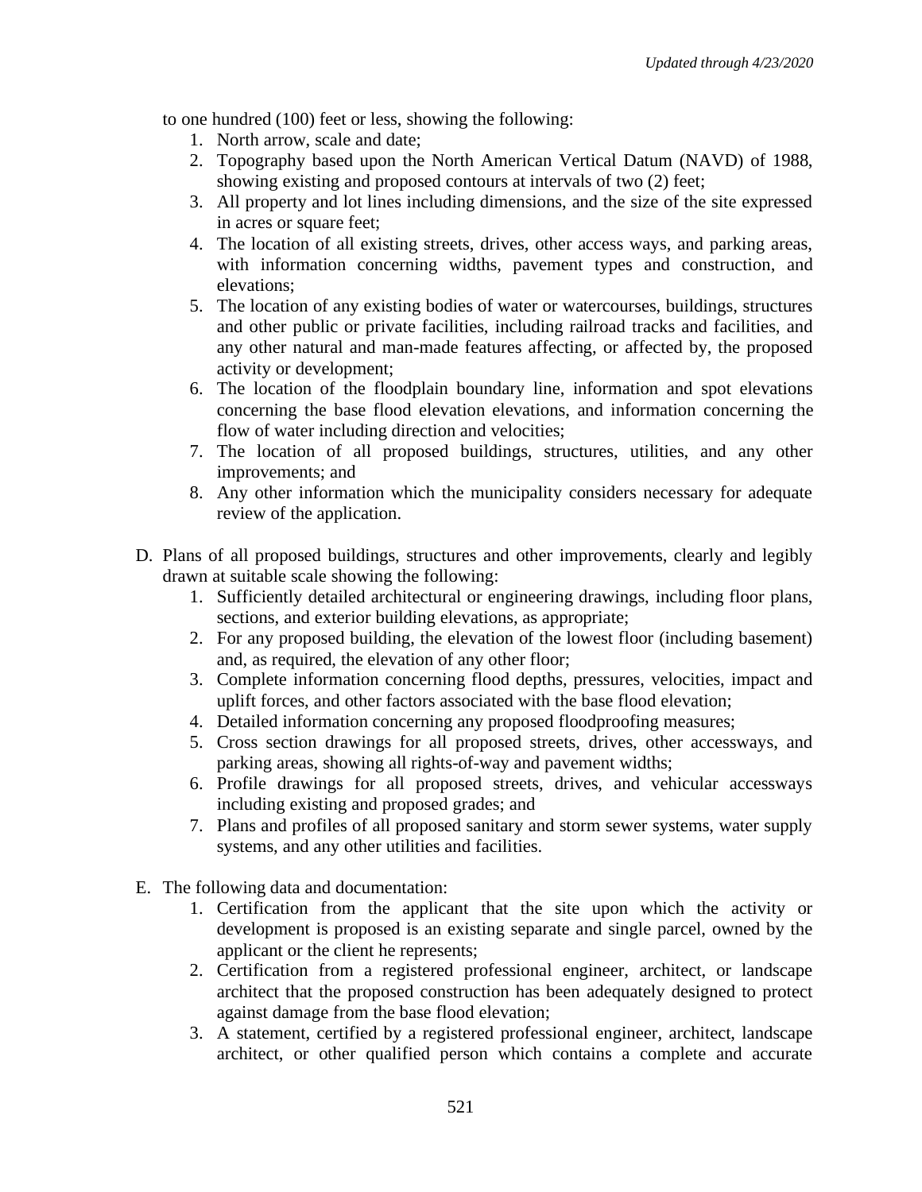to one hundred (100) feet or less, showing the following:

1. North arrow, scale and date;
2. Topography based upon the North American Vertical Datum (NAVD) of 1988, showing existing and proposed contours at intervals of two (2) feet;
3. All property and lot lines including dimensions, and the size of the site expressed in acres or square feet;
4. The location of all existing streets, drives, other access ways, and parking areas, with information concerning widths, pavement types and construction, and elevations;
5. The location of any existing bodies of water or watercourses, buildings, structures and other public or private facilities, including railroad tracks and facilities, and any other natural and man-made features affecting, or affected by, the proposed activity or development;
6. The location of the floodplain boundary line, information and spot elevations concerning the base flood elevation elevations, and information concerning the flow of water including direction and velocities;
7. The location of all proposed buildings, structures, utilities, and any other improvements; and
8. Any other information which the municipality considers necessary for adequate review of the application.

D. Plans of all proposed buildings, structures and other improvements, clearly and legibly drawn at suitable scale showing the following:

1. Sufficiently detailed architectural or engineering drawings, including floor plans, sections, and exterior building elevations, as appropriate;
2. For any proposed building, the elevation of the lowest floor (including basement) and, as required, the elevation of any other floor;
3. Complete information concerning flood depths, pressures, velocities, impact and uplift forces, and other factors associated with the base flood elevation;
4. Detailed information concerning any proposed floodproofing measures;
5. Cross section drawings for all proposed streets, drives, other accessways, and parking areas, showing all rights-of-way and pavement widths;
6. Profile drawings for all proposed streets, drives, and vehicular accessways including existing and proposed grades; and
7. Plans and profiles of all proposed sanitary and storm sewer systems, water supply systems, and any other utilities and facilities.

E. The following data and documentation:

1. Certification from the applicant that the site upon which the activity or development is proposed is an existing separate and single parcel, owned by the applicant or the client he represents;
2. Certification from a registered professional engineer, architect, or landscape architect that the proposed construction has been adequately designed to protect against damage from the base flood elevation;
3. A statement, certified by a registered professional engineer, architect, landscape architect, or other qualified person which contains a complete and accurate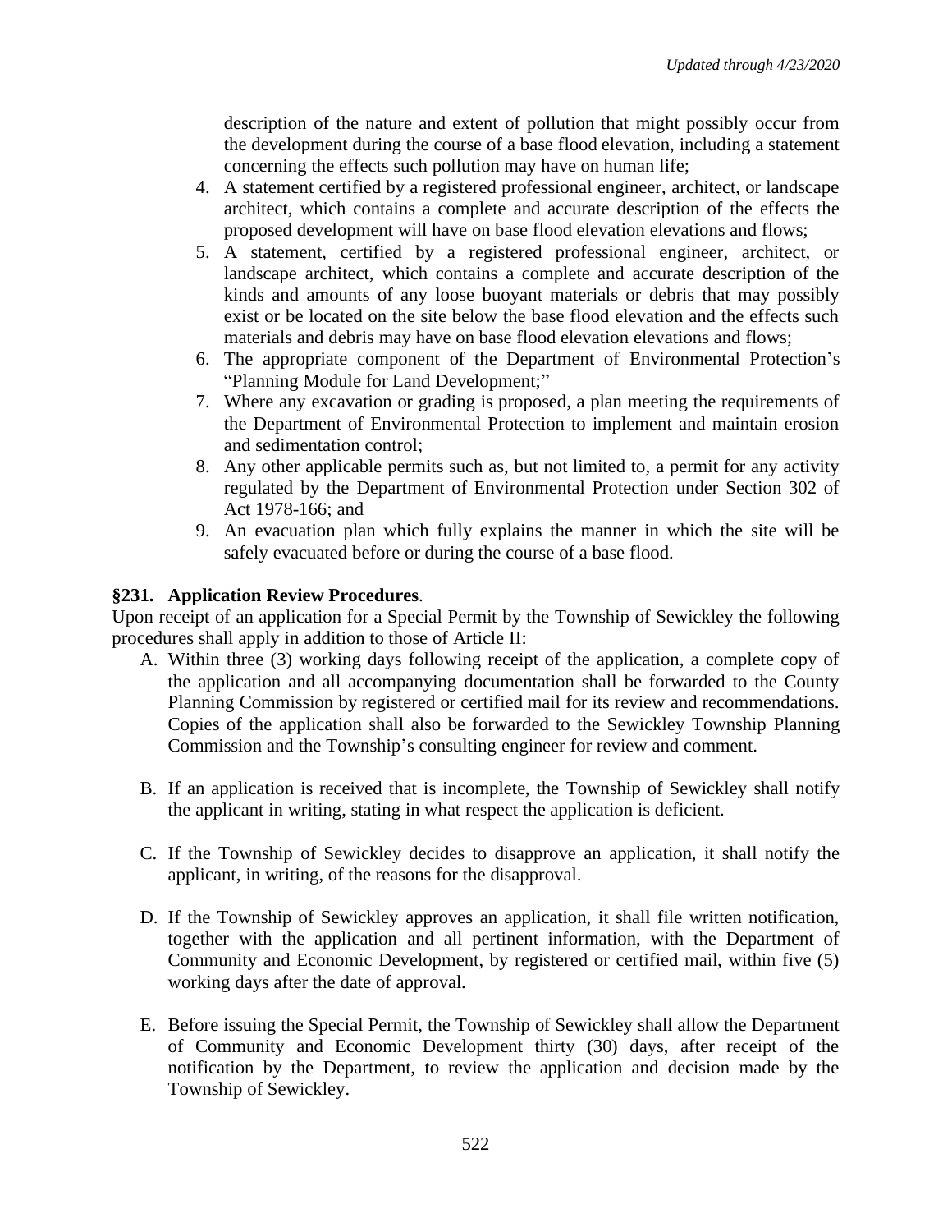description of the nature and extent of pollution that might possibly occur from the development during the course of a base flood elevation, including a statement concerning the effects such pollution may have on human life;

4. A statement certified by a registered professional engineer, architect, or landscape architect, which contains a complete and accurate description of the effects the proposed development will have on base flood elevation elevations and flows;
5. A statement, certified by a registered professional engineer, architect, or landscape architect, which contains a complete and accurate description of the kinds and amounts of any loose buoyant materials or debris that may possibly exist or be located on the site below the base flood elevation and the effects such materials and debris may have on base flood elevation elevations and flows;
6. The appropriate component of the Department of Environmental Protection's "Planning Module for Land Development;"
7. Where any excavation or grading is proposed, a plan meeting the requirements of the Department of Environmental Protection to implement and maintain erosion and sedimentation control;
8. Any other applicable permits such as, but not limited to, a permit for any activity regulated by the Department of Environmental Protection under Section 302 of Act 1978-166; and
9. An evacuation plan which fully explains the manner in which the site will be safely evacuated before or during the course of a base flood.

**§231. Application Review Procedures**.

Upon receipt of an application for a Special Permit by the Township of Sewickley the following procedures shall apply in addition to those of Article II:

A. Within three (3) working days following receipt of the application, a complete copy of the application and all accompanying documentation shall be forwarded to the County Planning Commission by registered or certified mail for its review and recommendations. Copies of the application shall also be forwarded to the Sewickley Township Planning Commission and the Township's consulting engineer for review and comment.

B. If an application is received that is incomplete, the Township of Sewickley shall notify the applicant in writing, stating in what respect the application is deficient.

C. If the Township of Sewickley decides to disapprove an application, it shall notify the applicant, in writing, of the reasons for the disapproval.

D. If the Township of Sewickley approves an application, it shall file written notification, together with the application and all pertinent information, with the Department of Community and Economic Development, by registered or certified mail, within five (5) working days after the date of approval.

E. Before issuing the Special Permit, the Township of Sewickley shall allow the Department of Community and Economic Development thirty (30) days, after receipt of the notification by the Department, to review the application and decision made by the Township of Sewickley.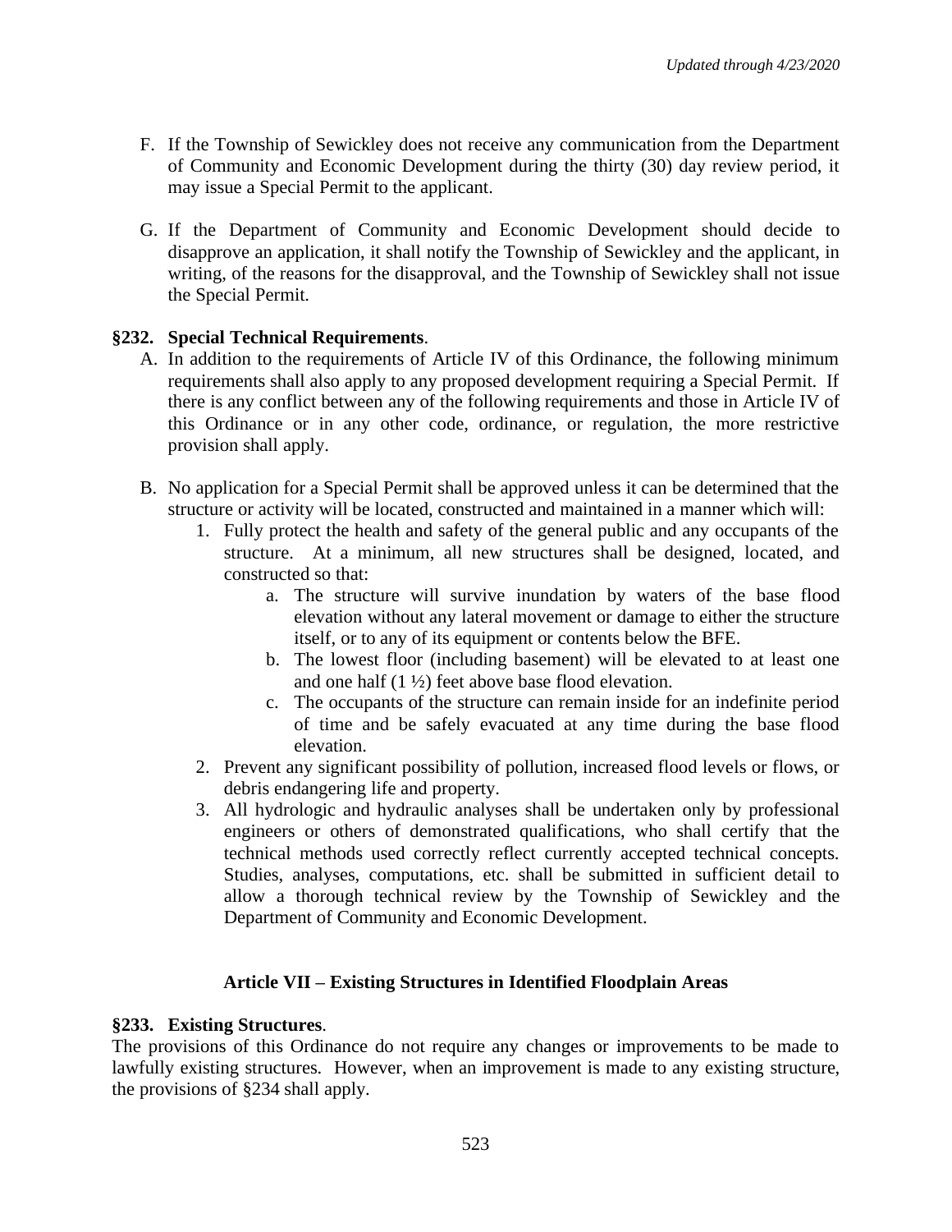F. If the Township of Sewickley does not receive any communication from the Department of Community and Economic Development during the thirty (30) day review period, it may issue a Special Permit to the applicant.

G. If the Department of Community and Economic Development should decide to disapprove an application, it shall notify the Township of Sewickley and the applicant, in writing, of the reasons for the disapproval, and the Township of Sewickley shall not issue the Special Permit.

**§232. Special Technical Requirements**.

A. In addition to the requirements of Article IV of this Ordinance, the following minimum requirements shall also apply to any proposed development requiring a Special Permit. If there is any conflict between any of the following requirements and those in Article IV of this Ordinance or in any other code, ordinance, or regulation, the more restrictive provision shall apply.

B. No application for a Special Permit shall be approved unless it can be determined that the structure or activity will be located, constructed and maintained in a manner which will:

1. Fully protect the health and safety of the general public and any occupants of the structure. At a minimum, all new structures shall be designed, located, and constructed so that:
   a. The structure will survive inundation by waters of the base flood elevation without any lateral movement or damage to either the structure itself, or to any of its equipment or contents below the BFE.
   b. The lowest floor (including basement) will be elevated to at least one and one half (1 ½) feet above base flood elevation.
   c. The occupants of the structure can remain inside for an indefinite period of time and be safely evacuated at any time during the base flood elevation.
2. Prevent any significant possibility of pollution, increased flood levels or flows, or debris endangering life and property.
3. All hydrologic and hydraulic analyses shall be undertaken only by professional engineers or others of demonstrated qualifications, who shall certify that the technical methods used correctly reflect currently accepted technical concepts. Studies, analyses, computations, etc. shall be submitted in sufficient detail to allow a thorough technical review by the Township of Sewickley and the Department of Community and Economic Development.

## Article VII – Existing Structures in Identified Floodplain Areas

**§233. Existing Structures**.

The provisions of this Ordinance do not require any changes or improvements to be made to lawfully existing structures. However, when an improvement is made to any existing structure, the provisions of §234 shall apply.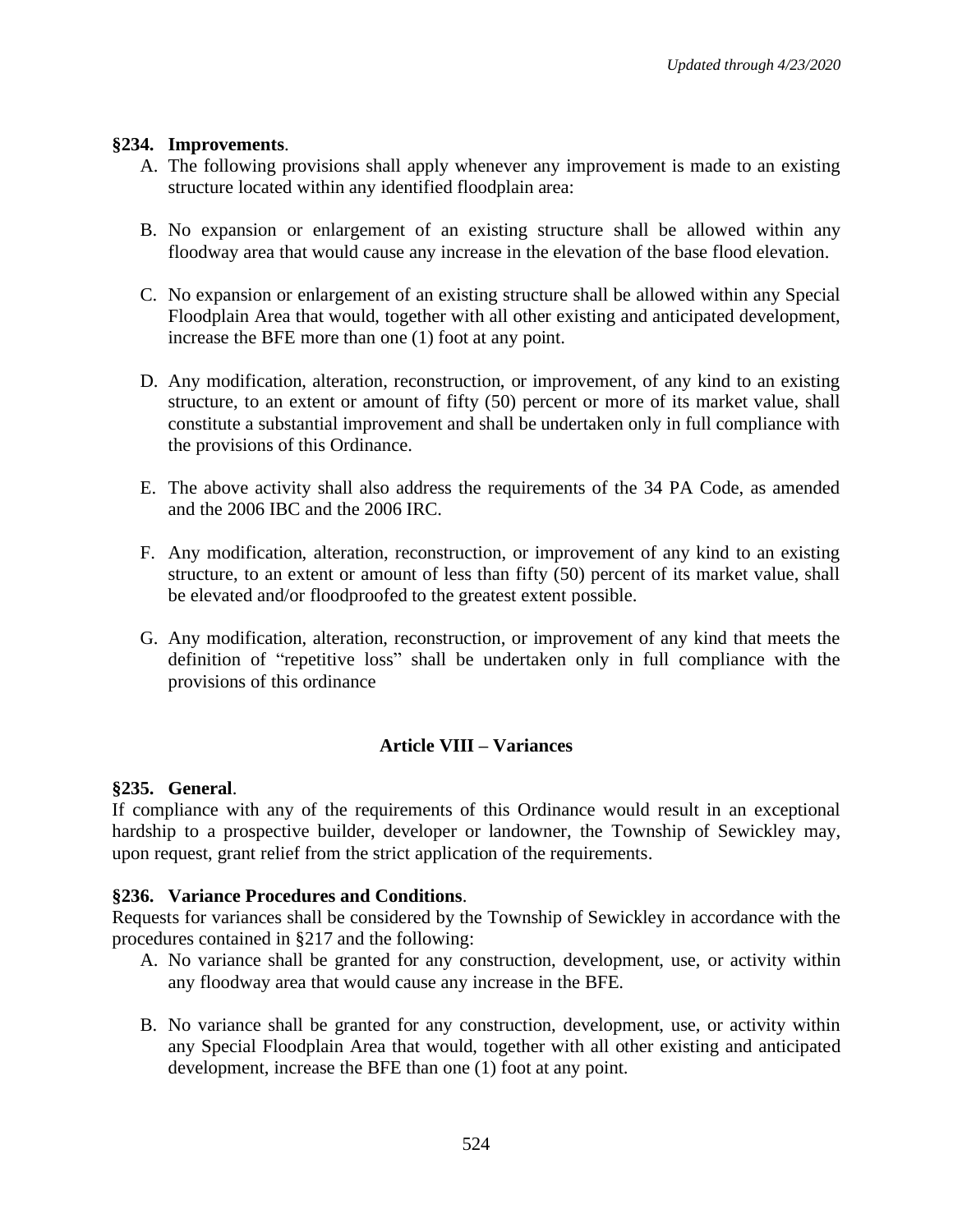**§234. Improvements**.

A. The following provisions shall apply whenever any improvement is made to an existing structure located within any identified floodplain area:

B. No expansion or enlargement of an existing structure shall be allowed within any floodway area that would cause any increase in the elevation of the base flood elevation.

C. No expansion or enlargement of an existing structure shall be allowed within any Special Floodplain Area that would, together with all other existing and anticipated development, increase the BFE more than one (1) foot at any point.

D. Any modification, alteration, reconstruction, or improvement, of any kind to an existing structure, to an extent or amount of fifty (50) percent or more of its market value, shall constitute a substantial improvement and shall be undertaken only in full compliance with the provisions of this Ordinance.

E. The above activity shall also address the requirements of the 34 PA Code, as amended and the 2006 IBC and the 2006 IRC.

F. Any modification, alteration, reconstruction, or improvement of any kind to an existing structure, to an extent or amount of less than fifty (50) percent of its market value, shall be elevated and/or floodproofed to the greatest extent possible.

G. Any modification, alteration, reconstruction, or improvement of any kind that meets the definition of "repetitive loss" shall be undertaken only in full compliance with the provisions of this ordinance

## Article VIII – Variances

**§235. General**.

If compliance with any of the requirements of this Ordinance would result in an exceptional hardship to a prospective builder, developer or landowner, the Township of Sewickley may, upon request, grant relief from the strict application of the requirements.

**§236. Variance Procedures and Conditions**.

Requests for variances shall be considered by the Township of Sewickley in accordance with the procedures contained in §217 and the following:

A. No variance shall be granted for any construction, development, use, or activity within any floodway area that would cause any increase in the BFE.

B. No variance shall be granted for any construction, development, use, or activity within any Special Floodplain Area that would, together with all other existing and anticipated development, increase the BFE than one (1) foot at any point.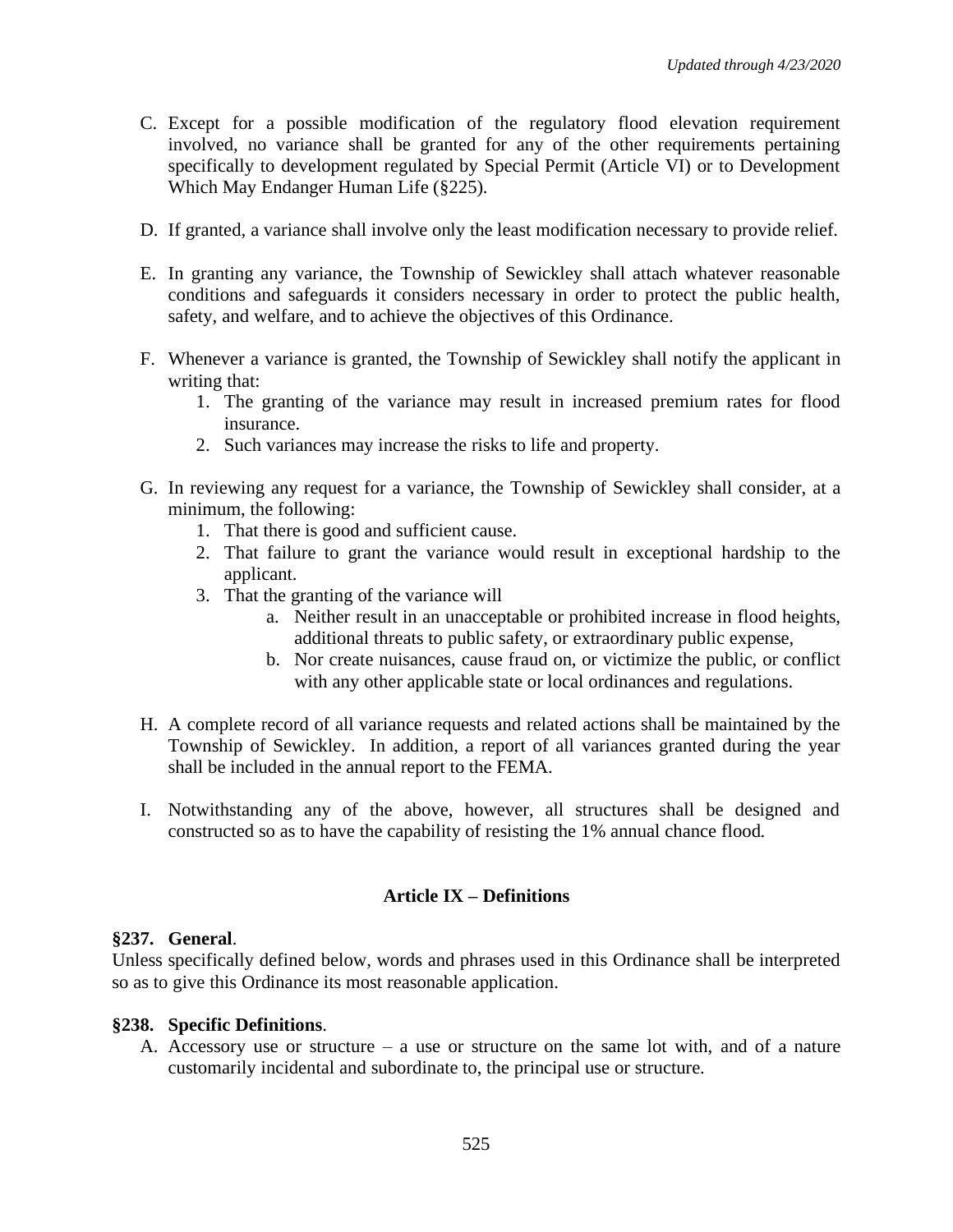C. Except for a possible modification of the regulatory flood elevation requirement involved, no variance shall be granted for any of the other requirements pertaining specifically to development regulated by Special Permit (Article VI) or to Development Which May Endanger Human Life (§225).

D. If granted, a variance shall involve only the least modification necessary to provide relief.

E. In granting any variance, the Township of Sewickley shall attach whatever reasonable conditions and safeguards it considers necessary in order to protect the public health, safety, and welfare, and to achieve the objectives of this Ordinance.

F. Whenever a variance is granted, the Township of Sewickley shall notify the applicant in writing that:
   1. The granting of the variance may result in increased premium rates for flood insurance.
   2. Such variances may increase the risks to life and property.

G. In reviewing any request for a variance, the Township of Sewickley shall consider, at a minimum, the following:
   1. That there is good and sufficient cause.
   2. That failure to grant the variance would result in exceptional hardship to the applicant.
   3. That the granting of the variance will
      a. Neither result in an unacceptable or prohibited increase in flood heights, additional threats to public safety, or extraordinary public expense,
      b. Nor create nuisances, cause fraud on, or victimize the public, or conflict with any other applicable state or local ordinances and regulations.

H. A complete record of all variance requests and related actions shall be maintained by the Township of Sewickley. In addition, a report of all variances granted during the year shall be included in the annual report to the FEMA.

I. Notwithstanding any of the above, however, all structures shall be designed and constructed so as to have the capability of resisting the 1% annual chance flood.

## Article IX – Definitions

**§237. General**.
Unless specifically defined below, words and phrases used in this Ordinance shall be interpreted so as to give this Ordinance its most reasonable application.

**§238. Specific Definitions**.

A. Accessory use or structure – a use or structure on the same lot with, and of a nature customarily incidental and subordinate to, the principal use or structure.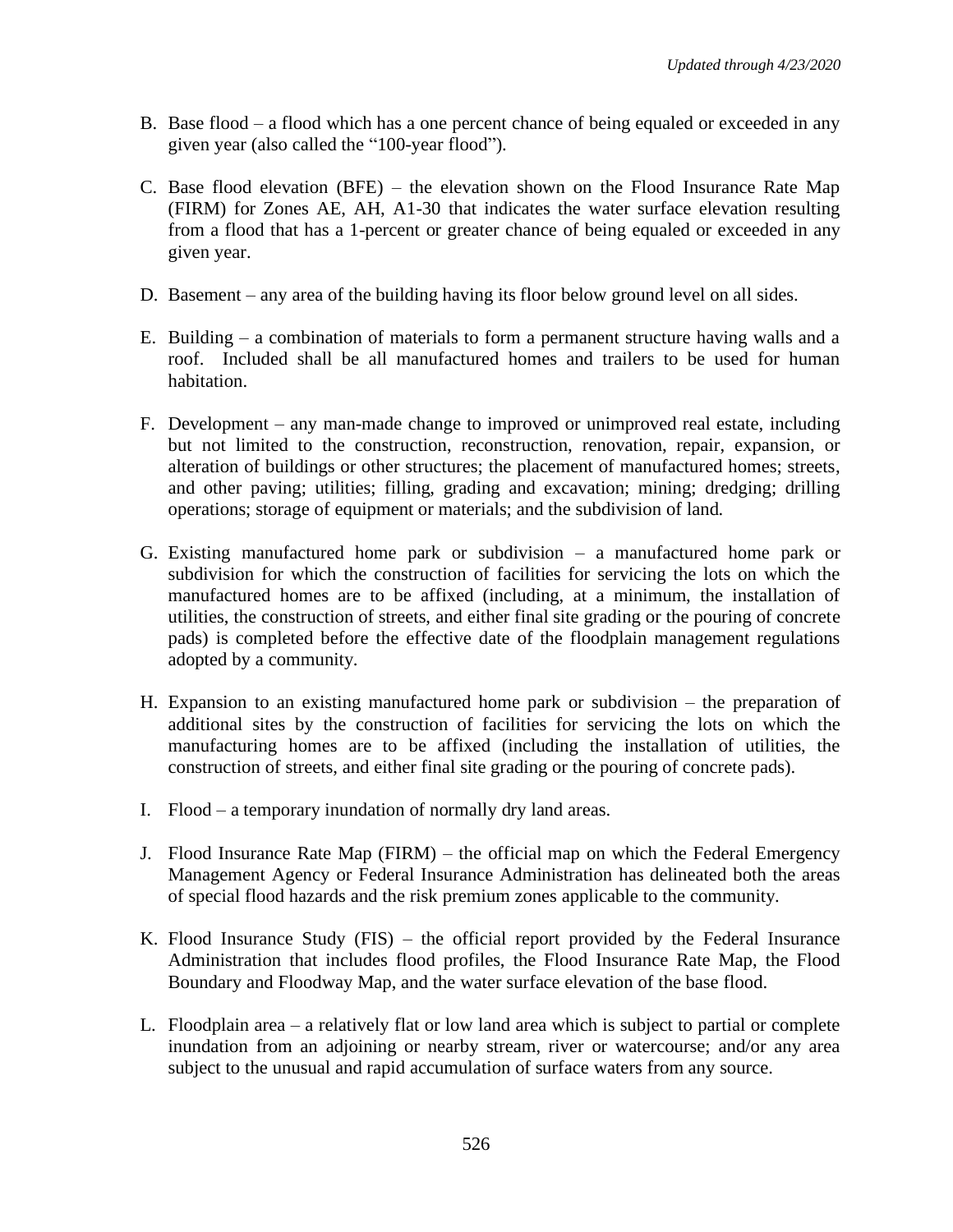B. Base flood – a flood which has a one percent chance of being equaled or exceeded in any given year (also called the "100-year flood").

C. Base flood elevation (BFE) – the elevation shown on the Flood Insurance Rate Map (FIRM) for Zones AE, AH, A1-30 that indicates the water surface elevation resulting from a flood that has a 1-percent or greater chance of being equaled or exceeded in any given year.

D. Basement – any area of the building having its floor below ground level on all sides.

E. Building – a combination of materials to form a permanent structure having walls and a roof. Included shall be all manufactured homes and trailers to be used for human habitation.

F. Development – any man-made change to improved or unimproved real estate, including but not limited to the construction, reconstruction, renovation, repair, expansion, or alteration of buildings or other structures; the placement of manufactured homes; streets, and other paving; utilities; filling, grading and excavation; mining; dredging; drilling operations; storage of equipment or materials; and the subdivision of land.

G. Existing manufactured home park or subdivision – a manufactured home park or subdivision for which the construction of facilities for servicing the lots on which the manufactured homes are to be affixed (including, at a minimum, the installation of utilities, the construction of streets, and either final site grading or the pouring of concrete pads) is completed before the effective date of the floodplain management regulations adopted by a community.

H. Expansion to an existing manufactured home park or subdivision – the preparation of additional sites by the construction of facilities for servicing the lots on which the manufacturing homes are to be affixed (including the installation of utilities, the construction of streets, and either final site grading or the pouring of concrete pads).

I. Flood – a temporary inundation of normally dry land areas.

J. Flood Insurance Rate Map (FIRM) – the official map on which the Federal Emergency Management Agency or Federal Insurance Administration has delineated both the areas of special flood hazards and the risk premium zones applicable to the community.

K. Flood Insurance Study (FIS) – the official report provided by the Federal Insurance Administration that includes flood profiles, the Flood Insurance Rate Map, the Flood Boundary and Floodway Map, and the water surface elevation of the base flood.

L. Floodplain area – a relatively flat or low land area which is subject to partial or complete inundation from an adjoining or nearby stream, river or watercourse; and/or any area subject to the unusual and rapid accumulation of surface waters from any source.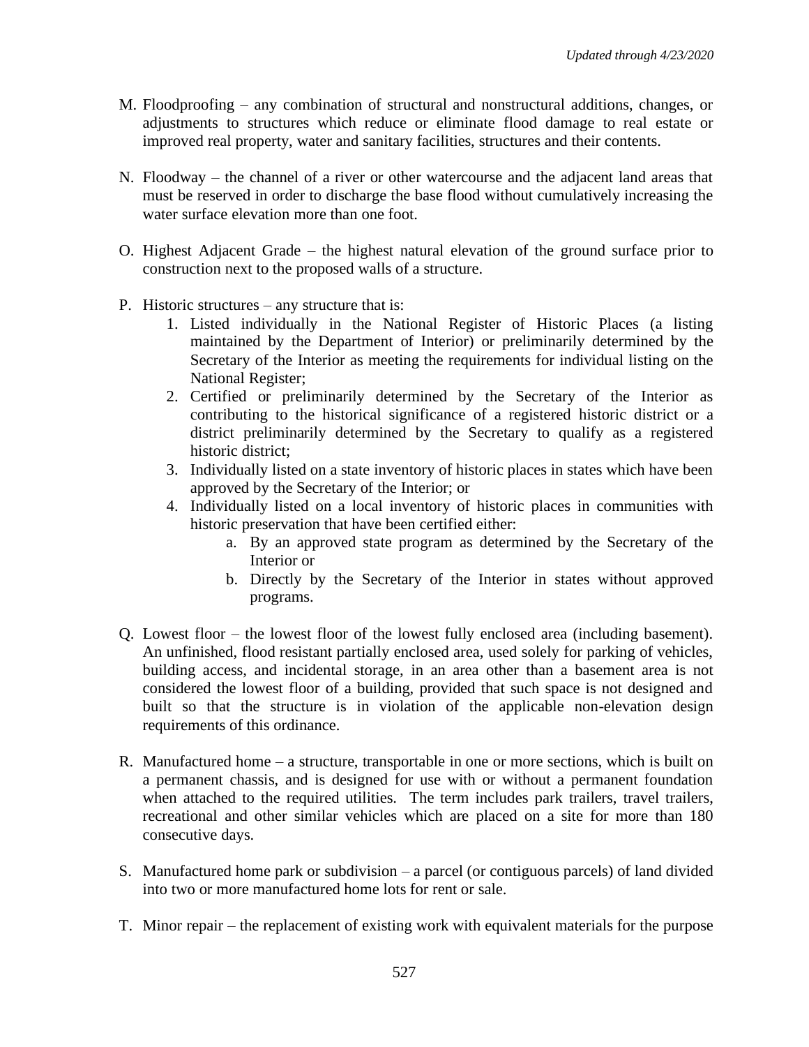M. Floodproofing – any combination of structural and nonstructural additions, changes, or adjustments to structures which reduce or eliminate flood damage to real estate or improved real property, water and sanitary facilities, structures and their contents.

N. Floodway – the channel of a river or other watercourse and the adjacent land areas that must be reserved in order to discharge the base flood without cumulatively increasing the water surface elevation more than one foot.

O. Highest Adjacent Grade – the highest natural elevation of the ground surface prior to construction next to the proposed walls of a structure.

P. Historic structures – any structure that is:
   1. Listed individually in the National Register of Historic Places (a listing maintained by the Department of Interior) or preliminarily determined by the Secretary of the Interior as meeting the requirements for individual listing on the National Register;
   2. Certified or preliminarily determined by the Secretary of the Interior as contributing to the historical significance of a registered historic district or a district preliminarily determined by the Secretary to qualify as a registered historic district;
   3. Individually listed on a state inventory of historic places in states which have been approved by the Secretary of the Interior; or
   4. Individually listed on a local inventory of historic places in communities with historic preservation that have been certified either:
      a. By an approved state program as determined by the Secretary of the Interior or
      b. Directly by the Secretary of the Interior in states without approved programs.

Q. Lowest floor – the lowest floor of the lowest fully enclosed area (including basement). An unfinished, flood resistant partially enclosed area, used solely for parking of vehicles, building access, and incidental storage, in an area other than a basement area is not considered the lowest floor of a building, provided that such space is not designed and built so that the structure is in violation of the applicable non-elevation design requirements of this ordinance.

R. Manufactured home – a structure, transportable in one or more sections, which is built on a permanent chassis, and is designed for use with or without a permanent foundation when attached to the required utilities. The term includes park trailers, travel trailers, recreational and other similar vehicles which are placed on a site for more than 180 consecutive days.

S. Manufactured home park or subdivision – a parcel (or contiguous parcels) of land divided into two or more manufactured home lots for rent or sale.

T. Minor repair – the replacement of existing work with equivalent materials for the purpose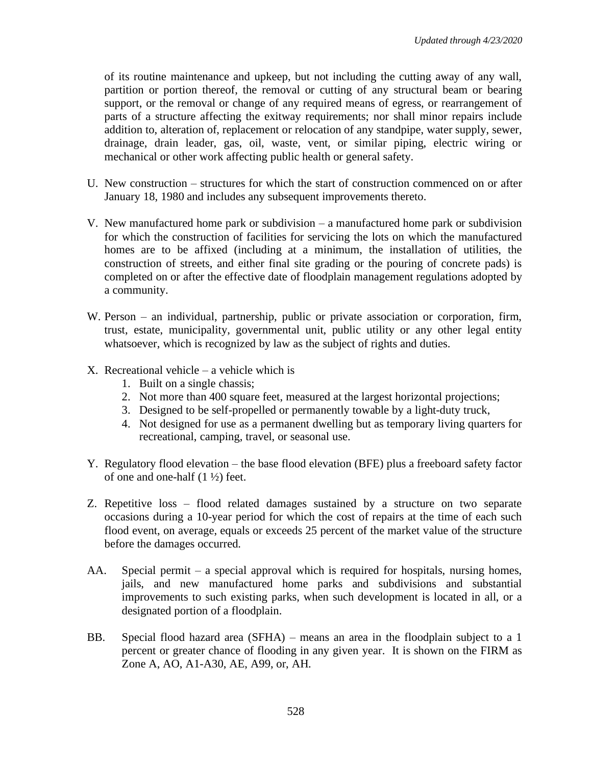of its routine maintenance and upkeep, but not including the cutting away of any wall, partition or portion thereof, the removal or cutting of any structural beam or bearing support, or the removal or change of any required means of egress, or rearrangement of parts of a structure affecting the exitway requirements; nor shall minor repairs include addition to, alteration of, replacement or relocation of any standpipe, water supply, sewer, drainage, drain leader, gas, oil, waste, vent, or similar piping, electric wiring or mechanical or other work affecting public health or general safety.

U. New construction – structures for which the start of construction commenced on or after January 18, 1980 and includes any subsequent improvements thereto.

V. New manufactured home park or subdivision – a manufactured home park or subdivision for which the construction of facilities for servicing the lots on which the manufactured homes are to be affixed (including at a minimum, the installation of utilities, the construction of streets, and either final site grading or the pouring of concrete pads) is completed on or after the effective date of floodplain management regulations adopted by a community.

W. Person – an individual, partnership, public or private association or corporation, firm, trust, estate, municipality, governmental unit, public utility or any other legal entity whatsoever, which is recognized by law as the subject of rights and duties.

X. Recreational vehicle – a vehicle which is
   1. Built on a single chassis;
   2. Not more than 400 square feet, measured at the largest horizontal projections;
   3. Designed to be self-propelled or permanently towable by a light-duty truck,
   4. Not designed for use as a permanent dwelling but as temporary living quarters for recreational, camping, travel, or seasonal use.

Y. Regulatory flood elevation – the base flood elevation (BFE) plus a freeboard safety factor of one and one-half (1 ½) feet.

Z. Repetitive loss – flood related damages sustained by a structure on two separate occasions during a 10-year period for which the cost of repairs at the time of each such flood event, on average, equals or exceeds 25 percent of the market value of the structure before the damages occurred.

AA. Special permit – a special approval which is required for hospitals, nursing homes, jails, and new manufactured home parks and subdivisions and substantial improvements to such existing parks, when such development is located in all, or a designated portion of a floodplain.

BB. Special flood hazard area (SFHA) – means an area in the floodplain subject to a 1 percent or greater chance of flooding in any given year. It is shown on the FIRM as Zone A, AO, A1-A30, AE, A99, or, AH.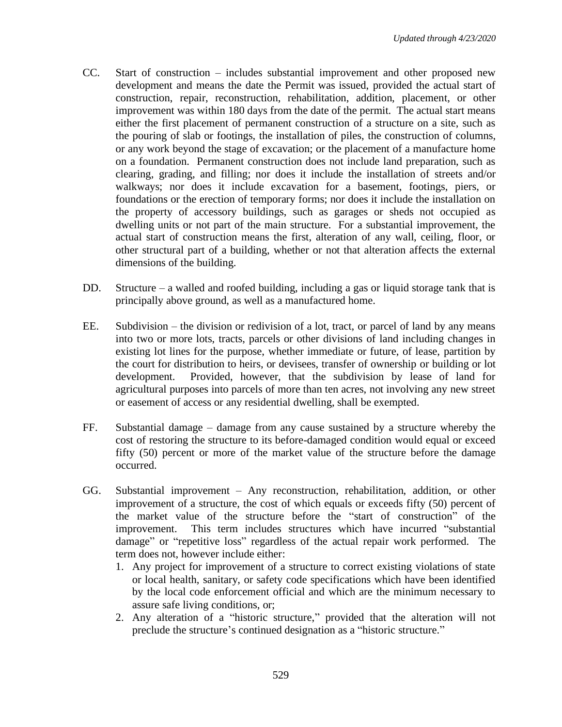CC. Start of construction – includes substantial improvement and other proposed new development and means the date the Permit was issued, provided the actual start of construction, repair, reconstruction, rehabilitation, addition, placement, or other improvement was within 180 days from the date of the permit. The actual start means either the first placement of permanent construction of a structure on a site, such as the pouring of slab or footings, the installation of piles, the construction of columns, or any work beyond the stage of excavation; or the placement of a manufacture home on a foundation. Permanent construction does not include land preparation, such as clearing, grading, and filling; nor does it include the installation of streets and/or walkways; nor does it include excavation for a basement, footings, piers, or foundations or the erection of temporary forms; nor does it include the installation on the property of accessory buildings, such as garages or sheds not occupied as dwelling units or not part of the main structure. For a substantial improvement, the actual start of construction means the first, alteration of any wall, ceiling, floor, or other structural part of a building, whether or not that alteration affects the external dimensions of the building.

DD. Structure – a walled and roofed building, including a gas or liquid storage tank that is principally above ground, as well as a manufactured home.

EE. Subdivision – the division or redivision of a lot, tract, or parcel of land by any means into two or more lots, tracts, parcels or other divisions of land including changes in existing lot lines for the purpose, whether immediate or future, of lease, partition by the court for distribution to heirs, or devisees, transfer of ownership or building or lot development. Provided, however, that the subdivision by lease of land for agricultural purposes into parcels of more than ten acres, not involving any new street or easement of access or any residential dwelling, shall be exempted.

FF. Substantial damage – damage from any cause sustained by a structure whereby the cost of restoring the structure to its before-damaged condition would equal or exceed fifty (50) percent or more of the market value of the structure before the damage occurred.

GG. Substantial improvement – Any reconstruction, rehabilitation, addition, or other improvement of a structure, the cost of which equals or exceeds fifty (50) percent of the market value of the structure before the "start of construction" of the improvement. This term includes structures which have incurred "substantial damage" or "repetitive loss" regardless of the actual repair work performed. The term does not, however include either:

1. Any project for improvement of a structure to correct existing violations of state or local health, sanitary, or safety code specifications which have been identified by the local code enforcement official and which are the minimum necessary to assure safe living conditions, or;
2. Any alteration of a "historic structure," provided that the alteration will not preclude the structure's continued designation as a "historic structure."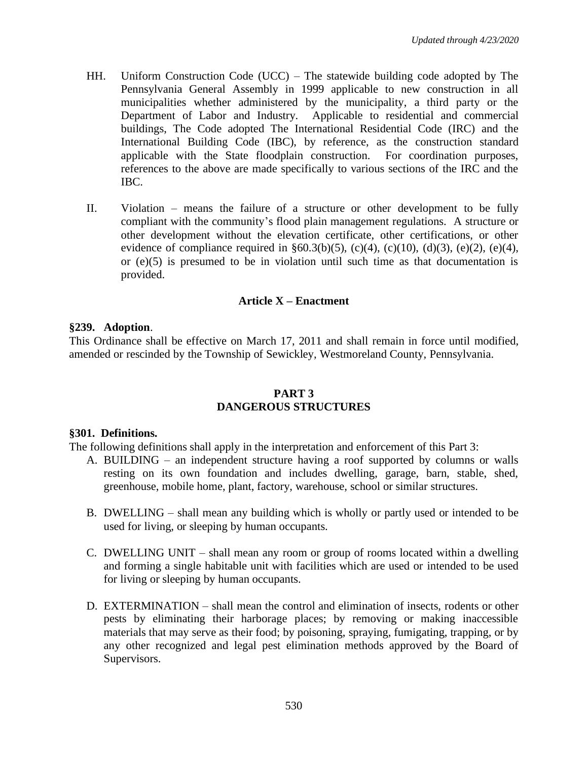HH. Uniform Construction Code (UCC) – The statewide building code adopted by The Pennsylvania General Assembly in 1999 applicable to new construction in all municipalities whether administered by the municipality, a third party or the Department of Labor and Industry. Applicable to residential and commercial buildings, The Code adopted The International Residential Code (IRC) and the International Building Code (IBC), by reference, as the construction standard applicable with the State floodplain construction. For coordination purposes, references to the above are made specifically to various sections of the IRC and the IBC.

II. Violation – means the failure of a structure or other development to be fully compliant with the community's flood plain management regulations. A structure or other development without the elevation certificate, other certifications, or other evidence of compliance required in §60.3(b)(5), (c)(4), (c)(10), (d)(3), (e)(2), (e)(4), or (e)(5) is presumed to be in violation until such time as that documentation is provided.

### Article X – Enactment

**§239. Adoption**.
This Ordinance shall be effective on March 17, 2011 and shall remain in force until modified, amended or rescinded by the Township of Sewickley, Westmoreland County, Pennsylvania.

## PART 3
## DANGEROUS STRUCTURES

**§301. Definitions.**
The following definitions shall apply in the interpretation and enforcement of this Part 3:

A. BUILDING – an independent structure having a roof supported by columns or walls resting on its own foundation and includes dwelling, garage, barn, stable, shed, greenhouse, mobile home, plant, factory, warehouse, school or similar structures.

B. DWELLING – shall mean any building which is wholly or partly used or intended to be used for living, or sleeping by human occupants.

C. DWELLING UNIT – shall mean any room or group of rooms located within a dwelling and forming a single habitable unit with facilities which are used or intended to be used for living or sleeping by human occupants.

D. EXTERMINATION – shall mean the control and elimination of insects, rodents or other pests by eliminating their harborage places; by removing or making inaccessible materials that may serve as their food; by poisoning, spraying, fumigating, trapping, or by any other recognized and legal pest elimination methods approved by the Board of Supervisors.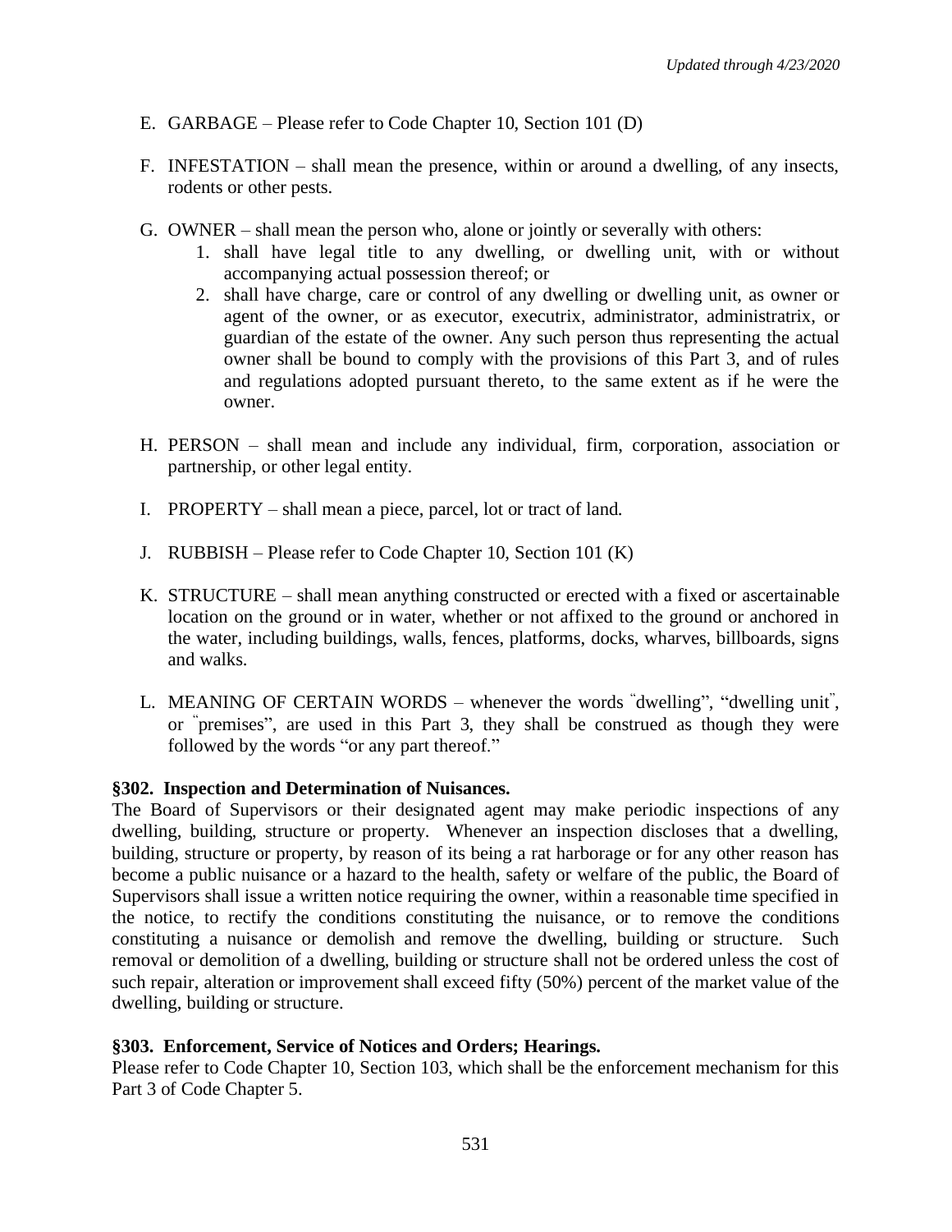E. GARBAGE – Please refer to Code Chapter 10, Section 101 (D)

F. INFESTATION – shall mean the presence, within or around a dwelling, of any insects, rodents or other pests.

G. OWNER – shall mean the person who, alone or jointly or severally with others:
   1. shall have legal title to any dwelling, or dwelling unit, with or without accompanying actual possession thereof; or
   2. shall have charge, care or control of any dwelling or dwelling unit, as owner or agent of the owner, or as executor, executrix, administrator, administratrix, or guardian of the estate of the owner. Any such person thus representing the actual owner shall be bound to comply with the provisions of this Part 3, and of rules and regulations adopted pursuant thereto, to the same extent as if he were the owner.

H. PERSON – shall mean and include any individual, firm, corporation, association or partnership, or other legal entity.

I. PROPERTY – shall mean a piece, parcel, lot or tract of land.

J. RUBBISH – Please refer to Code Chapter 10, Section 101 (K)

K. STRUCTURE – shall mean anything constructed or erected with a fixed or ascertainable location on the ground or in water, whether or not affixed to the ground or anchored in the water, including buildings, walls, fences, platforms, docks, wharves, billboards, signs and walks.

L. MEANING OF CERTAIN WORDS – whenever the words "dwelling", "dwelling unit", or "premises", are used in this Part 3, they shall be construed as though they were followed by the words "or any part thereof."

**§302. Inspection and Determination of Nuisances.**
The Board of Supervisors or their designated agent may make periodic inspections of any dwelling, building, structure or property. Whenever an inspection discloses that a dwelling, building, structure or property, by reason of its being a rat harborage or for any other reason has become a public nuisance or a hazard to the health, safety or welfare of the public, the Board of Supervisors shall issue a written notice requiring the owner, within a reasonable time specified in the notice, to rectify the conditions constituting the nuisance, or to remove the conditions constituting a nuisance or demolish and remove the dwelling, building or structure. Such removal or demolition of a dwelling, building or structure shall not be ordered unless the cost of such repair, alteration or improvement shall exceed fifty (50%) percent of the market value of the dwelling, building or structure.

**§303. Enforcement, Service of Notices and Orders; Hearings.**
Please refer to Code Chapter 10, Section 103, which shall be the enforcement mechanism for this Part 3 of Code Chapter 5.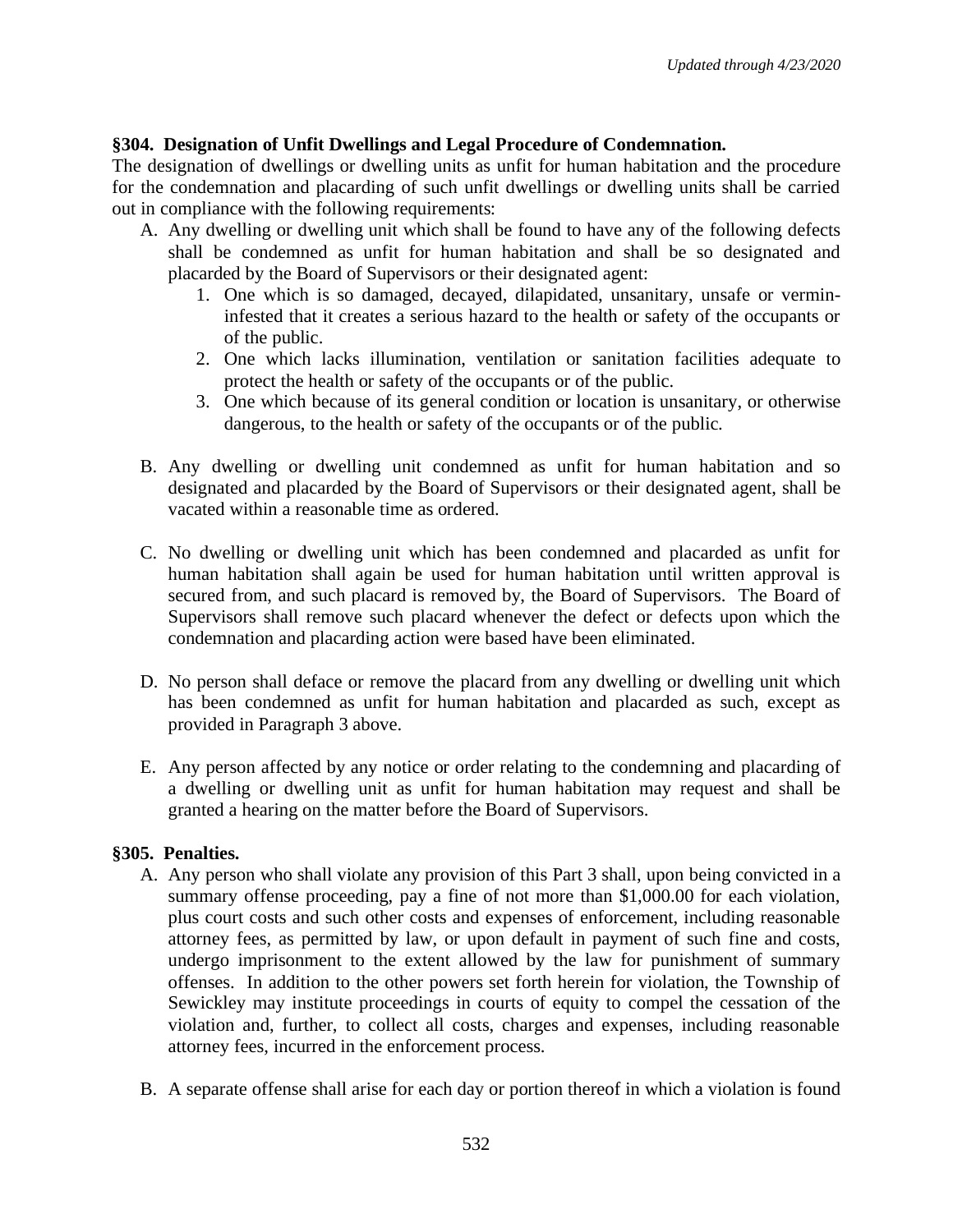## §304. Designation of Unfit Dwellings and Legal Procedure of Condemnation.

The designation of dwellings or dwelling units as unfit for human habitation and the procedure for the condemnation and placarding of such unfit dwellings or dwelling units shall be carried out in compliance with the following requirements:

A. Any dwelling or dwelling unit which shall be found to have any of the following defects shall be condemned as unfit for human habitation and shall be so designated and placarded by the Board of Supervisors or their designated agent:
   1. One which is so damaged, decayed, dilapidated, unsanitary, unsafe or vermin-infested that it creates a serious hazard to the health or safety of the occupants or of the public.
   2. One which lacks illumination, ventilation or sanitation facilities adequate to protect the health or safety of the occupants or of the public.
   3. One which because of its general condition or location is unsanitary, or otherwise dangerous, to the health or safety of the occupants or of the public.

B. Any dwelling or dwelling unit condemned as unfit for human habitation and so designated and placarded by the Board of Supervisors or their designated agent, shall be vacated within a reasonable time as ordered.

C. No dwelling or dwelling unit which has been condemned and placarded as unfit for human habitation shall again be used for human habitation until written approval is secured from, and such placard is removed by, the Board of Supervisors. The Board of Supervisors shall remove such placard whenever the defect or defects upon which the condemnation and placarding action were based have been eliminated.

D. No person shall deface or remove the placard from any dwelling or dwelling unit which has been condemned as unfit for human habitation and placarded as such, except as provided in Paragraph 3 above.

E. Any person affected by any notice or order relating to the condemning and placarding of a dwelling or dwelling unit as unfit for human habitation may request and shall be granted a hearing on the matter before the Board of Supervisors.

## §305. Penalties.

A. Any person who shall violate any provision of this Part 3 shall, upon being convicted in a summary offense proceeding, pay a fine of not more than $1,000.00 for each violation, plus court costs and such other costs and expenses of enforcement, including reasonable attorney fees, as permitted by law, or upon default in payment of such fine and costs, undergo imprisonment to the extent allowed by the law for punishment of summary offenses. In addition to the other powers set forth herein for violation, the Township of Sewickley may institute proceedings in courts of equity to compel the cessation of the violation and, further, to collect all costs, charges and expenses, including reasonable attorney fees, incurred in the enforcement process.

B. A separate offense shall arise for each day or portion thereof in which a violation is found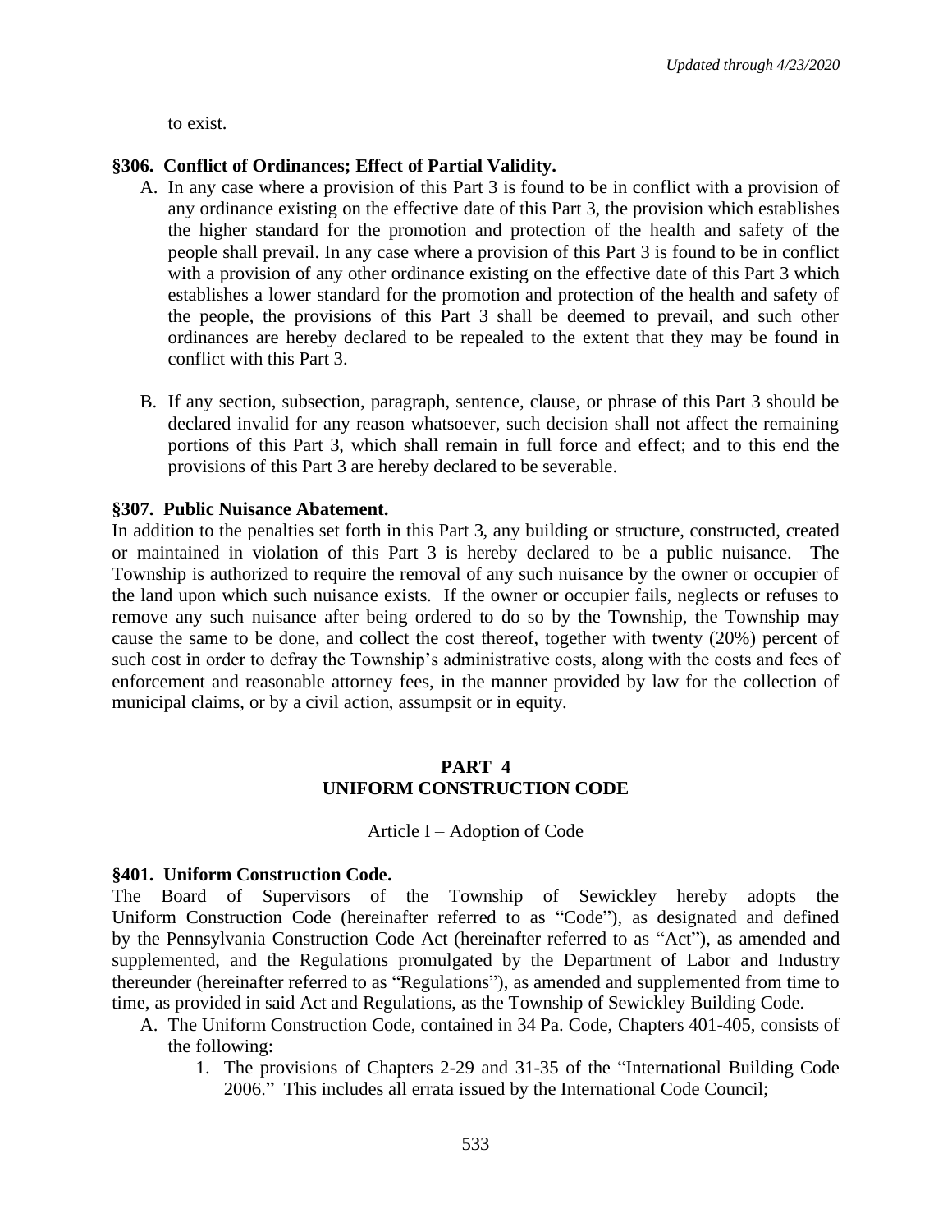to exist.

**§306. Conflict of Ordinances; Effect of Partial Validity.**

A. In any case where a provision of this Part 3 is found to be in conflict with a provision of any ordinance existing on the effective date of this Part 3, the provision which establishes the higher standard for the promotion and protection of the health and safety of the people shall prevail. In any case where a provision of this Part 3 is found to be in conflict with a provision of any other ordinance existing on the effective date of this Part 3 which establishes a lower standard for the promotion and protection of the health and safety of the people, the provisions of this Part 3 shall be deemed to prevail, and such other ordinances are hereby declared to be repealed to the extent that they may be found in conflict with this Part 3.

B. If any section, subsection, paragraph, sentence, clause, or phrase of this Part 3 should be declared invalid for any reason whatsoever, such decision shall not affect the remaining portions of this Part 3, which shall remain in full force and effect; and to this end the provisions of this Part 3 are hereby declared to be severable.

**§307. Public Nuisance Abatement.**

In addition to the penalties set forth in this Part 3, any building or structure, constructed, created or maintained in violation of this Part 3 is hereby declared to be a public nuisance. The Township is authorized to require the removal of any such nuisance by the owner or occupier of the land upon which such nuisance exists. If the owner or occupier fails, neglects or refuses to remove any such nuisance after being ordered to do so by the Township, the Township may cause the same to be done, and collect the cost thereof, together with twenty (20%) percent of such cost in order to defray the Township's administrative costs, along with the costs and fees of enforcement and reasonable attorney fees, in the manner provided by law for the collection of municipal claims, or by a civil action, assumpsit or in equity.

## PART 4
## UNIFORM CONSTRUCTION CODE

Article I – Adoption of Code

**§401. Uniform Construction Code.**

The Board of Supervisors of the Township of Sewickley hereby adopts the Uniform Construction Code (hereinafter referred to as "Code"), as designated and defined by the Pennsylvania Construction Code Act (hereinafter referred to as "Act"), as amended and supplemented, and the Regulations promulgated by the Department of Labor and Industry thereunder (hereinafter referred to as "Regulations"), as amended and supplemented from time to time, as provided in said Act and Regulations, as the Township of Sewickley Building Code.

A. The Uniform Construction Code, contained in 34 Pa. Code, Chapters 401-405, consists of the following:

   1. The provisions of Chapters 2-29 and 31-35 of the "International Building Code 2006." This includes all errata issued by the International Code Council;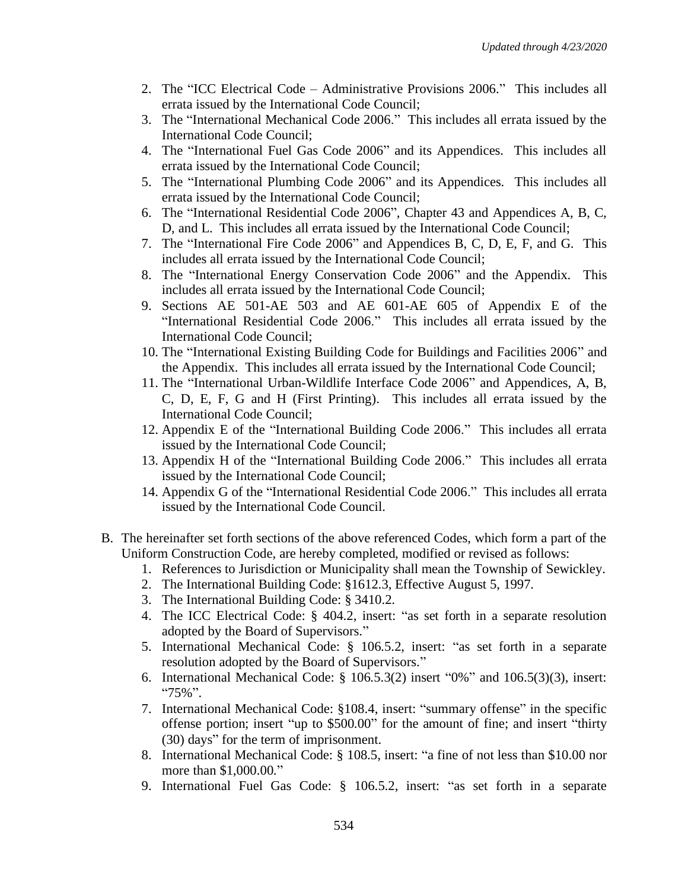2. The "ICC Electrical Code – Administrative Provisions 2006." This includes all errata issued by the International Code Council;
3. The "International Mechanical Code 2006." This includes all errata issued by the International Code Council;
4. The "International Fuel Gas Code 2006" and its Appendices. This includes all errata issued by the International Code Council;
5. The "International Plumbing Code 2006" and its Appendices. This includes all errata issued by the International Code Council;
6. The "International Residential Code 2006", Chapter 43 and Appendices A, B, C, D, and L. This includes all errata issued by the International Code Council;
7. The "International Fire Code 2006" and Appendices B, C, D, E, F, and G. This includes all errata issued by the International Code Council;
8. The "International Energy Conservation Code 2006" and the Appendix. This includes all errata issued by the International Code Council;
9. Sections AE 501-AE 503 and AE 601-AE 605 of Appendix E of the "International Residential Code 2006." This includes all errata issued by the International Code Council;
10. The "International Existing Building Code for Buildings and Facilities 2006" and the Appendix. This includes all errata issued by the International Code Council;
11. The "International Urban-Wildlife Interface Code 2006" and Appendices, A, B, C, D, E, F, G and H (First Printing). This includes all errata issued by the International Code Council;
12. Appendix E of the "International Building Code 2006." This includes all errata issued by the International Code Council;
13. Appendix H of the "International Building Code 2006." This includes all errata issued by the International Code Council;
14. Appendix G of the "International Residential Code 2006." This includes all errata issued by the International Code Council.

B. The hereinafter set forth sections of the above referenced Codes, which form a part of the Uniform Construction Code, are hereby completed, modified or revised as follows:
    1. References to Jurisdiction or Municipality shall mean the Township of Sewickley.
    2. The International Building Code: §1612.3, Effective August 5, 1997.
    3. The International Building Code: § 3410.2.
    4. The ICC Electrical Code: § 404.2, insert: "as set forth in a separate resolution adopted by the Board of Supervisors."
    5. International Mechanical Code: § 106.5.2, insert: "as set forth in a separate resolution adopted by the Board of Supervisors."
    6. International Mechanical Code: § 106.5.3(2) insert "0%" and 106.5(3)(3), insert: "75%".
    7. International Mechanical Code: §108.4, insert: "summary offense" in the specific offense portion; insert "up to $500.00" for the amount of fine; and insert "thirty (30) days" for the term of imprisonment.
    8. International Mechanical Code: § 108.5, insert: "a fine of not less than $10.00 nor more than $1,000.00."
    9. International Fuel Gas Code: § 106.5.2, insert: "as set forth in a separate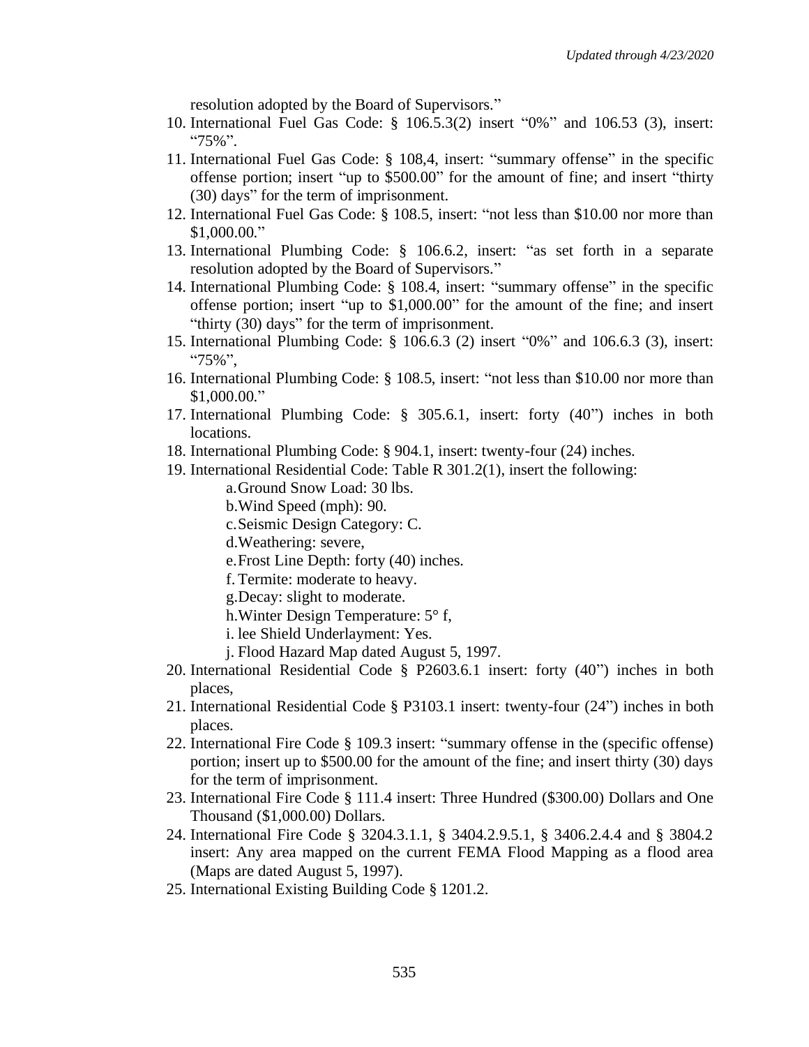resolution adopted by the Board of Supervisors."

10. International Fuel Gas Code: § 106.5.3(2) insert "0%" and 106.53 (3), insert: "75%".
11. International Fuel Gas Code: § 108,4, insert: "summary offense" in the specific offense portion; insert "up to $500.00" for the amount of fine; and insert "thirty (30) days" for the term of imprisonment.
12. International Fuel Gas Code: § 108.5, insert: "not less than $10.00 nor more than $1,000.00."
13. International Plumbing Code: § 106.6.2, insert: "as set forth in a separate resolution adopted by the Board of Supervisors."
14. International Plumbing Code: § 108.4, insert: "summary offense" in the specific offense portion; insert "up to $1,000.00" for the amount of the fine; and insert "thirty (30) days" for the term of imprisonment.
15. International Plumbing Code: § 106.6.3 (2) insert "0%" and 106.6.3 (3), insert: "75%",
16. International Plumbing Code: § 108.5, insert: "not less than $10.00 nor more than $1,000.00."
17. International Plumbing Code: § 305.6.1, insert: forty (40") inches in both locations.
18. International Plumbing Code: § 904.1, insert: twenty-four (24) inches.
19. International Residential Code: Table R 301.2(1), insert the following:
    a. Ground Snow Load: 30 lbs.
    b. Wind Speed (mph): 90.
    c. Seismic Design Category: C.
    d. Weathering: severe,
    e. Frost Line Depth: forty (40) inches.
    f. Termite: moderate to heavy.
    g. Decay: slight to moderate.
    h. Winter Design Temperature: 5° f,
    i. lee Shield Underlayment: Yes.
    j. Flood Hazard Map dated August 5, 1997.
20. International Residential Code § P2603.6.1 insert: forty (40") inches in both places,
21. International Residential Code § P3103.1 insert: twenty-four (24") inches in both places.
22. International Fire Code § 109.3 insert: "summary offense in the (specific offense) portion; insert up to $500.00 for the amount of the fine; and insert thirty (30) days for the term of imprisonment.
23. International Fire Code § 111.4 insert: Three Hundred ($300.00) Dollars and One Thousand ($1,000.00) Dollars.
24. International Fire Code § 3204.3.1.1, § 3404.2.9.5.1, § 3406.2.4.4 and § 3804.2 insert: Any area mapped on the current FEMA Flood Mapping as a flood area (Maps are dated August 5, 1997).
25. International Existing Building Code § 1201.2.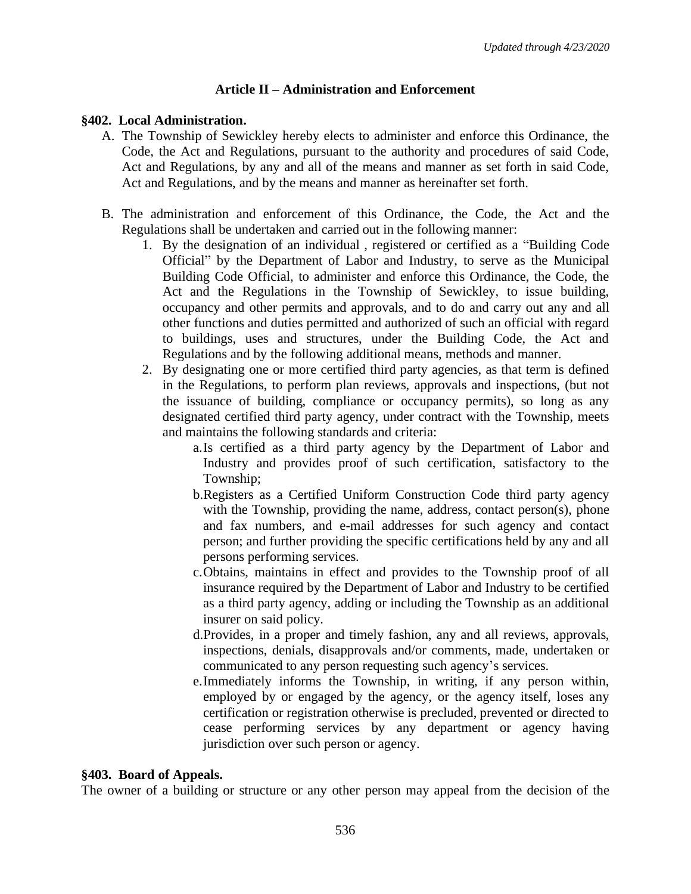## Article II – Administration and Enforcement

### §402. Local Administration.

A. The Township of Sewickley hereby elects to administer and enforce this Ordinance, the Code, the Act and Regulations, pursuant to the authority and procedures of said Code, Act and Regulations, by any and all of the means and manner as set forth in said Code, Act and Regulations, and by the means and manner as hereinafter set forth.

B. The administration and enforcement of this Ordinance, the Code, the Act and the Regulations shall be undertaken and carried out in the following manner:

   1. By the designation of an individual , registered or certified as a "Building Code Official" by the Department of Labor and Industry, to serve as the Municipal Building Code Official, to administer and enforce this Ordinance, the Code, the Act and the Regulations in the Township of Sewickley, to issue building, occupancy and other permits and approvals, and to do and carry out any and all other functions and duties permitted and authorized of such an official with regard to buildings, uses and structures, under the Building Code, the Act and Regulations and by the following additional means, methods and manner.
   2. By designating one or more certified third party agencies, as that term is defined in the Regulations, to perform plan reviews, approvals and inspections, (but not the issuance of building, compliance or occupancy permits), so long as any designated certified third party agency, under contract with the Township, meets and maintains the following standards and criteria:
      a. Is certified as a third party agency by the Department of Labor and Industry and provides proof of such certification, satisfactory to the Township;
      b. Registers as a Certified Uniform Construction Code third party agency with the Township, providing the name, address, contact person(s), phone and fax numbers, and e-mail addresses for such agency and contact person; and further providing the specific certifications held by any and all persons performing services.
      c. Obtains, maintains in effect and provides to the Township proof of all insurance required by the Department of Labor and Industry to be certified as a third party agency, adding or including the Township as an additional insurer on said policy.
      d. Provides, in a proper and timely fashion, any and all reviews, approvals, inspections, denials, disapprovals and/or comments, made, undertaken or communicated to any person requesting such agency's services.
      e. Immediately informs the Township, in writing, if any person within, employed by or engaged by the agency, or the agency itself, loses any certification or registration otherwise is precluded, prevented or directed to cease performing services by any department or agency having jurisdiction over such person or agency.

### §403. Board of Appeals.

The owner of a building or structure or any other person may appeal from the decision of the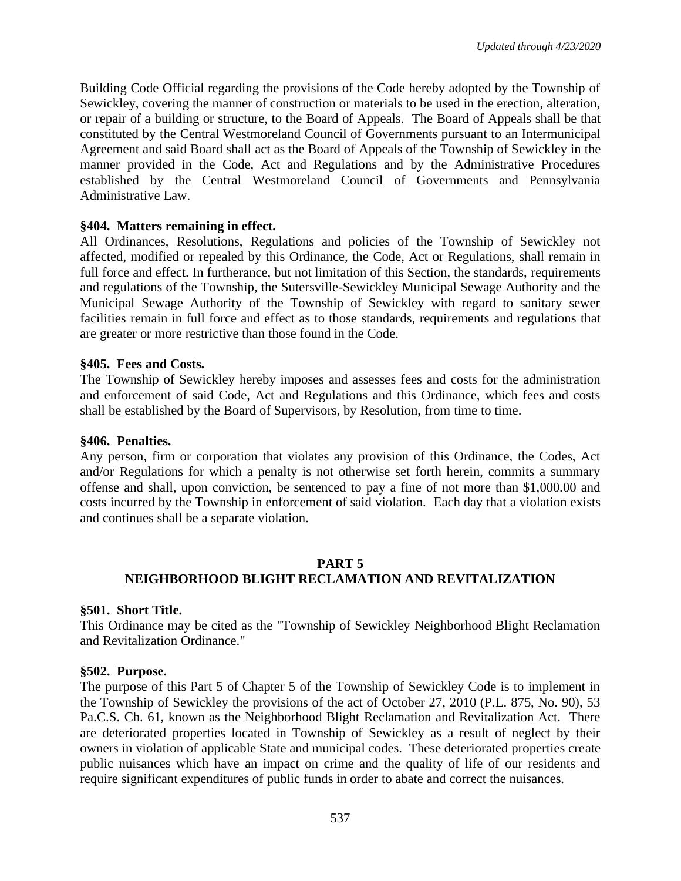Building Code Official regarding the provisions of the Code hereby adopted by the Township of Sewickley, covering the manner of construction or materials to be used in the erection, alteration, or repair of a building or structure, to the Board of Appeals. The Board of Appeals shall be that constituted by the Central Westmoreland Council of Governments pursuant to an Intermunicipal Agreement and said Board shall act as the Board of Appeals of the Township of Sewickley in the manner provided in the Code, Act and Regulations and by the Administrative Procedures established by the Central Westmoreland Council of Governments and Pennsylvania Administrative Law.

**§404. Matters remaining in effect.**

All Ordinances, Resolutions, Regulations and policies of the Township of Sewickley not affected, modified or repealed by this Ordinance, the Code, Act or Regulations, shall remain in full force and effect. In furtherance, but not limitation of this Section, the standards, requirements and regulations of the Township, the Sutersville-Sewickley Municipal Sewage Authority and the Municipal Sewage Authority of the Township of Sewickley with regard to sanitary sewer facilities remain in full force and effect as to those standards, requirements and regulations that are greater or more restrictive than those found in the Code.

**§405. Fees and Costs.**

The Township of Sewickley hereby imposes and assesses fees and costs for the administration and enforcement of said Code, Act and Regulations and this Ordinance, which fees and costs shall be established by the Board of Supervisors, by Resolution, from time to time.

**§406. Penalties.**

Any person, firm or corporation that violates any provision of this Ordinance, the Codes, Act and/or Regulations for which a penalty is not otherwise set forth herein, commits a summary offense and shall, upon conviction, be sentenced to pay a fine of not more than $1,000.00 and costs incurred by the Township in enforcement of said violation. Each day that a violation exists and continues shall be a separate violation.

## PART 5
## NEIGHBORHOOD BLIGHT RECLAMATION AND REVITALIZATION

**§501. Short Title.**

This Ordinance may be cited as the "Township of Sewickley Neighborhood Blight Reclamation and Revitalization Ordinance."

**§502. Purpose.**

The purpose of this Part 5 of Chapter 5 of the Township of Sewickley Code is to implement in the Township of Sewickley the provisions of the act of October 27, 2010 (P.L. 875, No. 90), 53 Pa.C.S. Ch. 61, known as the Neighborhood Blight Reclamation and Revitalization Act. There are deteriorated properties located in Township of Sewickley as a result of neglect by their owners in violation of applicable State and municipal codes. These deteriorated properties create public nuisances which have an impact on crime and the quality of life of our residents and require significant expenditures of public funds in order to abate and correct the nuisances.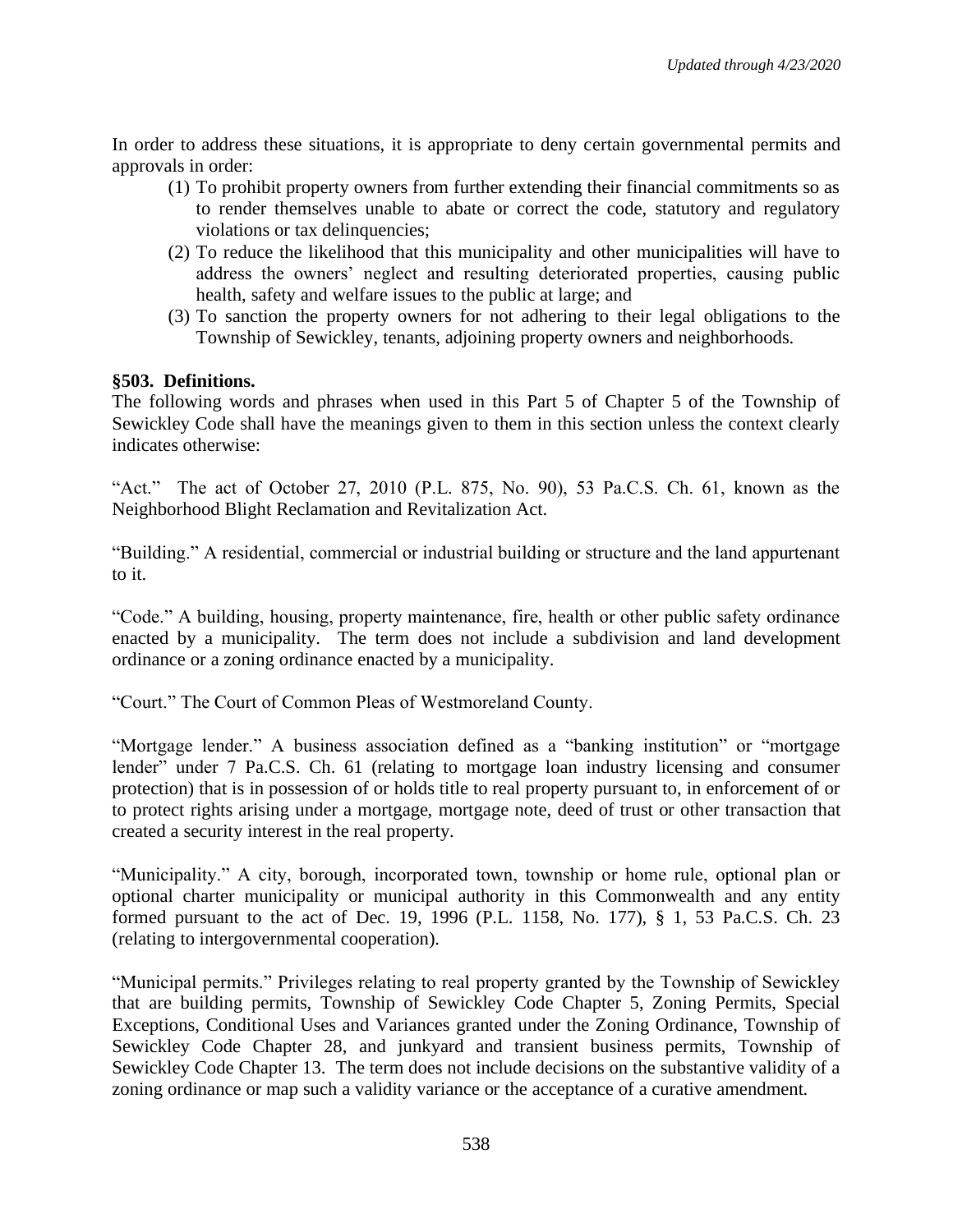In order to address these situations, it is appropriate to deny certain governmental permits and approvals in order:

(1) To prohibit property owners from further extending their financial commitments so as to render themselves unable to abate or correct the code, statutory and regulatory violations or tax delinquencies;

(2) To reduce the likelihood that this municipality and other municipalities will have to address the owners' neglect and resulting deteriorated properties, causing public health, safety and welfare issues to the public at large; and

(3) To sanction the property owners for not adhering to their legal obligations to the Township of Sewickley, tenants, adjoining property owners and neighborhoods.

**§503. Definitions.**

The following words and phrases when used in this Part 5 of Chapter 5 of the Township of Sewickley Code shall have the meanings given to them in this section unless the context clearly indicates otherwise:

"Act." The act of October 27, 2010 (P.L. 875, No. 90), 53 Pa.C.S. Ch. 61, known as the Neighborhood Blight Reclamation and Revitalization Act.

"Building." A residential, commercial or industrial building or structure and the land appurtenant to it.

"Code." A building, housing, property maintenance, fire, health or other public safety ordinance enacted by a municipality. The term does not include a subdivision and land development ordinance or a zoning ordinance enacted by a municipality.

"Court." The Court of Common Pleas of Westmoreland County.

"Mortgage lender." A business association defined as a "banking institution" or "mortgage lender" under 7 Pa.C.S. Ch. 61 (relating to mortgage loan industry licensing and consumer protection) that is in possession of or holds title to real property pursuant to, in enforcement of or to protect rights arising under a mortgage, mortgage note, deed of trust or other transaction that created a security interest in the real property.

"Municipality." A city, borough, incorporated town, township or home rule, optional plan or optional charter municipality or municipal authority in this Commonwealth and any entity formed pursuant to the act of Dec. 19, 1996 (P.L. 1158, No. 177), § 1, 53 Pa.C.S. Ch. 23 (relating to intergovernmental cooperation).

"Municipal permits." Privileges relating to real property granted by the Township of Sewickley that are building permits, Township of Sewickley Code Chapter 5, Zoning Permits, Special Exceptions, Conditional Uses and Variances granted under the Zoning Ordinance, Township of Sewickley Code Chapter 28, and junkyard and transient business permits, Township of Sewickley Code Chapter 13. The term does not include decisions on the substantive validity of a zoning ordinance or map such a validity variance or the acceptance of a curative amendment.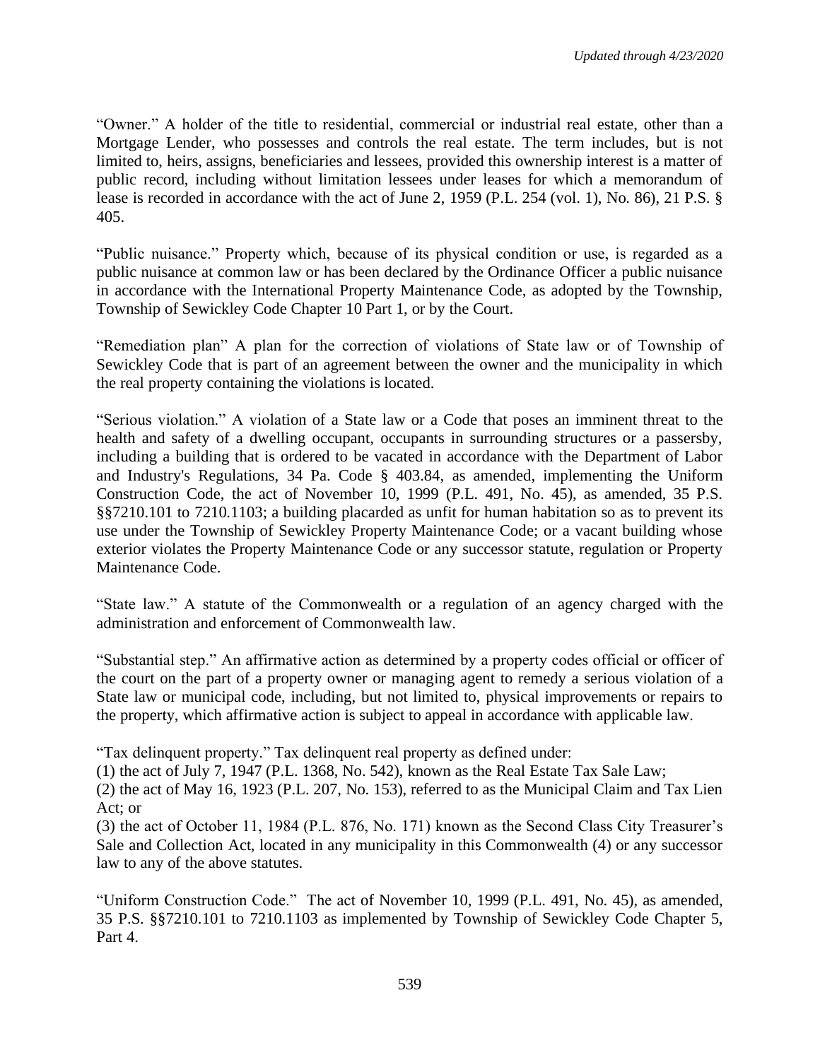"Owner." A holder of the title to residential, commercial or industrial real estate, other than a Mortgage Lender, who possesses and controls the real estate. The term includes, but is not limited to, heirs, assigns, beneficiaries and lessees, provided this ownership interest is a matter of public record, including without limitation lessees under leases for which a memorandum of lease is recorded in accordance with the act of June 2, 1959 (P.L. 254 (vol. 1), No. 86), 21 P.S. § 405.

"Public nuisance." Property which, because of its physical condition or use, is regarded as a public nuisance at common law or has been declared by the Ordinance Officer a public nuisance in accordance with the International Property Maintenance Code, as adopted by the Township, Township of Sewickley Code Chapter 10 Part 1, or by the Court.

"Remediation plan" A plan for the correction of violations of State law or of Township of Sewickley Code that is part of an agreement between the owner and the municipality in which the real property containing the violations is located.

"Serious violation." A violation of a State law or a Code that poses an imminent threat to the health and safety of a dwelling occupant, occupants in surrounding structures or a passersby, including a building that is ordered to be vacated in accordance with the Department of Labor and Industry's Regulations, 34 Pa. Code § 403.84, as amended, implementing the Uniform Construction Code, the act of November 10, 1999 (P.L. 491, No. 45), as amended, 35 P.S. §§7210.101 to 7210.1103; a building placarded as unfit for human habitation so as to prevent its use under the Township of Sewickley Property Maintenance Code; or a vacant building whose exterior violates the Property Maintenance Code or any successor statute, regulation or Property Maintenance Code.

"State law." A statute of the Commonwealth or a regulation of an agency charged with the administration and enforcement of Commonwealth law.

"Substantial step." An affirmative action as determined by a property codes official or officer of the court on the part of a property owner or managing agent to remedy a serious violation of a State law or municipal code, including, but not limited to, physical improvements or repairs to the property, which affirmative action is subject to appeal in accordance with applicable law.

"Tax delinquent property." Tax delinquent real property as defined under:
(1) the act of July 7, 1947 (P.L. 1368, No. 542), known as the Real Estate Tax Sale Law;
(2) the act of May 16, 1923 (P.L. 207, No. 153), referred to as the Municipal Claim and Tax Lien Act; or
(3) the act of October 11, 1984 (P.L. 876, No. 171) known as the Second Class City Treasurer's Sale and Collection Act, located in any municipality in this Commonwealth (4) or any successor law to any of the above statutes.

"Uniform Construction Code." The act of November 10, 1999 (P.L. 491, No. 45), as amended, 35 P.S. §§7210.101 to 7210.1103 as implemented by Township of Sewickley Code Chapter 5, Part 4.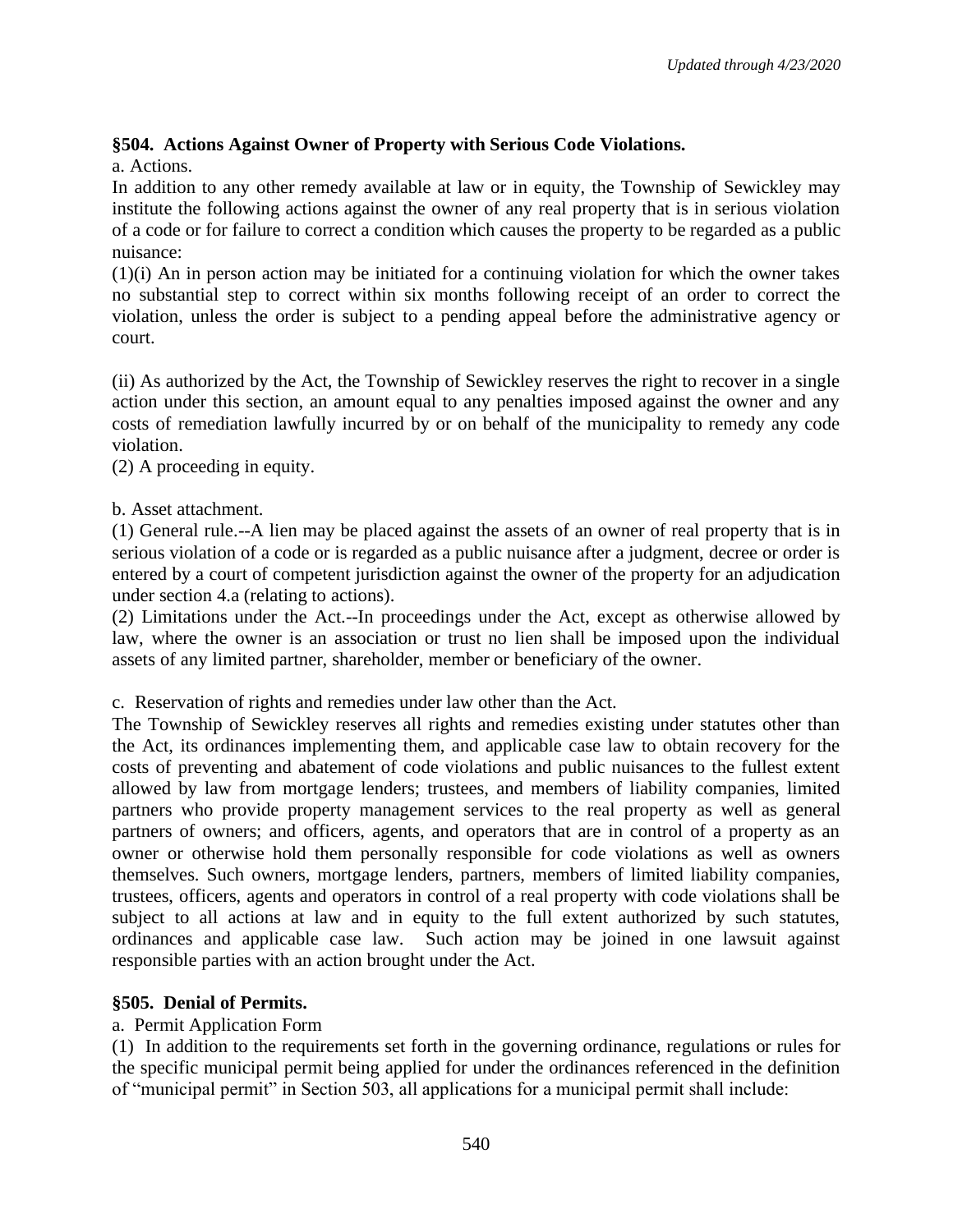### §504. Actions Against Owner of Property with Serious Code Violations.

a. Actions.

In addition to any other remedy available at law or in equity, the Township of Sewickley may institute the following actions against the owner of any real property that is in serious violation of a code or for failure to correct a condition which causes the property to be regarded as a public nuisance:

(1)(i) An in person action may be initiated for a continuing violation for which the owner takes no substantial step to correct within six months following receipt of an order to correct the violation, unless the order is subject to a pending appeal before the administrative agency or court.

(ii) As authorized by the Act, the Township of Sewickley reserves the right to recover in a single action under this section, an amount equal to any penalties imposed against the owner and any costs of remediation lawfully incurred by or on behalf of the municipality to remedy any code violation.

(2) A proceeding in equity.

b. Asset attachment.

(1) General rule.--A lien may be placed against the assets of an owner of real property that is in serious violation of a code or is regarded as a public nuisance after a judgment, decree or order is entered by a court of competent jurisdiction against the owner of the property for an adjudication under section 4.a (relating to actions).

(2) Limitations under the Act.--In proceedings under the Act, except as otherwise allowed by law, where the owner is an association or trust no lien shall be imposed upon the individual assets of any limited partner, shareholder, member or beneficiary of the owner.

c. Reservation of rights and remedies under law other than the Act.

The Township of Sewickley reserves all rights and remedies existing under statutes other than the Act, its ordinances implementing them, and applicable case law to obtain recovery for the costs of preventing and abatement of code violations and public nuisances to the fullest extent allowed by law from mortgage lenders; trustees, and members of liability companies, limited partners who provide property management services to the real property as well as general partners of owners; and officers, agents, and operators that are in control of a property as an owner or otherwise hold them personally responsible for code violations as well as owners themselves. Such owners, mortgage lenders, partners, members of limited liability companies, trustees, officers, agents and operators in control of a real property with code violations shall be subject to all actions at law and in equity to the full extent authorized by such statutes, ordinances and applicable case law. Such action may be joined in one lawsuit against responsible parties with an action brought under the Act.

### §505. Denial of Permits.

a. Permit Application Form

(1) In addition to the requirements set forth in the governing ordinance, regulations or rules for the specific municipal permit being applied for under the ordinances referenced in the definition of "municipal permit" in Section 503, all applications for a municipal permit shall include: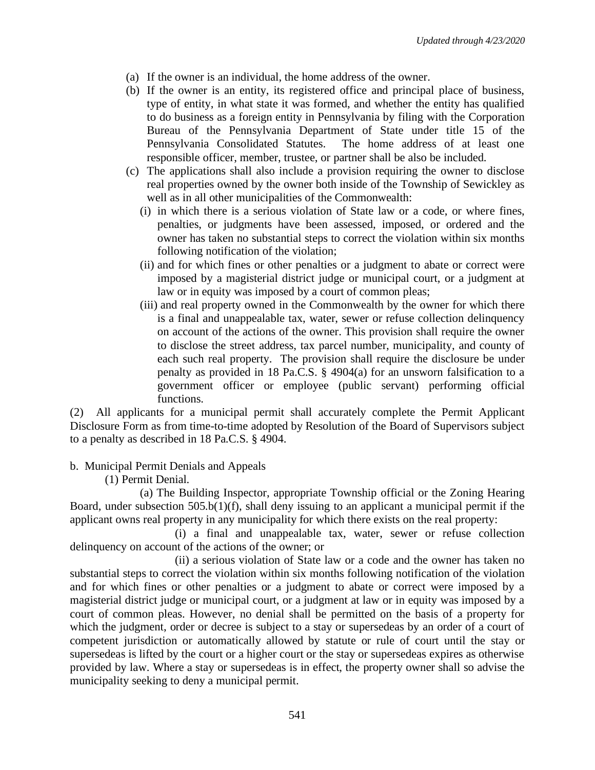(a) If the owner is an individual, the home address of the owner.

(b) If the owner is an entity, its registered office and principal place of business, type of entity, in what state it was formed, and whether the entity has qualified to do business as a foreign entity in Pennsylvania by filing with the Corporation Bureau of the Pennsylvania Department of State under title 15 of the Pennsylvania Consolidated Statutes. The home address of at least one responsible officer, member, trustee, or partner shall be also be included.

(c) The applications shall also include a provision requiring the owner to disclose real properties owned by the owner both inside of the Township of Sewickley as well as in all other municipalities of the Commonwealth:

(i) in which there is a serious violation of State law or a code, or where fines, penalties, or judgments have been assessed, imposed, or ordered and the owner has taken no substantial steps to correct the violation within six months following notification of the violation;

(ii) and for which fines or other penalties or a judgment to abate or correct were imposed by a magisterial district judge or municipal court, or a judgment at law or in equity was imposed by a court of common pleas;

(iii) and real property owned in the Commonwealth by the owner for which there is a final and unappealable tax, water, sewer or refuse collection delinquency on account of the actions of the owner. This provision shall require the owner to disclose the street address, tax parcel number, municipality, and county of each such real property. The provision shall require the disclosure be under penalty as provided in 18 Pa.C.S. § 4904(a) for an unsworn falsification to a government officer or employee (public servant) performing official functions.

(2) All applicants for a municipal permit shall accurately complete the Permit Applicant Disclosure Form as from time-to-time adopted by Resolution of the Board of Supervisors subject to a penalty as described in 18 Pa.C.S. § 4904.

b. Municipal Permit Denials and Appeals

(1) Permit Denial.

(a) The Building Inspector, appropriate Township official or the Zoning Hearing Board, under subsection 505.b(1)(f), shall deny issuing to an applicant a municipal permit if the applicant owns real property in any municipality for which there exists on the real property:

(i) a final and unappealable tax, water, sewer or refuse collection delinquency on account of the actions of the owner; or

(ii) a serious violation of State law or a code and the owner has taken no substantial steps to correct the violation within six months following notification of the violation and for which fines or other penalties or a judgment to abate or correct were imposed by a magisterial district judge or municipal court, or a judgment at law or in equity was imposed by a court of common pleas. However, no denial shall be permitted on the basis of a property for which the judgment, order or decree is subject to a stay or supersedeas by an order of a court of competent jurisdiction or automatically allowed by statute or rule of court until the stay or supersedeas is lifted by the court or a higher court or the stay or supersedeas expires as otherwise provided by law. Where a stay or supersedeas is in effect, the property owner shall so advise the municipality seeking to deny a municipal permit.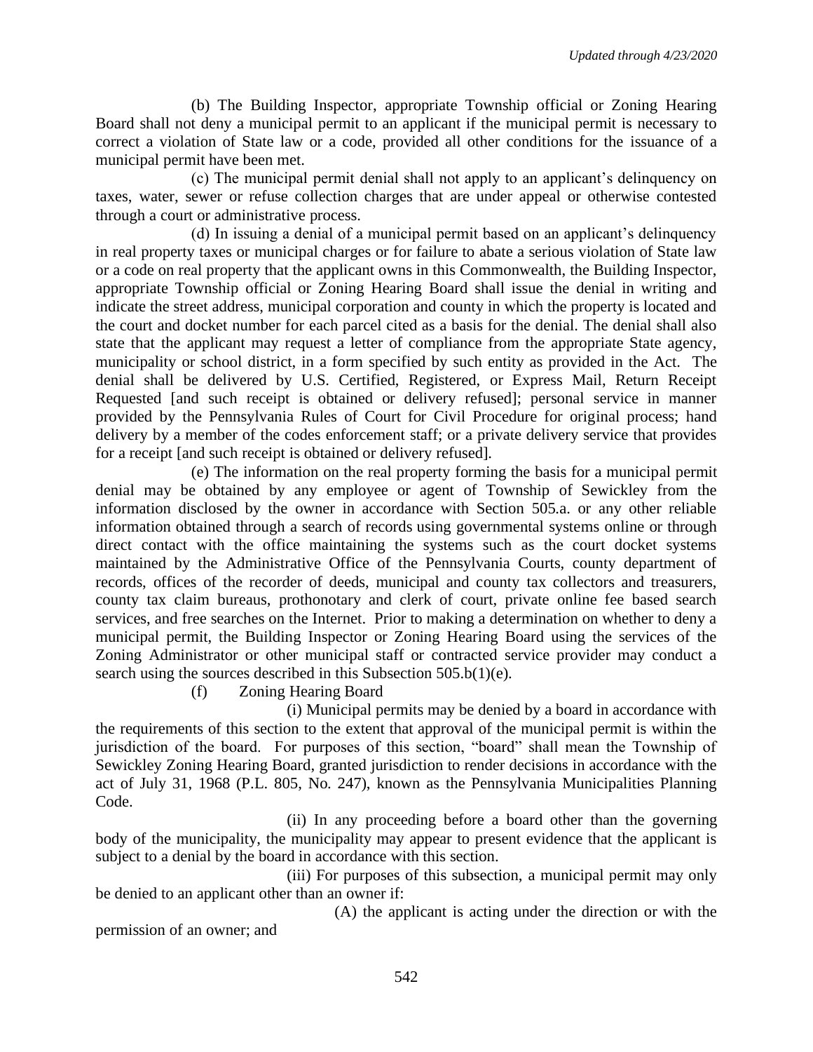(b) The Building Inspector, appropriate Township official or Zoning Hearing Board shall not deny a municipal permit to an applicant if the municipal permit is necessary to correct a violation of State law or a code, provided all other conditions for the issuance of a municipal permit have been met.

(c) The municipal permit denial shall not apply to an applicant's delinquency on taxes, water, sewer or refuse collection charges that are under appeal or otherwise contested through a court or administrative process.

(d) In issuing a denial of a municipal permit based on an applicant's delinquency in real property taxes or municipal charges or for failure to abate a serious violation of State law or a code on real property that the applicant owns in this Commonwealth, the Building Inspector, appropriate Township official or Zoning Hearing Board shall issue the denial in writing and indicate the street address, municipal corporation and county in which the property is located and the court and docket number for each parcel cited as a basis for the denial. The denial shall also state that the applicant may request a letter of compliance from the appropriate State agency, municipality or school district, in a form specified by such entity as provided in the Act. The denial shall be delivered by U.S. Certified, Registered, or Express Mail, Return Receipt Requested [and such receipt is obtained or delivery refused]; personal service in manner provided by the Pennsylvania Rules of Court for Civil Procedure for original process; hand delivery by a member of the codes enforcement staff; or a private delivery service that provides for a receipt [and such receipt is obtained or delivery refused].

(e) The information on the real property forming the basis for a municipal permit denial may be obtained by any employee or agent of Township of Sewickley from the information disclosed by the owner in accordance with Section 505.a. or any other reliable information obtained through a search of records using governmental systems online or through direct contact with the office maintaining the systems such as the court docket systems maintained by the Administrative Office of the Pennsylvania Courts, county department of records, offices of the recorder of deeds, municipal and county tax collectors and treasurers, county tax claim bureaus, prothonotary and clerk of court, private online fee based search services, and free searches on the Internet. Prior to making a determination on whether to deny a municipal permit, the Building Inspector or Zoning Hearing Board using the services of the Zoning Administrator or other municipal staff or contracted service provider may conduct a search using the sources described in this Subsection 505.b(1)(e).

(f) Zoning Hearing Board

(i) Municipal permits may be denied by a board in accordance with the requirements of this section to the extent that approval of the municipal permit is within the jurisdiction of the board. For purposes of this section, "board" shall mean the Township of Sewickley Zoning Hearing Board, granted jurisdiction to render decisions in accordance with the act of July 31, 1968 (P.L. 805, No. 247), known as the Pennsylvania Municipalities Planning Code.

(ii) In any proceeding before a board other than the governing body of the municipality, the municipality may appear to present evidence that the applicant is subject to a denial by the board in accordance with this section.

(iii) For purposes of this subsection, a municipal permit may only be denied to an applicant other than an owner if:

(A) the applicant is acting under the direction or with the permission of an owner; and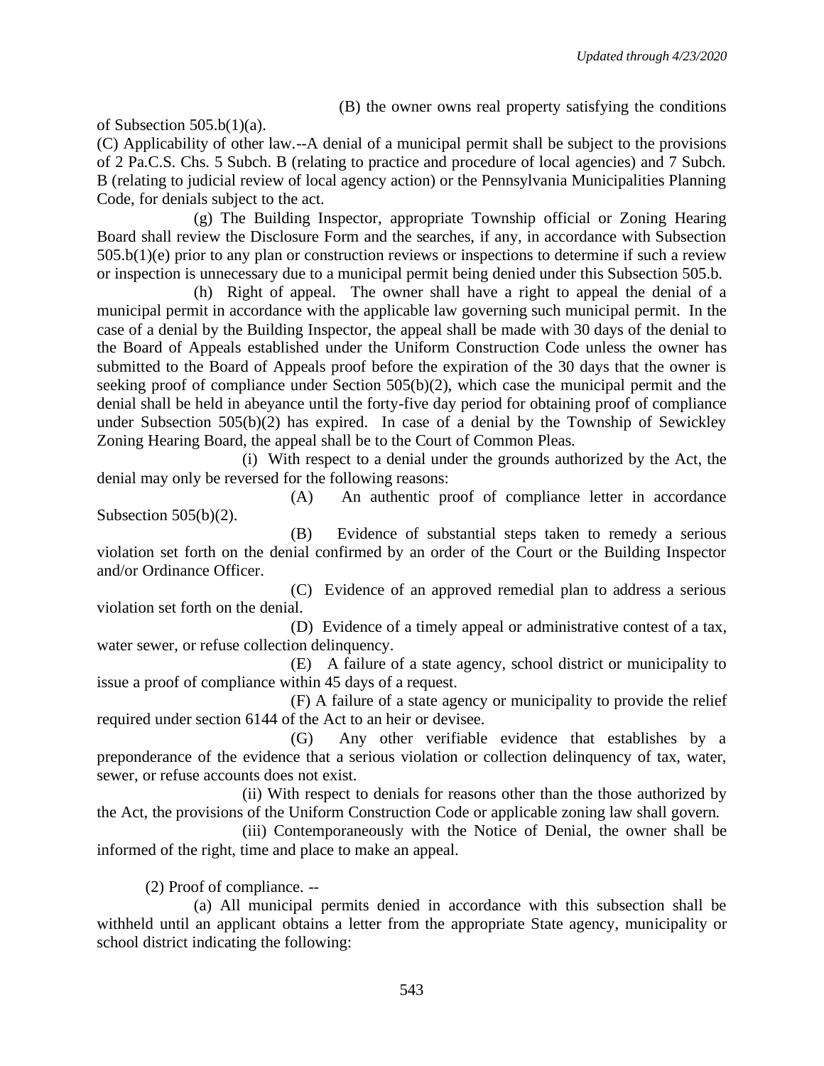(B) the owner owns real property satisfying the conditions of Subsection 505.b(1)(a).

(C) Applicability of other law.--A denial of a municipal permit shall be subject to the provisions of 2 Pa.C.S. Chs. 5 Subch. B (relating to practice and procedure of local agencies) and 7 Subch. B (relating to judicial review of local agency action) or the Pennsylvania Municipalities Planning Code, for denials subject to the act.

(g) The Building Inspector, appropriate Township official or Zoning Hearing Board shall review the Disclosure Form and the searches, if any, in accordance with Subsection 505.b(1)(e) prior to any plan or construction reviews or inspections to determine if such a review or inspection is unnecessary due to a municipal permit being denied under this Subsection 505.b.

(h) Right of appeal. The owner shall have a right to appeal the denial of a municipal permit in accordance with the applicable law governing such municipal permit. In the case of a denial by the Building Inspector, the appeal shall be made with 30 days of the denial to the Board of Appeals established under the Uniform Construction Code unless the owner has submitted to the Board of Appeals proof before the expiration of the 30 days that the owner is seeking proof of compliance under Section 505(b)(2), which case the municipal permit and the denial shall be held in abeyance until the forty-five day period for obtaining proof of compliance under Subsection 505(b)(2) has expired. In case of a denial by the Township of Sewickley Zoning Hearing Board, the appeal shall be to the Court of Common Pleas.

(i) With respect to a denial under the grounds authorized by the Act, the denial may only be reversed for the following reasons:

(A) An authentic proof of compliance letter in accordance Subsection 505(b)(2).

(B) Evidence of substantial steps taken to remedy a serious violation set forth on the denial confirmed by an order of the Court or the Building Inspector and/or Ordinance Officer.

(C) Evidence of an approved remedial plan to address a serious violation set forth on the denial.

(D) Evidence of a timely appeal or administrative contest of a tax, water sewer, or refuse collection delinquency.

(E) A failure of a state agency, school district or municipality to issue a proof of compliance within 45 days of a request.

(F) A failure of a state agency or municipality to provide the relief required under section 6144 of the Act to an heir or devisee.

(G) Any other verifiable evidence that establishes by a preponderance of the evidence that a serious violation or collection delinquency of tax, water, sewer, or refuse accounts does not exist.

(ii) With respect to denials for reasons other than the those authorized by the Act, the provisions of the Uniform Construction Code or applicable zoning law shall govern.

(iii) Contemporaneously with the Notice of Denial, the owner shall be informed of the right, time and place to make an appeal.

(2) Proof of compliance. --

(a) All municipal permits denied in accordance with this subsection shall be withheld until an applicant obtains a letter from the appropriate State agency, municipality or school district indicating the following: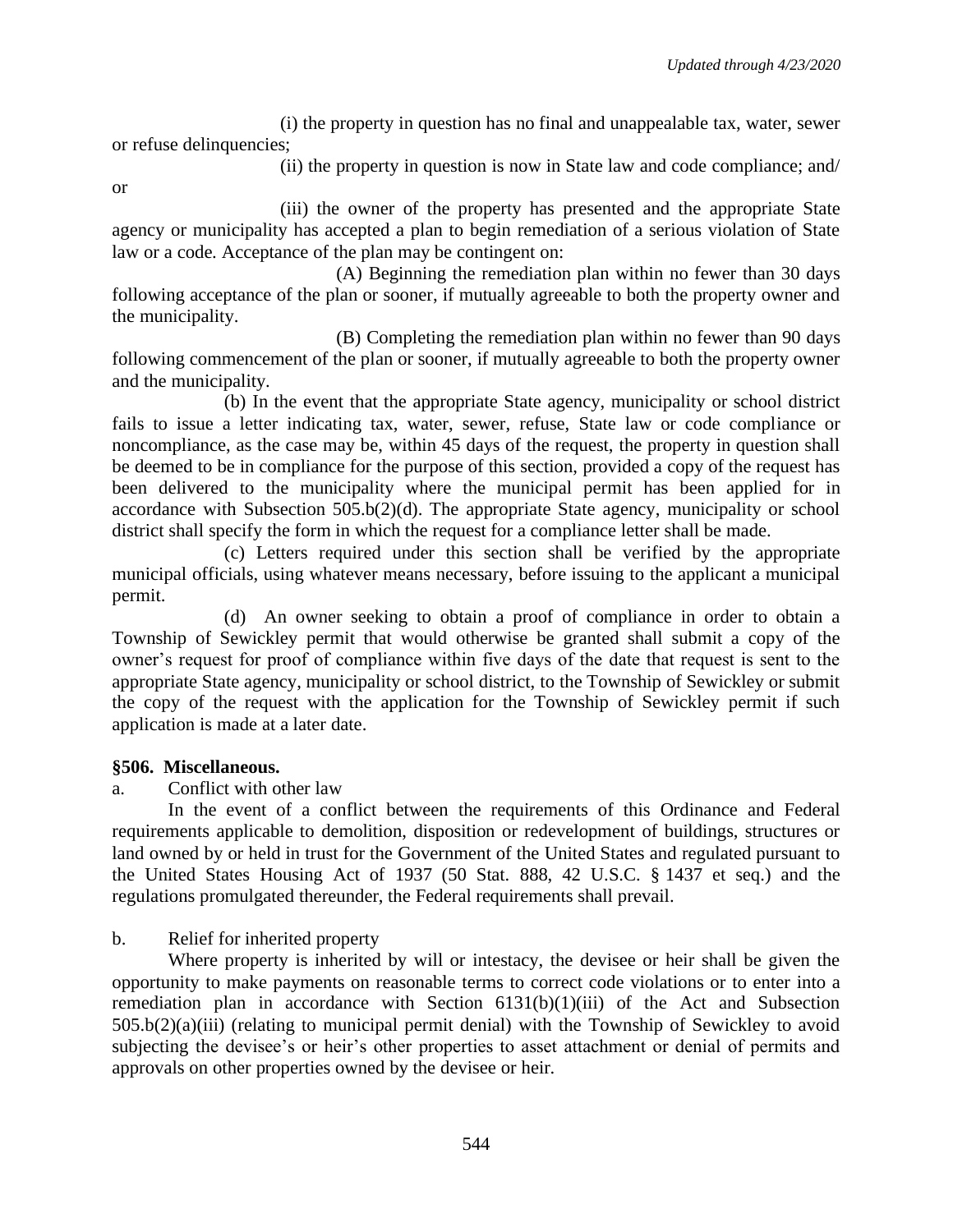(i) the property in question has no final and unappealable tax, water, sewer or refuse delinquencies;

(ii) the property in question is now in State law and code compliance; and/ or

(iii) the owner of the property has presented and the appropriate State agency or municipality has accepted a plan to begin remediation of a serious violation of State law or a code. Acceptance of the plan may be contingent on:

(A) Beginning the remediation plan within no fewer than 30 days following acceptance of the plan or sooner, if mutually agreeable to both the property owner and the municipality.

(B) Completing the remediation plan within no fewer than 90 days following commencement of the plan or sooner, if mutually agreeable to both the property owner and the municipality.

(b) In the event that the appropriate State agency, municipality or school district fails to issue a letter indicating tax, water, sewer, refuse, State law or code compliance or noncompliance, as the case may be, within 45 days of the request, the property in question shall be deemed to be in compliance for the purpose of this section, provided a copy of the request has been delivered to the municipality where the municipal permit has been applied for in accordance with Subsection 505.b(2)(d). The appropriate State agency, municipality or school district shall specify the form in which the request for a compliance letter shall be made.

(c) Letters required under this section shall be verified by the appropriate municipal officials, using whatever means necessary, before issuing to the applicant a municipal permit.

(d) An owner seeking to obtain a proof of compliance in order to obtain a Township of Sewickley permit that would otherwise be granted shall submit a copy of the owner's request for proof of compliance within five days of the date that request is sent to the appropriate State agency, municipality or school district, to the Township of Sewickley or submit the copy of the request with the application for the Township of Sewickley permit if such application is made at a later date.

**§506. Miscellaneous.**

a. Conflict with other law

In the event of a conflict between the requirements of this Ordinance and Federal requirements applicable to demolition, disposition or redevelopment of buildings, structures or land owned by or held in trust for the Government of the United States and regulated pursuant to the United States Housing Act of 1937 (50 Stat. 888, 42 U.S.C. § 1437 et seq.) and the regulations promulgated thereunder, the Federal requirements shall prevail.

b. Relief for inherited property

Where property is inherited by will or intestacy, the devisee or heir shall be given the opportunity to make payments on reasonable terms to correct code violations or to enter into a remediation plan in accordance with Section 6131(b)(1)(iii) of the Act and Subsection 505.b(2)(a)(iii) (relating to municipal permit denial) with the Township of Sewickley to avoid subjecting the devisee's or heir's other properties to asset attachment or denial of permits and approvals on other properties owned by the devisee or heir.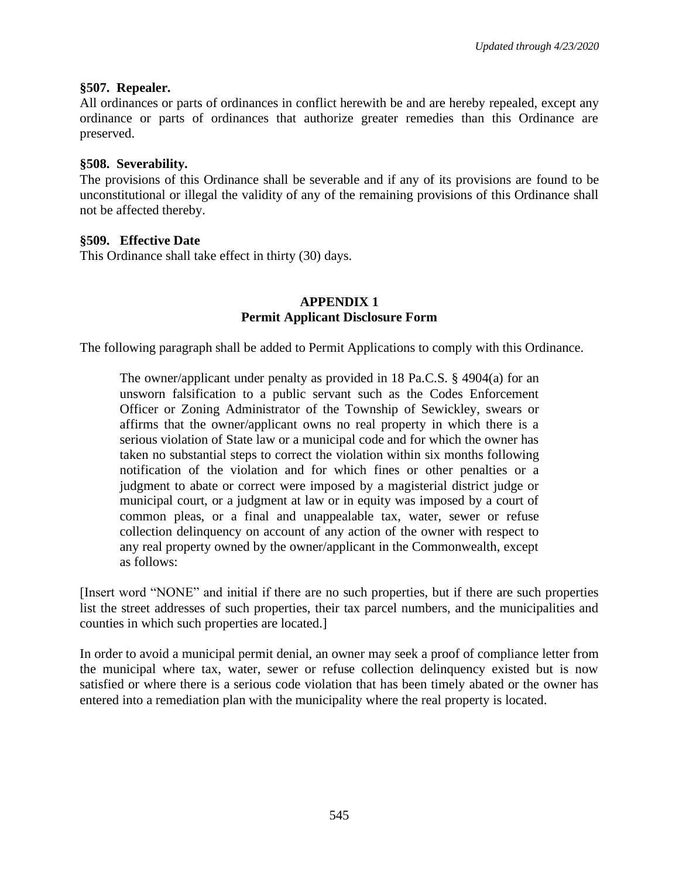### §507. Repealer.

All ordinances or parts of ordinances in conflict herewith be and are hereby repealed, except any ordinance or parts of ordinances that authorize greater remedies than this Ordinance are preserved.

### §508. Severability.

The provisions of this Ordinance shall be severable and if any of its provisions are found to be unconstitutional or illegal the validity of any of the remaining provisions of this Ordinance shall not be affected thereby.

### §509. Effective Date

This Ordinance shall take effect in thirty (30) days.

## APPENDIX 1
## Permit Applicant Disclosure Form

The following paragraph shall be added to Permit Applications to comply with this Ordinance.

> The owner/applicant under penalty as provided in 18 Pa.C.S. § 4904(a) for an unsworn falsification to a public servant such as the Codes Enforcement Officer or Zoning Administrator of the Township of Sewickley, swears or affirms that the owner/applicant owns no real property in which there is a serious violation of State law or a municipal code and for which the owner has taken no substantial steps to correct the violation within six months following notification of the violation and for which fines or other penalties or a judgment to abate or correct were imposed by a magisterial district judge or municipal court, or a judgment at law or in equity was imposed by a court of common pleas, or a final and unappealable tax, water, sewer or refuse collection delinquency on account of any action of the owner with respect to any real property owned by the owner/applicant in the Commonwealth, except as follows:

[Insert word "NONE" and initial if there are no such properties, but if there are such properties list the street addresses of such properties, their tax parcel numbers, and the municipalities and counties in which such properties are located.]

In order to avoid a municipal permit denial, an owner may seek a proof of compliance letter from the municipal where tax, water, sewer or refuse collection delinquency existed but is now satisfied or where there is a serious code violation that has been timely abated or the owner has entered into a remediation plan with the municipality where the real property is located.